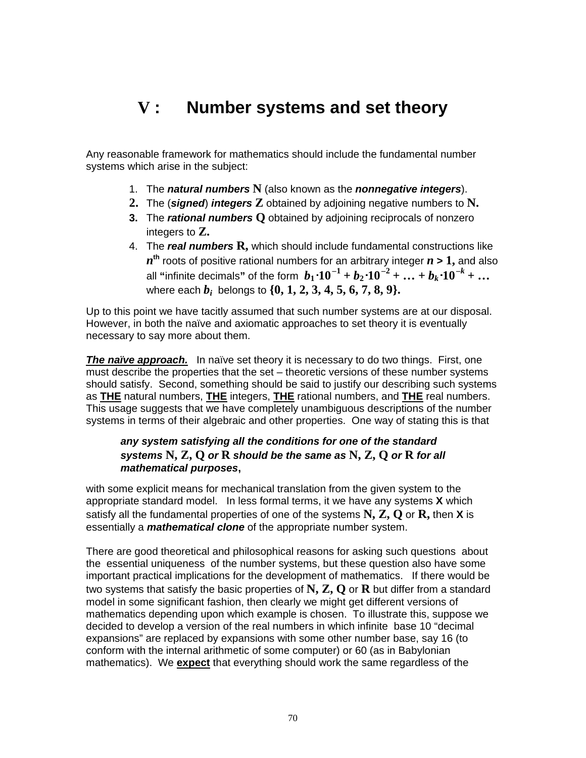# V : Number systems and set theory

Any reasonable framework for mathematics should include the fundamental number systems which arise in the subject:

1. The ***natural numbers*** **N** (also known as the ***nonnegative integers***).
2. The (***signed***) ***integers*** **Z** obtained by adjoining negative numbers to **N.**
3. The ***rational numbers*** **Q** obtained by adjoining reciprocals of nonzero integers to **Z.**
4. The ***real numbers*** **R,** which should include fundamental constructions like $n^{\text{th}}$ roots of positive rational numbers for an arbitrary integer $n > 1$, and also all "infinite decimals" of the form $b_1 \cdot 10^{-1} + b_2 \cdot 10^{-2} + \ldots + b_k \cdot 10^{-k} + \ldots$ where each $b_i$ belongs to $\{0, 1, 2, 3, 4, 5, 6, 7, 8, 9\}$.

Up to this point we have tacitly assumed that such number systems are at our disposal. However, in both the naïve and axiomatic approaches to set theory it is eventually necessary to say more about them.

***The naïve approach.*** In naïve set theory it is necessary to do two things. First, one must describe the properties that the set – theoretic versions of these number systems should satisfy. Second, something should be said to justify our describing such systems as **THE** natural numbers, **THE** integers, **THE** rational numbers, and **THE** real numbers. This usage suggests that we have completely unambiguous descriptions of the number systems in terms of their algebraic and other properties. One way of stating this is that

> ***any system satisfying all the conditions for one of the standard systems N, Z, Q or R should be the same as N, Z, Q or R for all mathematical purposes*****,**

with some explicit means for mechanical translation from the given system to the appropriate standard model. In less formal terms, it we have any systems **X** which satisfy all the fundamental properties of one of the systems **N, Z, Q** or **R,** then **X** is essentially a ***mathematical clone*** of the appropriate number system.

There are good theoretical and philosophical reasons for asking such questions about the essential uniqueness of the number systems, but these question also have some important practical implications for the development of mathematics. If there would be two systems that satisfy the basic properties of **N, Z, Q** or **R** but differ from a standard model in some significant fashion, then clearly we might get different versions of mathematics depending upon which example is chosen. To illustrate this, suppose we decided to develop a version of the real numbers in which infinite base 10 "decimal expansions" are replaced by expansions with some other number base, say 16 (to conform with the internal arithmetic of some computer) or 60 (as in Babylonian mathematics). We **expect** that everything should work the same regardless of the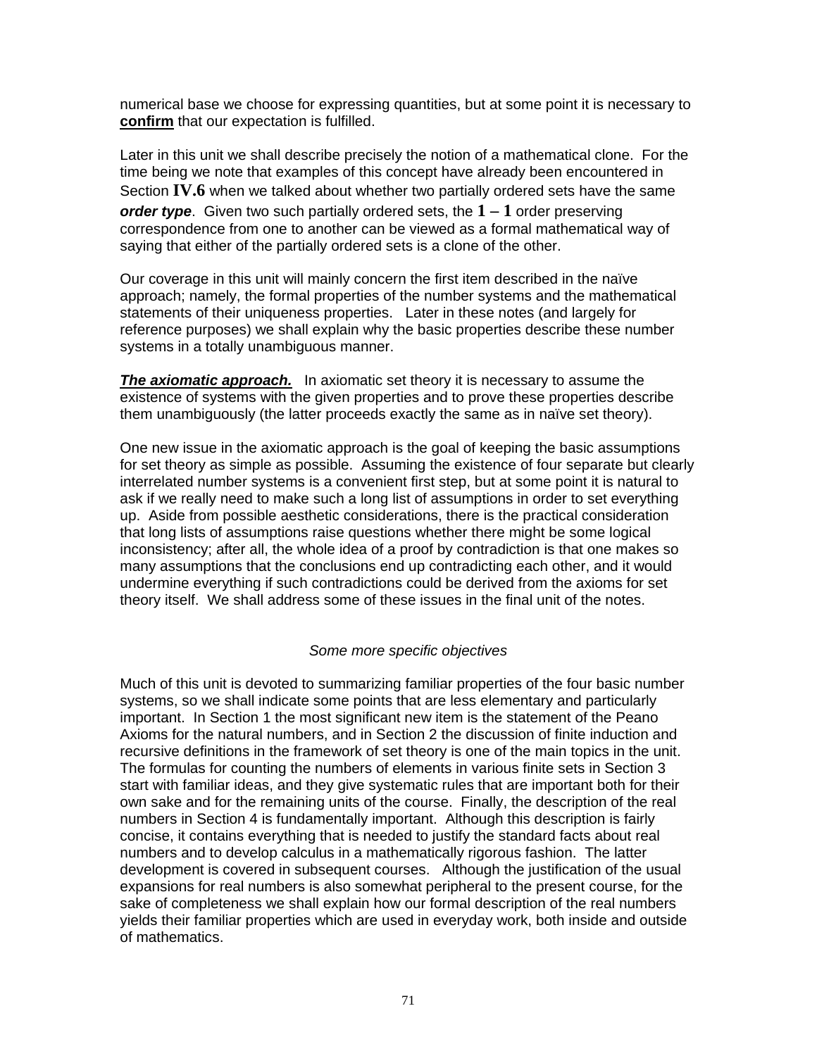numerical base we choose for expressing quantities, but at some point it is necessary to **confirm** that our expectation is fulfilled.

Later in this unit we shall describe precisely the notion of a mathematical clone. For the time being we note that examples of this concept have already been encountered in Section **IV.6** when we talked about whether two partially ordered sets have the same ***order type***. Given two such partially ordered sets, the $1 - 1$ order preserving correspondence from one to another can be viewed as a formal mathematical way of saying that either of the partially ordered sets is a clone of the other.

Our coverage in this unit will mainly concern the first item described in the naïve approach; namely, the formal properties of the number systems and the mathematical statements of their uniqueness properties. Later in these notes (and largely for reference purposes) we shall explain why the basic properties describe these number systems in a totally unambiguous manner.

***The axiomatic approach.*** In axiomatic set theory it is necessary to assume the existence of systems with the given properties and to prove these properties describe them unambiguously (the latter proceeds exactly the same as in naïve set theory).

One new issue in the axiomatic approach is the goal of keeping the basic assumptions for set theory as simple as possible. Assuming the existence of four separate but clearly interrelated number systems is a convenient first step, but at some point it is natural to ask if we really need to make such a long list of assumptions in order to set everything up. Aside from possible aesthetic considerations, there is the practical consideration that long lists of assumptions raise questions whether there might be some logical inconsistency; after all, the whole idea of a proof by contradiction is that one makes so many assumptions that the conclusions end up contradicting each other, and it would undermine everything if such contradictions could be derived from the axioms for set theory itself. We shall address some of these issues in the final unit of the notes.

*Some more specific objectives*

Much of this unit is devoted to summarizing familiar properties of the four basic number systems, so we shall indicate some points that are less elementary and particularly important. In Section 1 the most significant new item is the statement of the Peano Axioms for the natural numbers, and in Section 2 the discussion of finite induction and recursive definitions in the framework of set theory is one of the main topics in the unit. The formulas for counting the numbers of elements in various finite sets in Section 3 start with familiar ideas, and they give systematic rules that are important both for their own sake and for the remaining units of the course. Finally, the description of the real numbers in Section 4 is fundamentally important. Although this description is fairly concise, it contains everything that is needed to justify the standard facts about real numbers and to develop calculus in a mathematically rigorous fashion. The latter development is covered in subsequent courses. Although the justification of the usual expansions for real numbers is also somewhat peripheral to the present course, for the sake of completeness we shall explain how our formal description of the real numbers yields their familiar properties which are used in everyday work, both inside and outside of mathematics.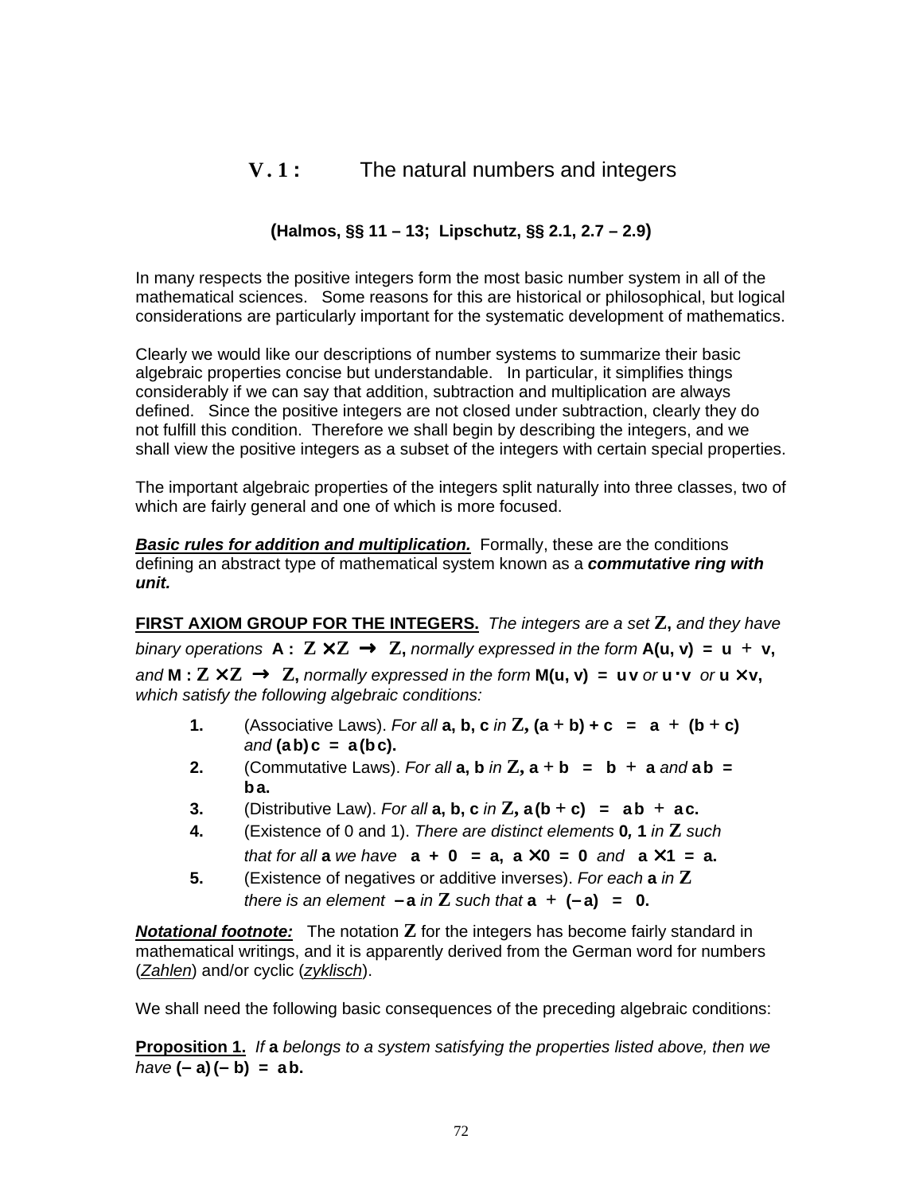# V.1: The natural numbers and integers

**(Halmos, §§ 11 – 13; Lipschutz, §§ 2.1, 2.7 – 2.9)**

In many respects the positive integers form the most basic number system in all of the mathematical sciences. Some reasons for this are historical or philosophical, but logical considerations are particularly important for the systematic development of mathematics.

Clearly we would like our descriptions of number systems to summarize their basic algebraic properties concise but understandable. In particular, it simplifies things considerably if we can say that addition, subtraction and multiplication are always defined. Since the positive integers are not closed under subtraction, clearly they do not fulfill this condition. Therefore we shall begin by describing the integers, and we shall view the positive integers as a subset of the integers with certain special properties.

The important algebraic properties of the integers split naturally into three classes, two of which are fairly general and one of which is more focused.

***Basic rules for addition and multiplication.*** Formally, these are the conditions defining an abstract type of mathematical system known as a ***commutative ring with unit.***

**FIRST AXIOM GROUP FOR THE INTEGERS.** *The integers are a set* $\mathbb{Z}$, *and they have binary operations* $\mathbf{A} : \mathbb{Z} \times \mathbb{Z} \to \mathbb{Z}$, *normally expressed in the form* $\mathbf{A}(u, v) = u + v$, *and* $\mathbf{M} : \mathbb{Z} \times \mathbb{Z} \to \mathbb{Z}$, *normally expressed in the form* $\mathbf{M}(u, v) = uv$ *or* $u \cdot v$ *or* $u \times v$, *which satisfy the following algebraic conditions:*

1. (Associative Laws). *For all* $a, b, c$ *in* $\mathbb{Z}$, $(a + b) + c = a + (b + c)$ *and* $(ab)c = a(bc)$.
2. (Commutative Laws). *For all* $a, b$ *in* $\mathbb{Z}$, $a + b = b + a$ *and* $ab = ba$.
3. (Distributive Law). *For all* $a, b, c$ *in* $\mathbb{Z}$, $a(b + c) = ab + ac$.
4. (Existence of 0 and 1). *There are distinct elements* $0, 1$ *in* $\mathbb{Z}$ *such that for all* $a$ *we have* $a + 0 = a$, $a \times 0 = 0$ *and* $a \times 1 = a$.
5. (Existence of negatives or additive inverses). *For each* $a$ *in* $\mathbb{Z}$ *there is an element* $-a$ *in* $\mathbb{Z}$ *such that* $a + (-a) = 0$.

***Notational footnote:*** The notation $\mathbb{Z}$ for the integers has become fairly standard in mathematical writings, and it is apparently derived from the German word for numbers (*Zahlen*) and/or cyclic (*zyklisch*).

We shall need the following basic consequences of the preceding algebraic conditions:

**Proposition 1.** *If* $a$ *belongs to a system satisfying the properties listed above, then we have* $(-a)(-b) = ab$.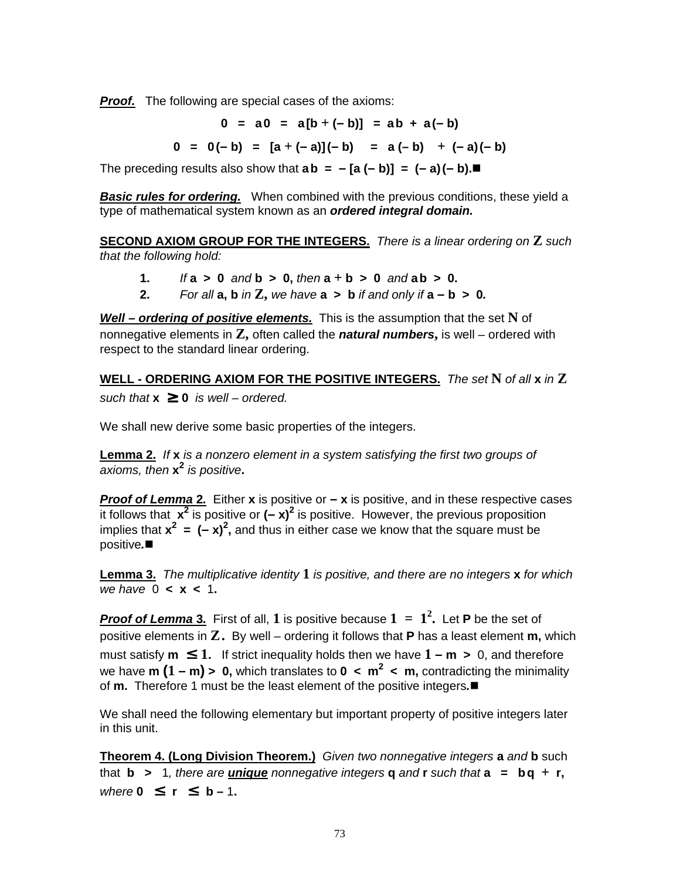***Proof.*** The following are special cases of the axioms:

$$0 \;=\; a0 \;=\; a[b + (-b)] \;=\; ab \;+\; a(-b)$$

$$0 \;=\; 0(-b) \;=\; [a + (-a)](-b) \;=\; a(-b) \;+\; (-a)(-b)$$

The preceding results also show that $ab = -[a(-b)] = (-a)(-b)$.■

***Basic rules for ordering.*** When combined with the previous conditions, these yield a type of mathematical system known as an ***ordered integral domain.***

**SECOND AXIOM GROUP FOR THE INTEGERS.** *There is a linear ordering on* $\mathbf{Z}$ *such that the following hold:*

1. *If* $a > 0$ *and* $b > 0$, *then* $a + b > 0$ *and* $ab > 0$.
2. *For all* $a, b$ *in* $\mathbf{Z}$, *we have* $a > b$ *if and only if* $a - b > 0$.

***Well – ordering of positive elements.*** This is the assumption that the set $\mathbf{N}$ of nonnegative elements in $\mathbf{Z}$, often called the ***natural numbers,*** is well – ordered with respect to the standard linear ordering.

**WELL - ORDERING AXIOM FOR THE POSITIVE INTEGERS.** *The set* $\mathbf{N}$ *of all* $x$ *in* $\mathbf{Z}$ *such that* $x \geq 0$ *is well – ordered.*

We shall new derive some basic properties of the integers.

**Lemma 2.** *If* $x$ *is a nonzero element in a system satisfying the first two groups of axioms, then* $x^2$ *is positive*.

***Proof of Lemma 2.*** Either $x$ is positive or $-x$ is positive, and in these respective cases it follows that $x^2$ is positive or $(-x)^2$ is positive. However, the previous proposition implies that $x^2 = (-x)^2$, and thus in either case we know that the square must be positive.■

**Lemma 3.** *The multiplicative identity* $1$ *is positive, and there are no integers* $x$ *for which we have* $0 < x < 1$.

***Proof of Lemma 3.*** First of all, $1$ is positive because $1 = 1^2$. Let $\mathbf{P}$ be the set of positive elements in $\mathbf{Z}$. By well – ordering it follows that $\mathbf{P}$ has a least element $m$, which must satisfy $m \leq 1$. If strict inequality holds then we have $1 - m > 0$, and therefore we have $m(1 - m) > 0$, which translates to $0 < m^2 < m$, contradicting the minimality of $m$. Therefore 1 must be the least element of the positive integers.■

We shall need the following elementary but important property of positive integers later in this unit.

**Theorem 4. (Long Division Theorem.)** *Given two nonnegative integers* $a$ *and* $b$ such that $b > 1$, *there are* ***unique*** *nonnegative integers* $q$ *and* $r$ *such that* $a = bq + r$, *where* $0 \leq r \leq b - 1$.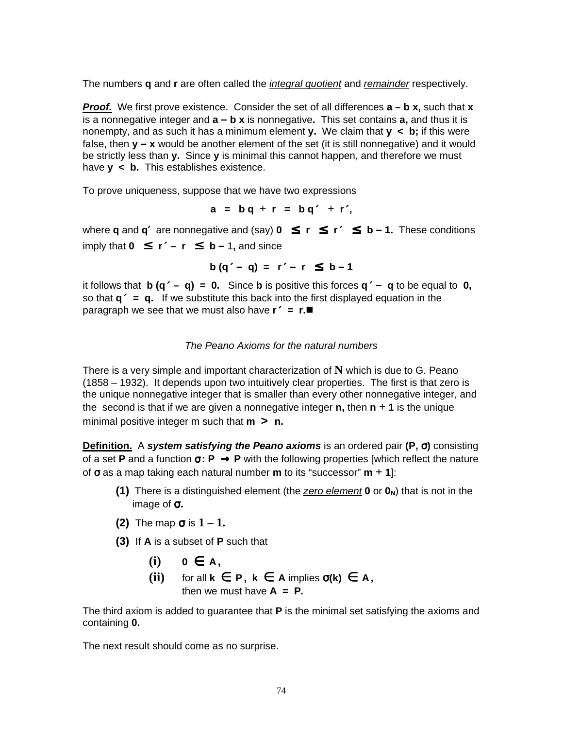The numbers **q** and **r** are often called the *integral quotient* and *remainder* respectively.

***Proof.*** We first prove existence. Consider the set of all differences $a - bx$, such that $x$ is a nonnegative integer and $a - bx$ is nonnegative**.** This set contains **a,** and thus it is nonempty, and as such it has a minimum element **y.** We claim that $y < b$; if this were false, then $y - x$ would be another element of the set (it is still nonnegative) and it would be strictly less than **y.** Since **y** is minimal this cannot happen, and therefore we must have $y < b$. This establishes existence.

To prove uniqueness, suppose that we have two expressions

$$a = bq + r = bq' + r',$$

where **q** and **q′** are nonnegative and (say) $0 \leq r \leq r' \leq b - 1$. These conditions imply that $0 \leq r' - r \leq b - 1$, and since

$$b(q' - q) = r' - r \leq b - 1$$

it follows that $b(q' - q) = 0$. Since **b** is positive this forces $q' - q$ to be equal to **0,** so that $q' = q$. If we substitute this back into the first displayed equation in the paragraph we see that we must also have $r' = r$.■

*The Peano Axioms for the natural numbers*

There is a very simple and important characterization of $\mathbf{N}$ which is due to G. Peano (1858 – 1932). It depends upon two intuitively clear properties. The first is that zero is the unique nonnegative integer that is smaller than every other nonnegative integer, and the second is that if we are given a nonnegative integer **n,** then $n + 1$ is the unique minimal positive integer m such that $m > n$.

**Definition.** A ***system satisfying the Peano axioms*** is an ordered pair $(P, \sigma)$ consisting of a set **P** and a function $\sigma: P \rightarrow P$ with the following properties [which reflect the nature of $\sigma$ as a map taking each natural number **m** to its "successor" $m + 1$]:

- **(1)** There is a distinguished element (the *zero element* **0** or $0_N$) that is not in the image of $\sigma$**.**
- **(2)** The map $\sigma$ is $1 - 1$**.**
- **(3)** If **A** is a subset of **P** such that
  - **(i)** $0 \in A$,
  - **(ii)** for all $k \in P$, $k \in A$ implies $\sigma(k) \in A$,

  then we must have $A = P$.

The third axiom is added to guarantee that **P** is the minimal set satisfying the axioms and containing **0.**

The next result should come as no surprise.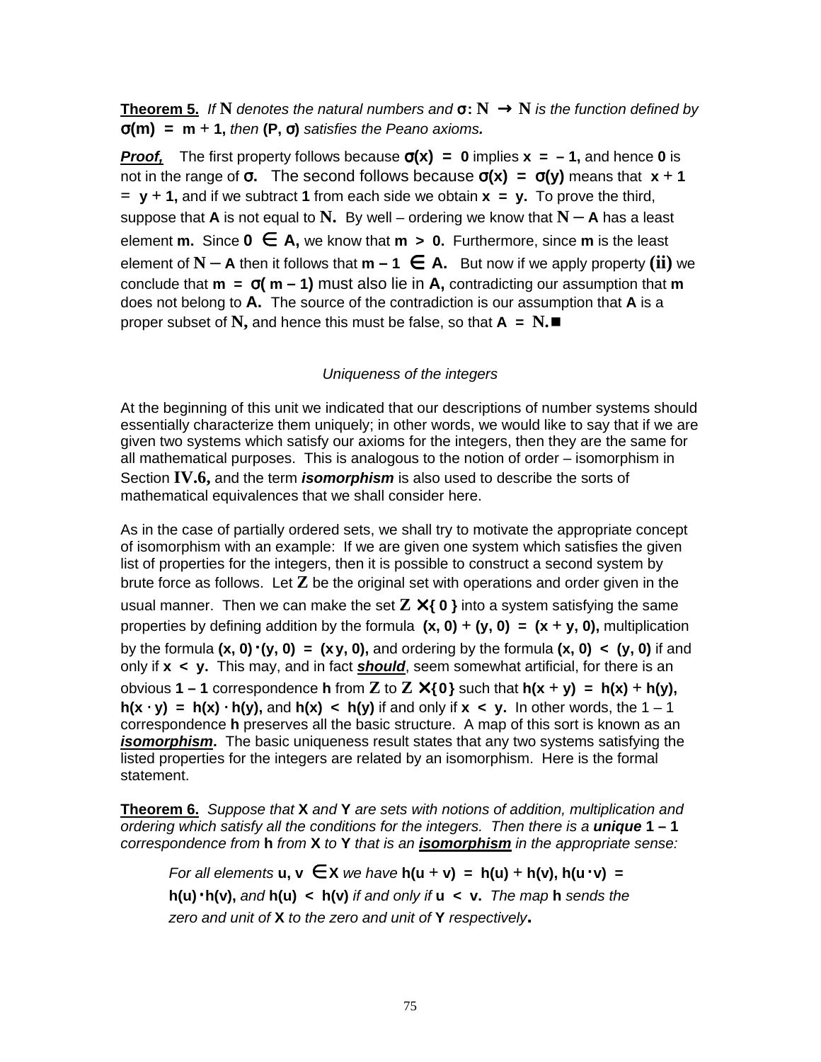**Theorem 5.** *If* $\mathbb{N}$ *denotes the natural numbers and* $\sigma : \mathbb{N} \rightarrow \mathbb{N}$ *is the function defined by* $\sigma(m) = m + 1$, *then* $(\mathbf{P}, \sigma)$ *satisfies the Peano axioms.*

***Proof,*** The first property follows because $\sigma(x) = 0$ implies $x = -1$, and hence $0$ is not in the range of $\sigma$. The second follows because $\sigma(x) = \sigma(y)$ means that $x + 1 = y + 1$, and if we subtract $1$ from each side we obtain $x = y$. To prove the third, suppose that $A$ is not equal to $\mathbb{N}$. By well – ordering we know that $\mathbb{N} - A$ has a least element $m$. Since $0 \in A$, we know that $m > 0$. Furthermore, since $m$ is the least element of $\mathbb{N} - A$ then it follows that $m - 1 \in A$. But now if we apply property **(ii)** we conclude that $m = \sigma(m - 1)$ must also lie in $A$, contradicting our assumption that $m$ does not belong to $A$. The source of the contradiction is our assumption that $A$ is a proper subset of $\mathbb{N}$, and hence this must be false, so that $A = \mathbb{N}$. ∎

*Uniqueness of the integers*

At the beginning of this unit we indicated that our descriptions of number systems should essentially characterize them uniquely; in other words, we would like to say that if we are given two systems which satisfy our axioms for the integers, then they are the same for all mathematical purposes. This is analogous to the notion of order – isomorphism in Section **IV.6,** and the term ***isomorphism*** is also used to describe the sorts of mathematical equivalences that we shall consider here.

As in the case of partially ordered sets, we shall try to motivate the appropriate concept of isomorphism with an example: If we are given one system which satisfies the given list of properties for the integers, then it is possible to construct a second system by brute force as follows. Let $\mathbb{Z}$ be the original set with operations and order given in the usual manner. Then we can make the set $\mathbb{Z} \times \{0\}$ into a system satisfying the same properties by defining addition by the formula $(x, 0) + (y, 0) = (x + y, 0)$, multiplication by the formula $(x, 0) \cdot (y, 0) = (xy, 0)$, and ordering by the formula $(x, 0) < (y, 0)$ if and only if $x < y$. This may, and in fact ***should***, seem somewhat artificial, for there is an obvious $1 - 1$ correspondence $h$ from $\mathbb{Z}$ to $\mathbb{Z} \times \{0\}$ such that $h(x + y) = h(x) + h(y)$, $h(x \cdot y) = h(x) \cdot h(y)$, and $h(x) < h(y)$ if and only if $x < y$. In other words, the $1 - 1$ correspondence $h$ preserves all the basic structure. A map of this sort is known as an ***isomorphism***. The basic uniqueness result states that any two systems satisfying the listed properties for the integers are related by an isomorphism. Here is the formal statement.

**Theorem 6.** *Suppose that* $X$ *and* $Y$ *are sets with notions of addition, multiplication and ordering which satisfy all the conditions for the integers. Then there is a* ***unique*** $1 - 1$ *correspondence from* $h$ *from* $X$ *to* $Y$ *that is an* ***isomorphism*** *in the appropriate sense:*

> *For all elements* $u, v \in X$ *we have* $h(u + v) = h(u) + h(v)$, $h(u \cdot v) = h(u) \cdot h(v)$, *and* $h(u) < h(v)$ *if and only if* $u < v$. *The map* $h$ *sends the zero and unit of* $X$ *to the zero and unit of* $Y$ *respectively.*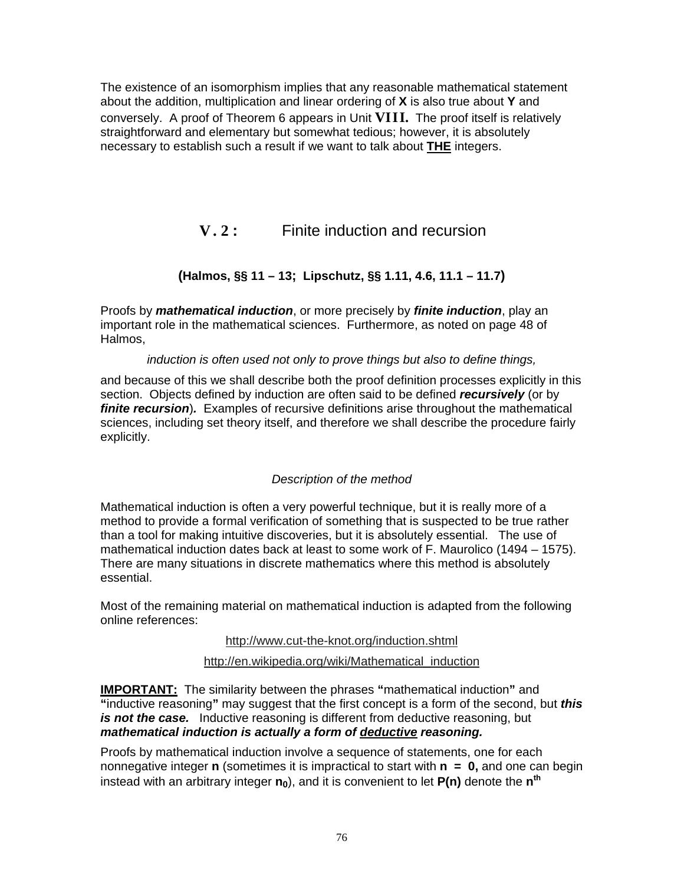The existence of an isomorphism implies that any reasonable mathematical statement about the addition, multiplication and linear ordering of **X** is also true about **Y** and conversely. A proof of Theorem 6 appears in Unit **VIII.** The proof itself is relatively straightforward and elementary but somewhat tedious; however, it is absolutely necessary to establish such a result if we want to talk about **<u>THE</u>** integers.

## V.2 : Finite induction and recursion

**(Halmos, §§ 11 – 13; Lipschutz, §§ 1.11, 4.6, 11.1 – 11.7)**

Proofs by ***mathematical induction***, or more precisely by ***finite induction***, play an important role in the mathematical sciences. Furthermore, as noted on page 48 of Halmos,

> *induction is often used not only to prove things but also to define things,*

and because of this we shall describe both the proof definition processes explicitly in this section. Objects defined by induction are often said to be defined ***recursively*** (or by ***finite recursion***)***.*** Examples of recursive definitions arise throughout the mathematical sciences, including set theory itself, and therefore we shall describe the procedure fairly explicitly.

*Description of the method*

Mathematical induction is often a very powerful technique, but it is really more of a method to provide a formal verification of something that is suspected to be true rather than a tool for making intuitive discoveries, but it is absolutely essential. The use of mathematical induction dates back at least to some work of F. Maurolico (1494 – 1575). There are many situations in discrete mathematics where this method is absolutely essential.

Most of the remaining material on mathematical induction is adapted from the following online references:

http://www.cut-the-knot.org/induction.shtml

http://en.wikipedia.org/wiki/Mathematical_induction

**<u>IMPORTANT:</u>** The similarity between the phrases **"**mathematical induction**"** and **"**inductive reasoning**"** may suggest that the first concept is a form of the second, but ***this is not the case.*** Inductive reasoning is different from deductive reasoning, but ***mathematical induction is actually a form of <u>deductive</u> reasoning.***

Proofs by mathematical induction involve a sequence of statements, one for each nonnegative integer $\mathbf{n}$ (sometimes it is impractical to start with $\mathbf{n = 0,}$ and one can begin instead with an arbitrary integer $\mathbf{n_0}$), and it is convenient to let $\mathbf{P(n)}$ denote the $\mathbf{n^{th}}$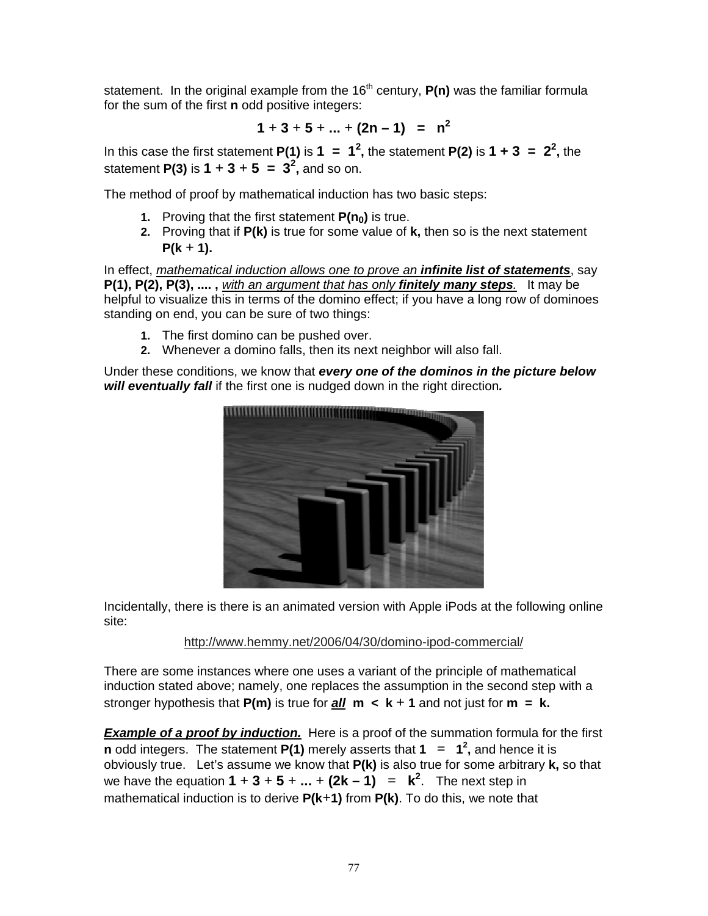statement. In the original example from the 16th century, **P(n)** was the familiar formula for the sum of the first **n** odd positive integers:

$$1 + 3 + 5 + ... + (2n - 1) = n^2$$

In this case the first statement **P(1)** is $1 = 1^2$, the statement **P(2)** is $1 + 3 = 2^2$, the statement **P(3)** is $1 + 3 + 5 = 3^2$, and so on.

The method of proof by mathematical induction has two basic steps:

1. Proving that the first statement $P(n_0)$ is true.
2. Proving that if **P(k)** is true for some value of **k,** then so is the next statement **P(k + 1).**

In effect, *mathematical induction allows one to prove an **infinite list of statements***, say **P(1), P(2), P(3), .... ,** *with an argument that has only **finitely many steps**.* It may be helpful to visualize this in terms of the domino effect; if you have a long row of dominoes standing on end, you can be sure of two things:

1. The first domino can be pushed over.
2. Whenever a domino falls, then its next neighbor will also fall.

Under these conditions, we know that ***every one of the dominos in the picture below will eventually fall*** if the first one is nudged down in the right direction***.***

Incidentally, there is there is an animated version with Apple iPods at the following online site:

http://www.hemmy.net/2006/04/30/domino-ipod-commercial/

There are some instances where one uses a variant of the principle of mathematical induction stated above; namely, one replaces the assumption in the second step with a stronger hypothesis that **P(m)** is true for ***all*** $m < k + 1$ and not just for $m = k$.

***Example of a proof by induction.*** Here is a proof of the summation formula for the first **n** odd integers. The statement **P(1)** merely asserts that $1 = 1^2$, and hence it is obviously true. Let's assume we know that **P(k)** is also true for some arbitrary **k,** so that we have the equation $1 + 3 + 5 + ... + (2k - 1) = k^2$. The next step in mathematical induction is to derive **P(k+1)** from **P(k)**. To do this, we note that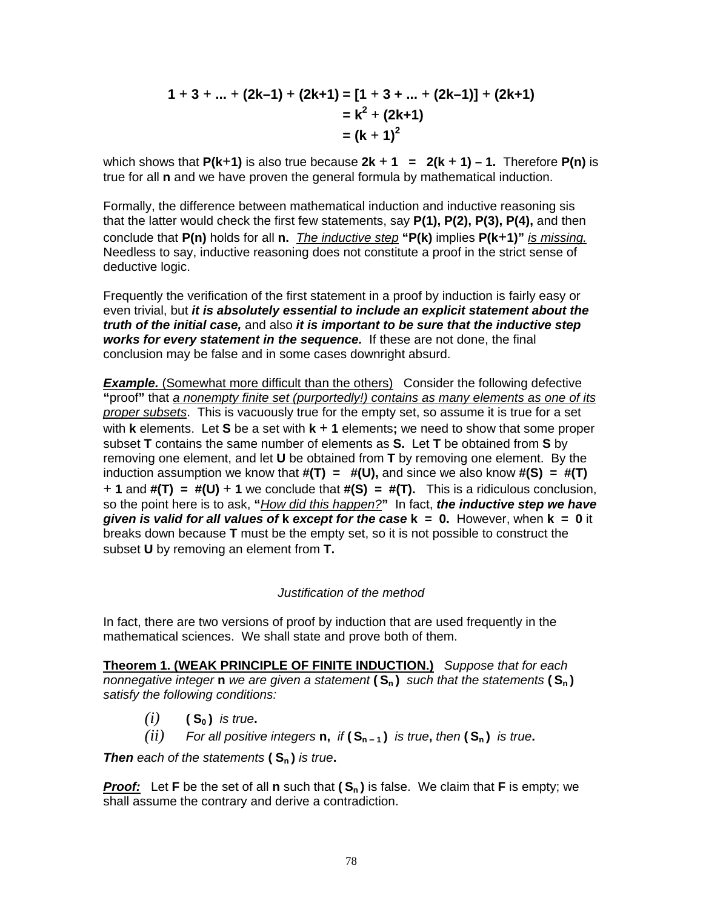$$
\begin{aligned}
1 + 3 + \ldots + (2k-1) + (2k+1) &= [1 + 3 + \ldots + (2k-1)] + (2k+1) \\
&= k^2 + (2k+1) \\
&= (k+1)^2
\end{aligned}
$$

which shows that **P(k+1)** is also true because $2k + 1 = 2(k + 1) - 1$. Therefore **P(n)** is true for all **n** and we have proven the general formula by mathematical induction.

Formally, the difference between mathematical induction and inductive reasoning sis that the latter would check the first few statements, say **P(1), P(2), P(3), P(4),** and then conclude that **P(n)** holds for all **n.** <u>The inductive step</u> **"P(k)** implies **P(k+1)"** <u>is missing.</u> Needless to say, inductive reasoning does not constitute a proof in the strict sense of deductive logic.

Frequently the verification of the first statement in a proof by induction is fairly easy or even trivial, but ***it is absolutely essential to include an explicit statement about the truth of the initial case,*** and also ***it is important to be sure that the inductive step works for every statement in the sequence.*** If these are not done, the final conclusion may be false and in some cases downright absurd.

***<u>Example.</u>*** <u>(Somewhat more difficult than the others)</u> Consider the following defective **"**proof**"** that <u>*a nonempty finite set (purportedly!) contains as many elements as one of its proper subsets*</u>. This is vacuously true for the empty set, so assume it is true for a set with **k** elements. Let **S** be a set with **k + 1** elements**;** we need to show that some proper subset **T** contains the same number of elements as **S.** Let **T** be obtained from **S** by removing one element, and let **U** be obtained from **T** by removing one element. By the induction assumption we know that **#(T) = #(U),** and since we also know **#(S) = #(T) + 1** and **#(T) = #(U) + 1** we conclude that **#(S) = #(T).** This is a ridiculous conclusion, so the point here is to ask, **"**<u>*How did this happen?*</u>**"** In fact, ***the inductive step we have given is valid for all values of* k *except for the case* k = 0.** However, when **k = 0** it breaks down because **T** must be the empty set, so it is not possible to construct the subset **U** by removing an element from **T.**

*Justification of the method*

In fact, there are two versions of proof by induction that are used frequently in the mathematical sciences. We shall state and prove both of them.

**<u>Theorem 1. (WEAK PRINCIPLE OF FINITE INDUCTION.)</u>** *Suppose that for each nonnegative integer* **n** *we are given a statement* $(S_n)$ *such that the statements* $(S_n)$ *satisfy the following conditions:*

- *(i)* $(S_0)$ *is true*.
- *(ii)* *For all positive integers* **n,** *if* $(S_{n-1})$ *is true*, *then* $(S_n)$ *is true*.

***Then*** *each of the statements* $(S_n)$ *is true*.

***<u>Proof:</u>*** Let **F** be the set of all **n** such that $(S_n)$ is false. We claim that **F** is empty; we shall assume the contrary and derive a contradiction.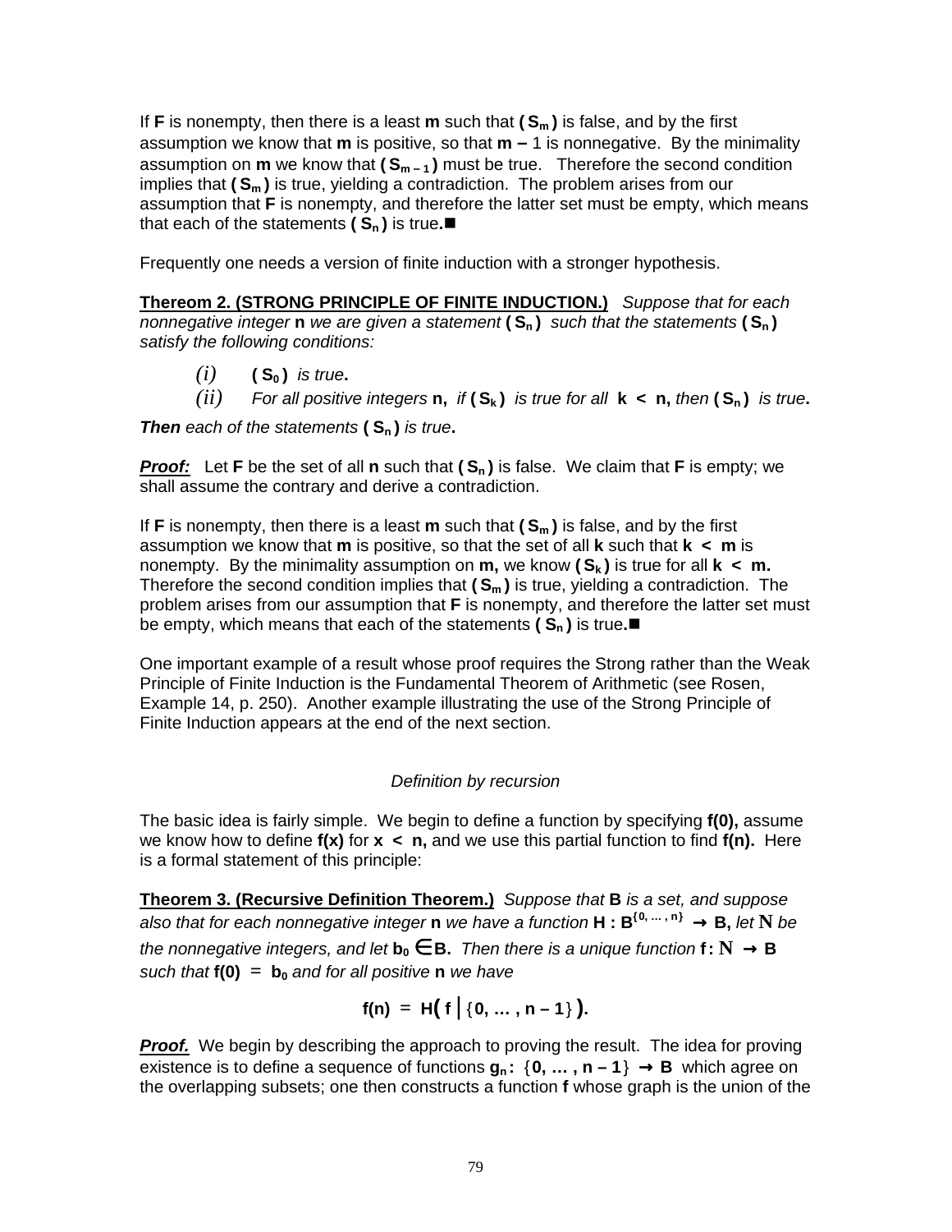If **F** is nonempty, then there is a least **m** such that $(S_m)$ is false, and by the first assumption we know that **m** is positive, so that $m - 1$ is nonnegative. By the minimality assumption on **m** we know that $(S_{m-1})$ must be true. Therefore the second condition implies that $(S_m)$ is true, yielding a contradiction. The problem arises from our assumption that **F** is nonempty, and therefore the latter set must be empty, which means that each of the statements $(S_n)$ is true.■

Frequently one needs a version of finite induction with a stronger hypothesis.

**Thereom 2. (STRONG PRINCIPLE OF FINITE INDUCTION.)** *Suppose that for each nonnegative integer* **n** *we are given a statement* $(S_n)$ *such that the statements* $(S_n)$ *satisfy the following conditions:*

- *(i)* $(S_0)$ *is true*.
- *(ii)* *For all positive integers* **n**, *if* $(S_k)$ *is true for all* $k < n$, *then* $(S_n)$ *is true*.

***Then*** *each of the statements* $(S_n)$ *is true*.

***Proof:*** Let **F** be the set of all **n** such that $(S_n)$ is false. We claim that **F** is empty; we shall assume the contrary and derive a contradiction.

If **F** is nonempty, then there is a least **m** such that $(S_m)$ is false, and by the first assumption we know that **m** is positive, so that the set of all **k** such that $k < m$ is nonempty. By the minimality assumption on **m,** we know $(S_k)$ is true for all $k < m$. Therefore the second condition implies that $(S_m)$ is true, yielding a contradiction. The problem arises from our assumption that **F** is nonempty, and therefore the latter set must be empty, which means that each of the statements $(S_n)$ is true.■

One important example of a result whose proof requires the Strong rather than the Weak Principle of Finite Induction is the Fundamental Theorem of Arithmetic (see Rosen, Example 14, p. 250). Another example illustrating the use of the Strong Principle of Finite Induction appears at the end of the next section.

*Definition by recursion*

The basic idea is fairly simple. We begin to define a function by specifying **f(0),** assume we know how to define **f(x)** for $x < n$, and we use this partial function to find **f(n).** Here is a formal statement of this principle:

**Theorem 3. (Recursive Definition Theorem.)** *Suppose that* **B** *is a set, and suppose also that for each nonnegative integer* **n** *we have a function* $H : B^{\{0, \dots, n\}} \to B$, *let* $\mathbb{N}$ *be the nonnegative integers, and let* $b_0 \in B$. *Then there is a unique function* $f : \mathbb{N} \to B$ *such that* $f(0) = b_0$ *and for all positive* **n** *we have*

$$f(n) = H\big(f \,|\, \{0, \dots, n-1\}\big).$$

***Proof.*** We begin by describing the approach to proving the result. The idea for proving existence is to define a sequence of functions $g_n : \{0, \dots, n-1\} \to B$ which agree on the overlapping subsets; one then constructs a function **f** whose graph is the union of the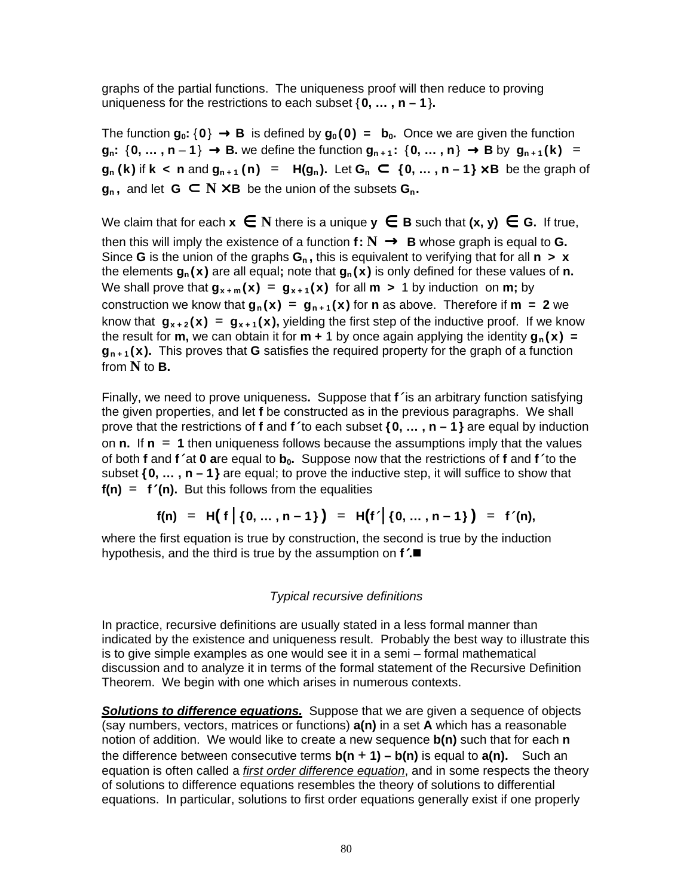graphs of the partial functions. The uniqueness proof will then reduce to proving uniqueness for the restrictions to each subset $\{0, \dots, n-1\}$.

The function $g_0: \{0\} \to B$ is defined by $g_0(0) = b_0$. Once we are given the function $g_n: \{0, \dots, n-1\} \to B$. we define the function $g_{n+1}: \{0, \dots, n\} \to B$ by $g_{n+1}(k) = g_n(k)$ if $k < n$ and $g_{n+1}(n) = H(g_n)$. Let $G_n \subset \{0, \dots, n-1\} \times B$ be the graph of $g_n$, and let $G \subset \mathbf{N} \times B$ be the union of the subsets $G_n$.

We claim that for each $x \in \mathbf{N}$ there is a unique $y \in B$ such that $(x, y) \in G$. If true, then this will imply the existence of a function $f: \mathbf{N} \to B$ whose graph is equal to **G.** Since **G** is the union of the graphs $G_n$, this is equivalent to verifying that for all $n > x$ the elements $g_n(x)$ are all equal; note that $g_n(x)$ is only defined for these values of **n.** We shall prove that $g_{x+m}(x) = g_{x+1}(x)$ for all $m > 1$ by induction on **m;** by construction we know that $g_n(x) = g_{n+1}(x)$ for **n** as above. Therefore if $m = 2$ we know that $g_{x+2}(x) = g_{x+1}(x)$, yielding the first step of the inductive proof. If we know the result for **m,** we can obtain it for $m + 1$ by once again applying the identity $g_n(x) = g_{n+1}(x)$. This proves that **G** satisfies the required property for the graph of a function from $\mathbf{N}$ to **B.**

Finally, we need to prove uniqueness**.** Suppose that $f'$ is an arbitrary function satisfying the given properties, and let **f** be constructed as in the previous paragraphs. We shall prove that the restrictions of **f** and $f'$ to each subset $\{0, \dots, n-1\}$ are equal by induction on **n.** If $n = 1$ then uniqueness follows because the assumptions imply that the values of both **f** and $f'$ at **0** are equal to $b_0$. Suppose now that the restrictions of **f** and $f'$ to the subset $\{0, \dots, n-1\}$ are equal; to prove the inductive step, it will suffice to show that $f(n) = f'(n)$. But this follows from the equalities

$$f(n) = H\big(f \,|\, \{0, \dots, n-1\}\big) = H\big(f' \,|\, \{0, \dots, n-1\}\big) = f'(n),$$

where the first equation is true by construction, the second is true by the induction hypothesis, and the third is true by the assumption on $f'$.■

*Typical recursive definitions*

In practice, recursive definitions are usually stated in a less formal manner than indicated by the existence and uniqueness result. Probably the best way to illustrate this is to give simple examples as one would see it in a semi – formal mathematical discussion and to analyze it in terms of the formal statement of the Recursive Definition Theorem. We begin with one which arises in numerous contexts.

***Solutions to difference equations.*** Suppose that we are given a sequence of objects (say numbers, vectors, matrices or functions) **a(n)** in a set **A** which has a reasonable notion of addition. We would like to create a new sequence **b(n)** such that for each **n** the difference between consecutive terms $b(n+1) - b(n)$ is equal to **a(n).** Such an equation is often called a *first order difference equation*, and in some respects the theory of solutions to difference equations resembles the theory of solutions to differential equations. In particular, solutions to first order equations generally exist if one properly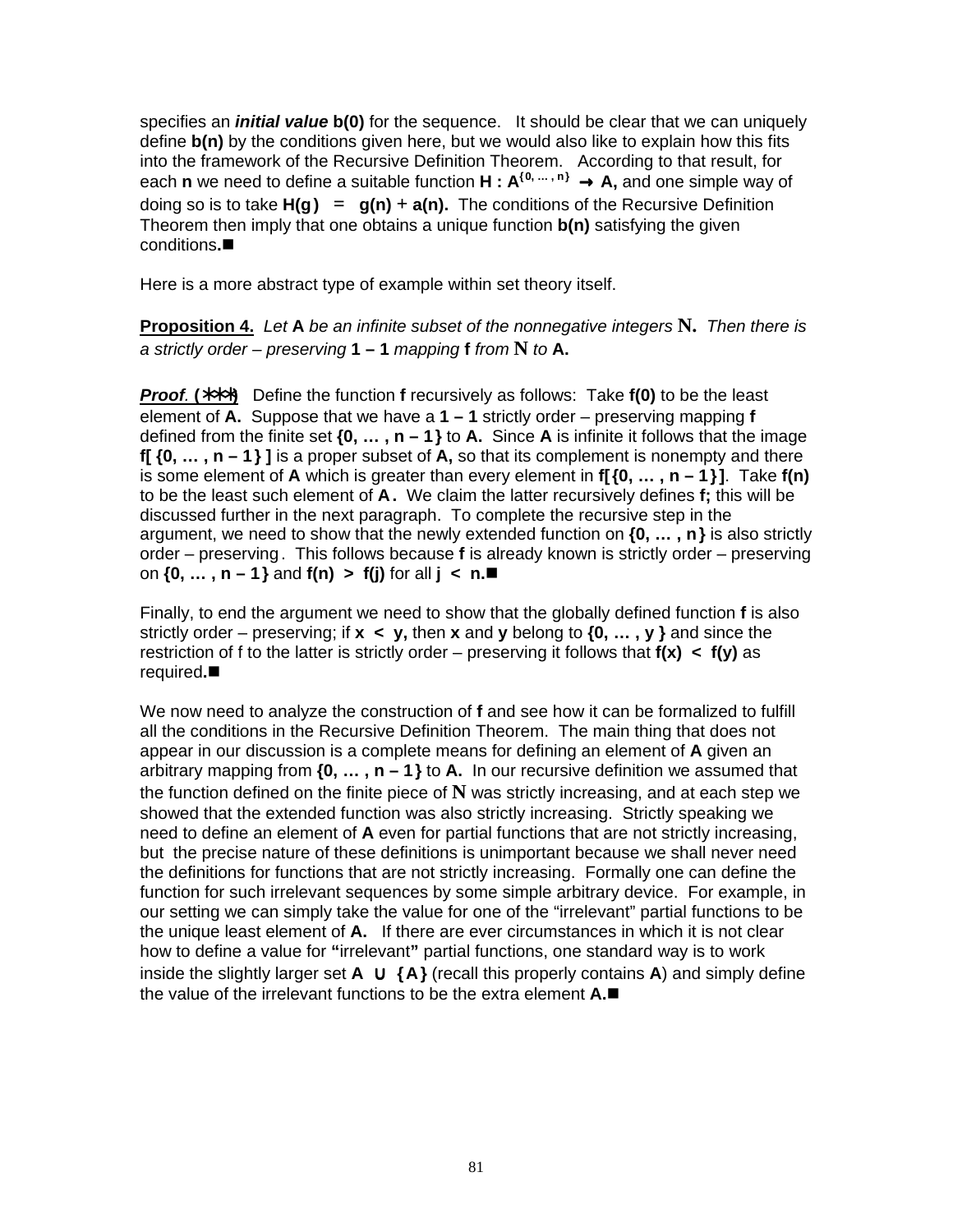specifies an ***initial value*** **b(0)** for the sequence. It should be clear that we can uniquely define **b(n)** by the conditions given here, but we would also like to explain how this fits into the framework of the Recursive Definition Theorem. According to that result, for each **n** we need to define a suitable function $\mathbf{H : A^{\{0, \dots , n\}} \to A}$, and one simple way of doing so is to take $\mathbf{H(g) = g(n) + a(n)}$. The conditions of the Recursive Definition Theorem then imply that one obtains a unique function **b(n)** satisfying the given conditions.■

Here is a more abstract type of example within set theory itself.

**Proposition 4.** *Let* **A** *be an infinite subset of the nonnegative integers* $\mathbb{N}$. *Then there is a strictly order – preserving* **1 – 1** *mapping* **f** *from* $\mathbb{N}$ *to* **A.**

***Proof.*** **(\*\*\*)** Define the function **f** recursively as follows: Take **f(0)** to be the least element of **A.** Suppose that we have a **1 – 1** strictly order – preserving mapping **f** defined from the finite set $\{0, \dots , n - 1\}$ to **A.** Since **A** is infinite it follows that the image $f[\,\{0, \dots , n - 1\}\,]$ is a proper subset of **A,** so that its complement is nonempty and there is some element of **A** which is greater than every element in $f[\{0, \dots , n - 1\}]$. Take **f(n)** to be the least such element of **A.** We claim the latter recursively defines **f;** this will be discussed further in the next paragraph. To complete the recursive step in the argument, we need to show that the newly extended function on $\{0, \dots , n\}$ is also strictly order – preserving. This follows because **f** is already known is strictly order – preserving on $\{0, \dots , n - 1\}$ and $f(n) > f(j)$ for all $j < n$.■

Finally, to end the argument we need to show that the globally defined function **f** is also strictly order – preserving; if $x < y$, then **x** and **y** belong to $\{0, \dots , y\}$ and since the restriction of f to the latter is strictly order – preserving it follows that $f(x) < f(y)$ as required.■

We now need to analyze the construction of **f** and see how it can be formalized to fulfill all the conditions in the Recursive Definition Theorem. The main thing that does not appear in our discussion is a complete means for defining an element of **A** given an arbitrary mapping from $\{0, \dots , n - 1\}$ to **A.** In our recursive definition we assumed that the function defined on the finite piece of $\mathbb{N}$ was strictly increasing, and at each step we showed that the extended function was also strictly increasing. Strictly speaking we need to define an element of **A** even for partial functions that are not strictly increasing, but the precise nature of these definitions is unimportant because we shall never need the definitions for functions that are not strictly increasing. Formally one can define the function for such irrelevant sequences by some simple arbitrary device. For example, in our setting we can simply take the value for one of the "irrelevant" partial functions to be the unique least element of **A.** If there are ever circumstances in which it is not clear how to define a value for "irrelevant" partial functions, one standard way is to work inside the slightly larger set $A \cup \{A\}$ (recall this properly contains **A**) and simply define the value of the irrelevant functions to be the extra element **A.**■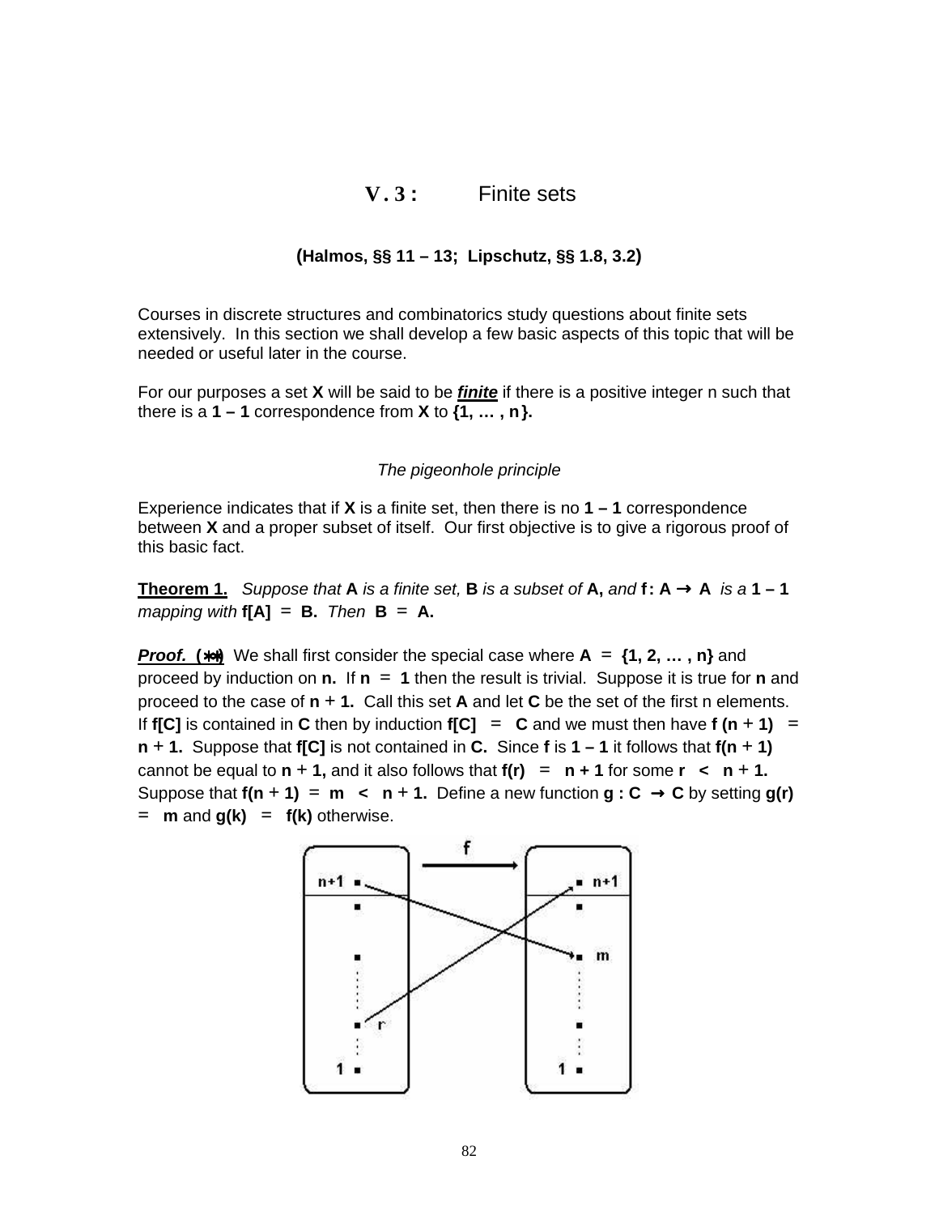# V . 3 : Finite sets

**(Halmos, §§ 11 – 13; Lipschutz, §§ 1.8, 3.2)**

Courses in discrete structures and combinatorics study questions about finite sets extensively. In this section we shall develop a few basic aspects of this topic that will be needed or useful later in the course.

For our purposes a set **X** will be said to be ***finite*** if there is a positive integer n such that there is a **1 – 1** correspondence from **X** to **{1, … , n}.**

*The pigeonhole principle*

Experience indicates that if **X** is a finite set, then there is no **1 – 1** correspondence between **X** and a proper subset of itself. Our first objective is to give a rigorous proof of this basic fact.

**Theorem 1.** *Suppose that* **A** *is a finite set,* **B** *is a subset of* **A,** *and* **f : A → A** *is a* **1 – 1** *mapping with* **f[A] = B.** *Then* **B = A.**

***Proof.* (∗∗)** We shall first consider the special case where **A = {1, 2, … , n}** and proceed by induction on **n.** If **n = 1** then the result is trivial. Suppose it is true for **n** and proceed to the case of **n + 1.** Call this set **A** and let **C** be the set of the first n elements. If **f[C]** is contained in **C** then by induction **f[C] = C** and we must then have **f (n + 1) = n + 1.** Suppose that **f[C]** is not contained in **C.** Since **f** is **1 – 1** it follows that **f(n + 1)** cannot be equal to **n + 1,** and it also follows that **f(r) = n + 1** for some **r < n + 1.** Suppose that **f(n + 1) = m < n + 1.** Define a new function **g : C → C** by setting **g(r) = m** and **g(k) = f(k)** otherwise.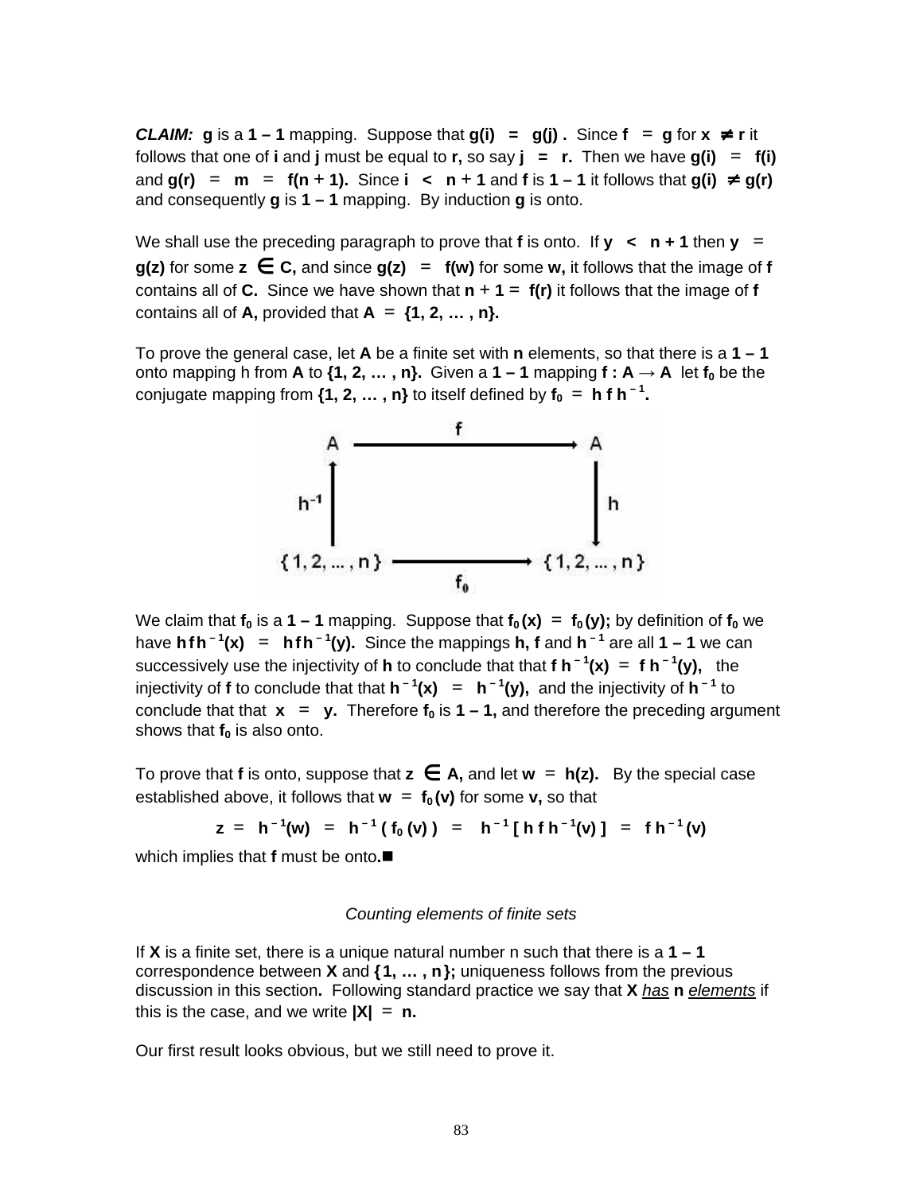***CLAIM:*** $\mathbf{g}$ is a **1 – 1** mapping. Suppose that $\mathbf{g(i) = g(j)}$. Since $\mathbf{f = g}$ for $\mathbf{x \neq r}$ it follows that one of **i** and **j** must be equal to **r,** so say $\mathbf{j = r}$. Then we have $\mathbf{g(i) = f(i)}$ and $\mathbf{g(r) = m = f(n+1)}$. Since $\mathbf{i < n + 1}$ and **f** is **1 – 1** it follows that $\mathbf{g(i) \neq g(r)}$ and consequently **g** is **1 – 1** mapping. By induction **g** is onto.

We shall use the preceding paragraph to prove that **f** is onto. If $\mathbf{y < n + 1}$ then $\mathbf{y = g(z)}$ for some $\mathbf{z \in C}$, and since $\mathbf{g(z) = f(w)}$ for some **w,** it follows that the image of **f** contains all of **C.** Since we have shown that $\mathbf{n + 1 = f(r)}$ it follows that the image of **f** contains all of **A,** provided that $\mathbf{A = \{1, 2, \dots , n\}}$.

To prove the general case, let **A** be a finite set with **n** elements, so that there is a **1 – 1** onto mapping h from **A** to $\mathbf{\{1, 2, \dots , n\}}$. Given a **1 – 1** mapping $\mathbf{f : A \to A}$ let $\mathbf{f_0}$ be the conjugate mapping from $\mathbf{\{1, 2, \dots , n\}}$ to itself defined by $\mathbf{f_0 = h\, f\, h^{-1}}$.

$$
\begin{array}{ccc}
A & \xrightarrow{\quad f \quad} & A \\
h^{-1}\uparrow & & \downarrow h \\
\{1, 2, \dots , n\} & \xrightarrow{\quad f_0 \quad} & \{1, 2, \dots , n\}
\end{array}
$$

We claim that $\mathbf{f_0}$ is a **1 – 1** mapping. Suppose that $\mathbf{f_0(x) = f_0(y)}$; by definition of $\mathbf{f_0}$ we have $\mathbf{h f h^{-1}(x) = h f h^{-1}(y)}$. Since the mappings **h, f** and $\mathbf{h^{-1}}$ are all **1 – 1** we can successively use the injectivity of **h** to conclude that that $\mathbf{f\, h^{-1}(x) = f\, h^{-1}(y)}$, the injectivity of **f** to conclude that that $\mathbf{h^{-1}(x) = h^{-1}(y)}$, and the injectivity of $\mathbf{h^{-1}}$ to conclude that that $\mathbf{x = y}$. Therefore $\mathbf{f_0}$ is **1 – 1,** and therefore the preceding argument shows that $\mathbf{f_0}$ is also onto.

To prove that **f** is onto, suppose that $\mathbf{z \in A}$, and let $\mathbf{w = h(z)}$. By the special case established above, it follows that $\mathbf{w = f_0(v)}$ for some **v,** so that

$$\mathbf{z = h^{-1}(w) = h^{-1}(\,f_0(v)\,) = h^{-1}[\,h\,f\,h^{-1}(v)\,] = f\,h^{-1}(v)}$$

which implies that **f** must be onto.■

*Counting elements of finite sets*

If **X** is a finite set, there is a unique natural number n such that there is a **1 – 1** correspondence between **X** and $\mathbf{\{1, \dots , n\}}$; uniqueness follows from the previous discussion in this section**.** Following standard practice we say that **X** <u>*has*</u> **n** <u>*elements*</u> if this is the case, and we write $\mathbf{|X| = n}$.

Our first result looks obvious, but we still need to prove it.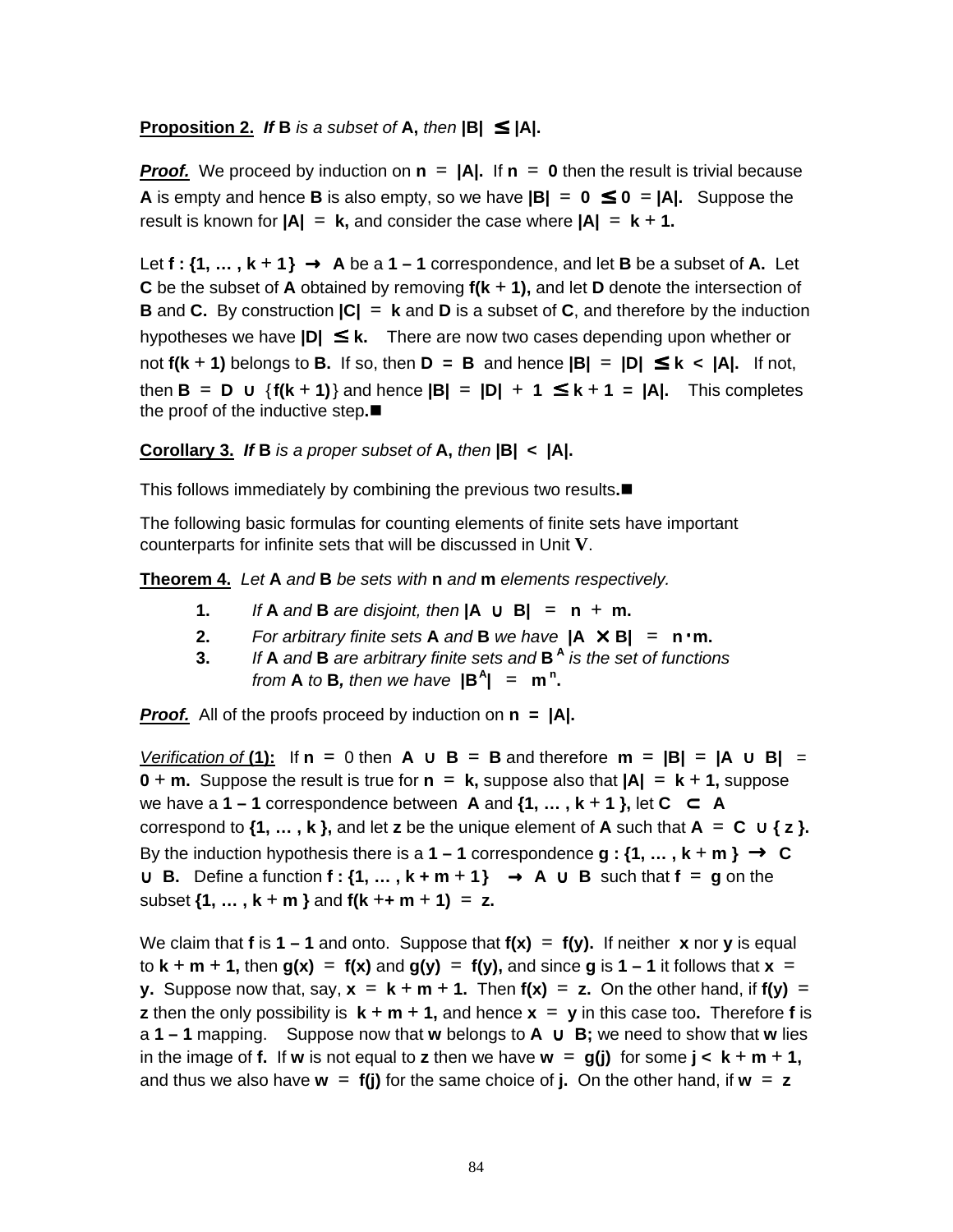**Proposition 2.** ***If* B** *is a subset of* **A,** *then* **$|B| \leq |A|$.**

***Proof.*** We proceed by induction on $n = |A|$. If $n = 0$ then the result is trivial because **A** is empty and hence **B** is also empty, so we have $|B| = 0 \leq 0 = |A|$. Suppose the result is known for $|A| = k$, and consider the case where $|A| = k + 1$.

Let $f : \{1, \ldots , k + 1\} \rightarrow A$ be a **1 – 1** correspondence, and let **B** be a subset of **A.** Let **C** be the subset of **A** obtained by removing $f(k + 1)$, and let **D** denote the intersection of **B** and **C.** By construction $|C| = k$ and **D** is a subset of **C**, and therefore by the induction hypotheses we have $|D| \leq k$. There are now two cases depending upon whether or not $f(k + 1)$ belongs to **B.** If so, then $D = B$ and hence $|B| = |D| \leq k < |A|$. If not, then $B = D \cup \{f(k + 1)\}$ and hence $|B| = |D| + 1 \leq k + 1 = |A|$. This completes the proof of the inductive step.■

**Corollary 3.** ***If* B** *is a proper subset of* **A,** *then* **$|B| < |A|$.**

This follows immediately by combining the previous two results.■

The following basic formulas for counting elements of finite sets have important counterparts for infinite sets that will be discussed in Unit **V**.

**Theorem 4.** *Let* **A** *and* **B** *be sets with* **n** *and* **m** *elements respectively.*

1. *If* **A** *and* **B** *are disjoint, then* $|A \cup B| = n + m$.
2. *For arbitrary finite sets* **A** *and* **B** *we have* $|A \times B| = n \cdot m$.
3. *If* **A** *and* **B** *are arbitrary finite sets and* $B^A$ *is the set of functions from* **A** *to* **B,** *then we have* $|B^A| = m^n$.

***Proof.*** All of the proofs proceed by induction on $n = |A|$.

*Verification of* **(1):** If $n = 0$ then $A \cup B = B$ and therefore $m = |B| = |A \cup B| = 0 + m$. Suppose the result is true for $n = k$, suppose also that $|A| = k + 1$, suppose we have a **1 – 1** correspondence between **A** and $\{1, \ldots , k + 1\}$, let $C \subset A$ correspond to $\{1, \ldots , k\}$, and let **z** be the unique element of **A** such that $A = C \cup \{z\}$. By the induction hypothesis there is a **1 – 1** correspondence $g : \{1, \ldots , k + m\} \rightarrow C \cup B$. Define a function $f : \{1, \ldots , k + m + 1\} \rightarrow A \cup B$ such that $f = g$ on the subset $\{1, \ldots , k + m\}$ and $f(k ++ m + 1) = z$.

We claim that **f** is **1 – 1** and onto. Suppose that $f(x) = f(y)$. If neither **x** nor **y** is equal to $k + m + 1$, then $g(x) = f(x)$ and $g(y) = f(y)$, and since **g** is **1 – 1** it follows that $x = y$. Suppose now that, say, $x = k + m + 1$. Then $f(x) = z$. On the other hand, if $f(y) = z$ then the only possibility is $k + m + 1$, and hence $x = y$ in this case too. Therefore **f** is a **1 – 1** mapping. Suppose now that **w** belongs to $A \cup B$; we need to show that **w** lies in the image of **f.** If **w** is not equal to **z** then we have $w = g(j)$ for some $j < k + m + 1$, and thus we also have $w = f(j)$ for the same choice of **j.** On the other hand, if $w = z$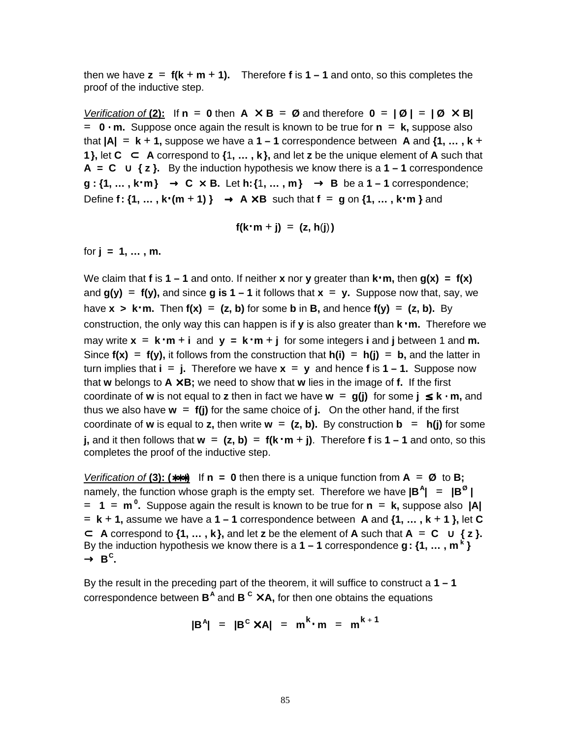then we have $z = f(k + m + 1)$. Therefore $f$ is $1 - 1$ and onto, so this completes the proof of the inductive step.

*Verification of* **(2):** If $n = 0$ then $A \times B = \emptyset$ and therefore $0 = |\emptyset| = |\emptyset \times B| = 0 \cdot m$. Suppose once again the result is known to be true for $n = k$, suppose also that $|A| = k + 1$, suppose we have a $1 - 1$ correspondence between $A$ and $\{1, \dots, k + 1\}$, let $C \subset A$ correspond to $\{1, \dots, k\}$, and let $z$ be the unique element of $A$ such that $A = C \cup \{z\}$. By the induction hypothesis we know there is a $1 - 1$ correspondence $g : \{1, \dots, k \cdot m\} \rightarrow C \times B$. Let $h : \{1, \dots, m\} \rightarrow B$ be a $1 - 1$ correspondence; Define $f : \{1, \dots, k \cdot (m + 1)\} \rightarrow A \times B$ such that $f = g$ on $\{1, \dots, k \cdot m\}$ and

$$f(k \cdot m + j) = (z, h(j))$$

for $j = 1, \dots, m$.

We claim that $f$ is $1 - 1$ and onto. If neither $x$ nor $y$ greater than $k \cdot m$, then $g(x) = f(x)$ and $g(y) = f(y)$, and since $g$ is $1 - 1$ it follows that $x = y$. Suppose now that, say, we have $x > k \cdot m$. Then $f(x) = (z, b)$ for some $b$ in $B$, and hence $f(y) = (z, b)$. By construction, the only way this can happen is if $y$ is also greater than $k \cdot m$. Therefore we may write $x = k \cdot m + i$ and $y = k \cdot m + j$ for some integers $i$ and $j$ between 1 and $m$. Since $f(x) = f(y)$, it follows from the construction that $h(i) = h(j) = b$, and the latter in turn implies that $i = j$. Therefore we have $x = y$ and hence $f$ is $1 - 1$. Suppose now that $w$ belongs to $A \times B$; we need to show that $w$ lies in the image of $f$. If the first coordinate of $w$ is not equal to $z$ then in fact we have $w = g(j)$ for some $j \leq k \cdot m$, and thus we also have $w = f(j)$ for the same choice of $j$. On the other hand, if the first coordinate of $w$ is equal to $z$, then write $w = (z, b)$. By construction $b = h(j)$ for some $j$, and it then follows that $w = (z, b) = f(k \cdot m + j)$. Therefore $f$ is $1 - 1$ and onto, so this completes the proof of the inductive step.

*Verification of* **(3): (\*\*\*)** If $n = 0$ then there is a unique function from $A = \emptyset$ to $B$; namely, the function whose graph is the empty set. Therefore we have $|B^A| = |B^\emptyset| = 1 = m^0$. Suppose again the result is known to be true for $n = k$, suppose also $|A| = k + 1$, assume we have a $1 - 1$ correspondence between $A$ and $\{1, \dots, k + 1\}$, let $C \subset A$ correspond to $\{1, \dots, k\}$, and let $z$ be the element of $A$ such that $A = C \cup \{z\}$. By the induction hypothesis we know there is a $1 - 1$ correspondence $g : \{1, \dots, m^k\} \rightarrow B^C$.

By the result in the preceding part of the theorem, it will suffice to construct a $1 - 1$ correspondence between $B^A$ and $B^C \times A$, for then one obtains the equations

$$|B^A| = |B^C \times A| = m^k \cdot m = m^{k+1}$$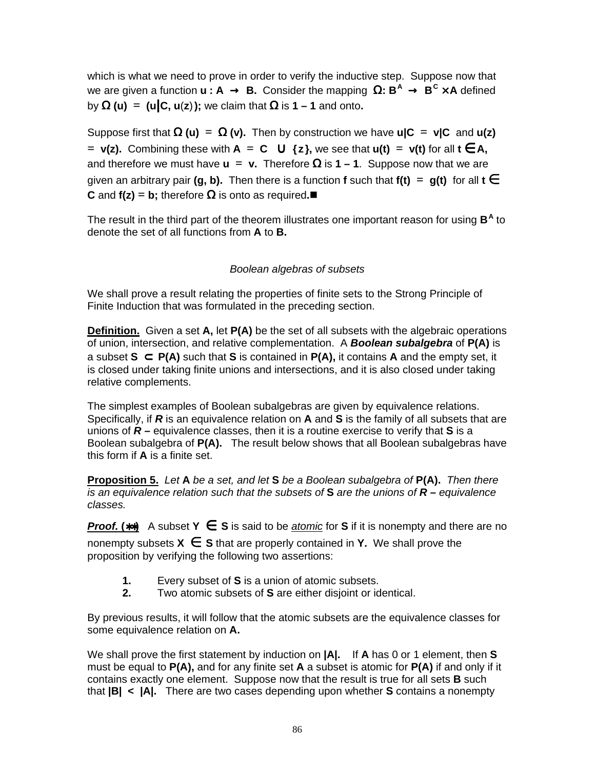which is what we need to prove in order to verify the inductive step. Suppose now that we are given a function $\mathbf{u : A \to B}$. Consider the mapping $\Omega: \mathbf{B}^{\mathbf{A}} \to \mathbf{B}^{\mathbf{C}} \times \mathbf{A}$ defined by $\Omega(\mathbf{u}) = (\mathbf{u}|\mathbf{C}, \mathbf{u}(z))$; we claim that $\Omega$ is **1 – 1** and onto**.**

Suppose first that $\Omega(\mathbf{u}) = \Omega(\mathbf{v})$. Then by construction we have $\mathbf{u|C = v|C}$ and $\mathbf{u(z) = v(z)}$. Combining these with $\mathbf{A = C \cup \{z\}}$, we see that $\mathbf{u(t) = v(t)}$ for all $\mathbf{t \in A}$, and therefore we must have $\mathbf{u = v}$. Therefore $\Omega$ is **1 – 1**. Suppose now that we are given an arbitrary pair **(g, b).** Then there is a function **f** such that $\mathbf{f(t) = g(t)}$ for all $\mathbf{t \in C}$ and $\mathbf{f(z) = b}$; therefore $\Omega$ is onto as required.■

The result in the third part of the theorem illustrates one important reason for using $\mathbf{B}^{\mathbf{A}}$ to denote the set of all functions from **A** to **B.**

*Boolean algebras of subsets*

We shall prove a result relating the properties of finite sets to the Strong Principle of Finite Induction that was formulated in the preceding section.

**Definition.** Given a set **A,** let **P(A)** be the set of all subsets with the algebraic operations of union, intersection, and relative complementation. A ***Boolean subalgebra*** of **P(A)** is a subset $\mathbf{S \subset P(A)}$ such that **S** is contained in **P(A),** it contains **A** and the empty set, it is closed under taking finite unions and intersections, and it is also closed under taking relative complements.

The simplest examples of Boolean subalgebras are given by equivalence relations. Specifically, if ***R*** is an equivalence relation on **A** and **S** is the family of all subsets that are unions of ***R*** **–** equivalence classes, then it is a routine exercise to verify that **S** is a Boolean subalgebra of **P(A).** The result below shows that all Boolean subalgebras have this form if **A** is a finite set.

**Proposition 5.** *Let* **A** *be a set, and let* **S** *be a Boolean subalgebra of* **P(A).** *Then there is an equivalence relation such that the subsets of* **S** *are the unions of* ***R*** **–** *equivalence classes.*

***Proof.* (∗∗)** A subset $\mathbf{Y \in S}$ is said to be <u>*atomic*</u> for **S** if it is nonempty and there are no nonempty subsets $\mathbf{X \in S}$ that are properly contained in **Y.** We shall prove the proposition by verifying the following two assertions:

1. Every subset of **S** is a union of atomic subsets.
2. Two atomic subsets of **S** are either disjoint or identical.

By previous results, it will follow that the atomic subsets are the equivalence classes for some equivalence relation on **A.**

We shall prove the first statement by induction on **|A|.** If **A** has 0 or 1 element, then **S** must be equal to **P(A),** and for any finite set **A** a subset is atomic for **P(A)** if and only if it contains exactly one element. Suppose now that the result is true for all sets **B** such that $\mathbf{|B| < |A|}$. There are two cases depending upon whether **S** contains a nonempty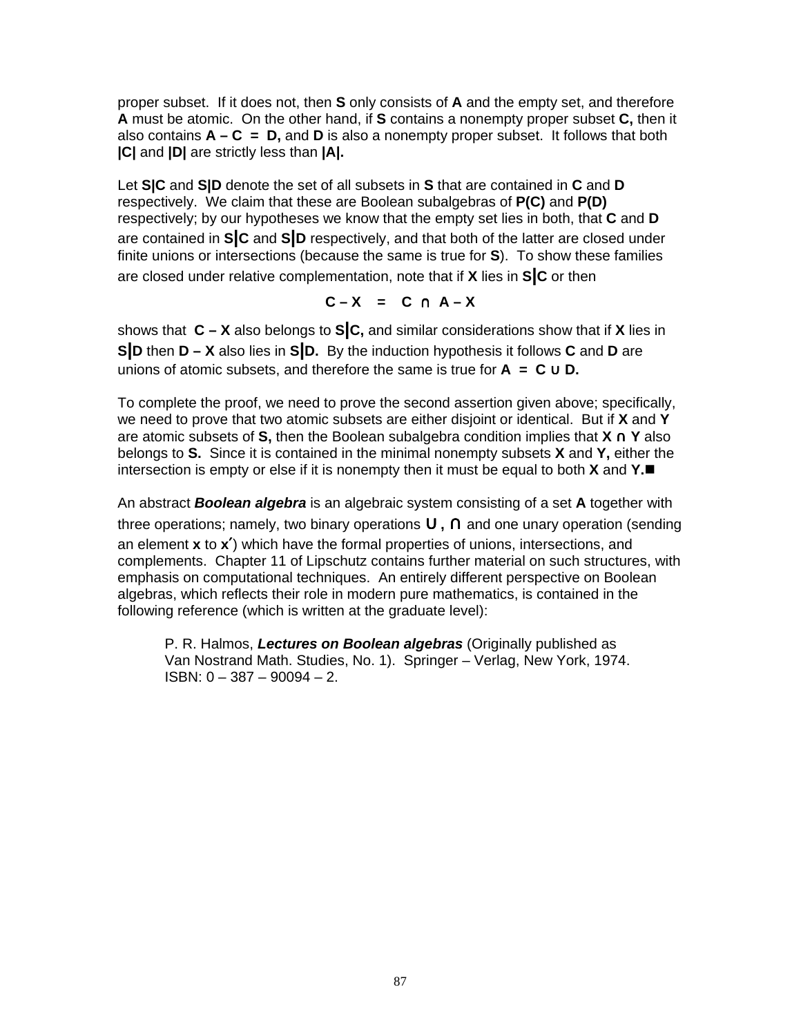proper subset. If it does not, then **S** only consists of **A** and the empty set, and therefore **A** must be atomic. On the other hand, if **S** contains a nonempty proper subset **C,** then it also contains **A – C = D,** and **D** is also a nonempty proper subset. It follows that both **|C|** and **|D|** are strictly less than **|A|.**

Let **S|C** and **S|D** denote the set of all subsets in **S** that are contained in **C** and **D** respectively. We claim that these are Boolean subalgebras of **P(C)** and **P(D)** respectively; by our hypotheses we know that the empty set lies in both, that **C** and **D** are contained in **S|C** and **S|D** respectively, and that both of the latter are closed under finite unions or intersections (because the same is true for **S**). To show these families are closed under relative complementation, note that if **X** lies in **S|C** or then

$$\mathbf{C - X} \quad = \quad \mathbf{C} \ \cap \ \mathbf{A - X}$$

shows that **C – X** also belongs to **S|C,** and similar considerations show that if **X** lies in **S|D** then **D – X** also lies in **S|D.** By the induction hypothesis it follows **C** and **D** are unions of atomic subsets, and therefore the same is true for **A = C ∪ D.**

To complete the proof, we need to prove the second assertion given above; specifically, we need to prove that two atomic subsets are either disjoint or identical. But if **X** and **Y** are atomic subsets of **S,** then the Boolean subalgebra condition implies that **X ∩ Y** also belongs to **S.** Since it is contained in the minimal nonempty subsets **X** and **Y,** either the intersection is empty or else if it is nonempty then it must be equal to both **X** and **Y.**■

An abstract ***Boolean algebra*** is an algebraic system consisting of a set **A** together with three operations; namely, two binary operations **∪ , ∩** and one unary operation (sending an element **x** to **x′**) which have the formal properties of unions, intersections, and complements. Chapter 11 of Lipschutz contains further material on such structures, with emphasis on computational techniques. An entirely different perspective on Boolean algebras, which reflects their role in modern pure mathematics, is contained in the following reference (which is written at the graduate level):

> P. R. Halmos, ***Lectures on Boolean algebras*** (Originally published as Van Nostrand Math. Studies, No. 1). Springer – Verlag, New York, 1974. ISBN: 0 – 387 – 90094 – 2.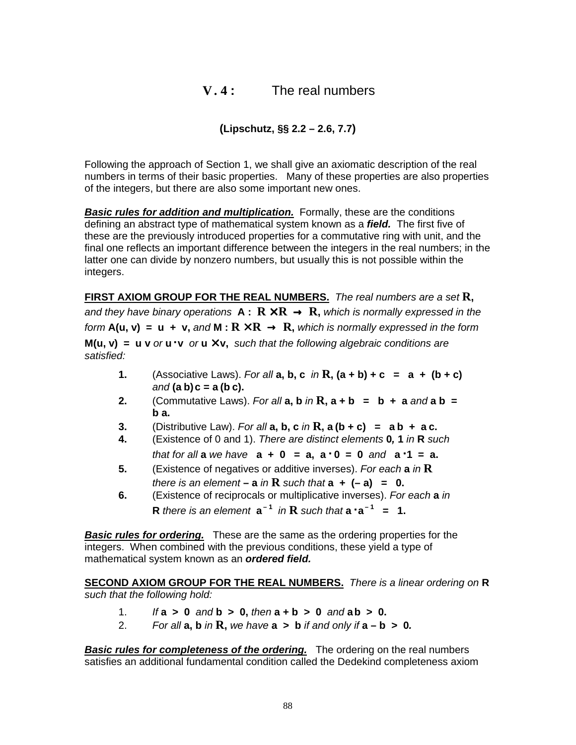# V.4 : The real numbers

**(Lipschutz, §§ 2.2 – 2.6, 7.7)**

Following the approach of Section 1, we shall give an axiomatic description of the real numbers in terms of their basic properties. Many of these properties are also properties of the integers, but there are also some important new ones.

***Basic rules for addition and multiplication.*** Formally, these are the conditions defining an abstract type of mathematical system known as a ***field.*** The first five of these are the previously introduced properties for a commutative ring with unit, and the final one reflects an important difference between the integers in the real numbers; in the latter one can divide by nonzero numbers, but usually this is not possible within the integers.

**FIRST AXIOM GROUP FOR THE REAL NUMBERS.** *The real numbers are a set* $\mathbf{R}$*, and they have binary operations* $\mathbf{A} : \mathbf{R} \times \mathbf{R} \rightarrow \mathbf{R}$*, which is normally expressed in the form* $\mathbf{A(u, v) = u + v}$*, and* $\mathbf{M} : \mathbf{R} \times \mathbf{R} \rightarrow \mathbf{R}$*, which is normally expressed in the form* $\mathbf{M(u, v) = u\, v}$ *or* $\mathbf{u \cdot v}$ *or* $\mathbf{u \times v}$*, such that the following algebraic conditions are satisfied:*

1. (Associative Laws). *For all* $\mathbf{a, b, c}$ *in* $\mathbf{R}$, $\mathbf{(a + b) + c = a + (b + c)}$ *and* $\mathbf{(a\, b)\, c = a\, (b\, c)}$.
2. (Commutative Laws). *For all* $\mathbf{a, b}$ *in* $\mathbf{R}$, $\mathbf{a + b = b + a}$ *and* $\mathbf{a\, b = b\, a}$.
3. (Distributive Law). *For all* $\mathbf{a, b, c}$ *in* $\mathbf{R}$, $\mathbf{a\, (b + c) = a\, b + a\, c}$.
4. (Existence of 0 and 1). *There are distinct elements* $\mathbf{0, 1}$ *in* $\mathbf{R}$ *such that for all* $\mathbf{a}$ *we have* $\mathbf{a + 0 = a}$, $\mathbf{a \cdot 0 = 0}$ *and* $\mathbf{a \cdot 1 = a}$.
5. (Existence of negatives or additive inverses). *For each* $\mathbf{a}$ *in* $\mathbf{R}$ *there is an element* $\mathbf{-a}$ *in* $\mathbf{R}$ *such that* $\mathbf{a + (-a) = 0}$.
6. (Existence of reciprocals or multiplicative inverses). *For each* $\mathbf{a}$ *in* $\mathbf{R}$ *there is an element* $\mathbf{a^{-1}}$ *in* $\mathbf{R}$ *such that* $\mathbf{a \cdot a^{-1} = 1}$.

***Basic rules for ordering.*** These are the same as the ordering properties for the integers. When combined with the previous conditions, these yield a type of mathematical system known as an ***ordered field.***

**SECOND AXIOM GROUP FOR THE REAL NUMBERS.** *There is a linear ordering on* $\mathbf{R}$ *such that the following hold:*

1. *If* $\mathbf{a > 0}$ *and* $\mathbf{b > 0}$*, then* $\mathbf{a + b > 0}$ *and* $\mathbf{a\, b > 0}$.
2. *For all* $\mathbf{a, b}$ *in* $\mathbf{R}$*, we have* $\mathbf{a > b}$ *if and only if* $\mathbf{a - b > 0}$*.*

***Basic rules for completeness of the ordering.*** The ordering on the real numbers satisfies an additional fundamental condition called the Dedekind completeness axiom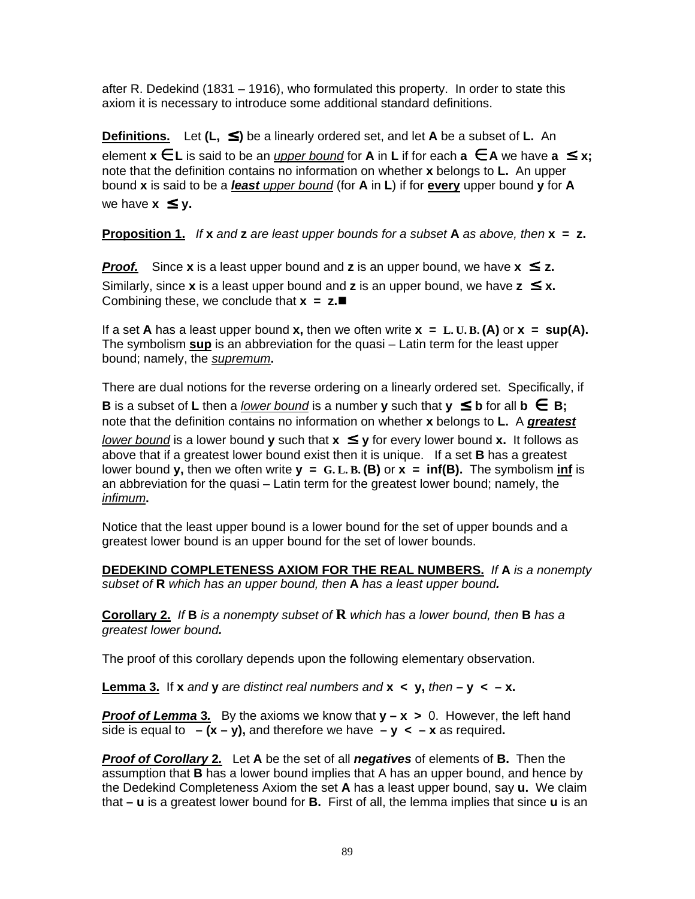after R. Dedekind (1831 – 1916), who formulated this property. In order to state this axiom it is necessary to introduce some additional standard definitions.

**Definitions.** Let $(\mathbf{L}, \leq)$ be a linearly ordered set, and let $\mathbf{A}$ be a subset of $\mathbf{L}$. An element $\mathbf{x} \in \mathbf{L}$ is said to be an *upper bound* for $\mathbf{A}$ in $\mathbf{L}$ if for each $\mathbf{a} \in \mathbf{A}$ we have $\mathbf{a} \leq \mathbf{x}$; note that the definition contains no information on whether $\mathbf{x}$ belongs to $\mathbf{L}$. An upper bound $\mathbf{x}$ is said to be a ***least** upper bound* (for $\mathbf{A}$ in $\mathbf{L}$) if for **every** upper bound $\mathbf{y}$ for $\mathbf{A}$ we have $\mathbf{x} \leq \mathbf{y}$.

**Proposition 1.** *If* $\mathbf{x}$ *and* $\mathbf{z}$ *are least upper bounds for a subset* $\mathbf{A}$ *as above, then* $\mathbf{x} = \mathbf{z}$.

***Proof.*** Since $\mathbf{x}$ is a least upper bound and $\mathbf{z}$ is an upper bound, we have $\mathbf{x} \leq \mathbf{z}$. Similarly, since $\mathbf{x}$ is a least upper bound and $\mathbf{z}$ is an upper bound, we have $\mathbf{z} \leq \mathbf{x}$. Combining these, we conclude that $\mathbf{x} = \mathbf{z}$. ■

If a set $\mathbf{A}$ has a least upper bound $\mathbf{x}$, then we often write $\mathbf{x} = \mathrm{L.U.B.}(\mathbf{A})$ or $\mathbf{x} = \sup(\mathbf{A})$. The symbolism **sup** is an abbreviation for the quasi – Latin term for the least upper bound; namely, the *supremum*.

There are dual notions for the reverse ordering on a linearly ordered set. Specifically, if $\mathbf{B}$ is a subset of $\mathbf{L}$ then a *lower bound* is a number $\mathbf{y}$ such that $\mathbf{y} \leq \mathbf{b}$ for all $\mathbf{b} \in \mathbf{B}$; note that the definition contains no information on whether $\mathbf{x}$ belongs to $\mathbf{L}$. A ***greatest** lower bound* is a lower bound $\mathbf{y}$ such that $\mathbf{x} \leq \mathbf{y}$ for every lower bound $\mathbf{x}$. It follows as above that if a greatest lower bound exist then it is unique. If a set $\mathbf{B}$ has a greatest lower bound $\mathbf{y}$, then we often write $\mathbf{y} = \mathrm{G.L.B.}(\mathbf{B})$ or $\mathbf{x} = \inf(\mathbf{B})$. The symbolism **inf** is an abbreviation for the quasi – Latin term for the greatest lower bound; namely, the *infimum*.

Notice that the least upper bound is a lower bound for the set of upper bounds and a greatest lower bound is an upper bound for the set of lower bounds.

**DEDEKIND COMPLETENESS AXIOM FOR THE REAL NUMBERS.** *If* $\mathbf{A}$ *is a nonempty subset of* $\mathbf{R}$ *which has an upper bound, then* $\mathbf{A}$ *has a least upper bound.*

**Corollary 2.** *If* $\mathbf{B}$ *is a nonempty subset of* $\mathbf{R}$ *which has a lower bound, then* $\mathbf{B}$ *has a greatest lower bound.*

The proof of this corollary depends upon the following elementary observation.

**Lemma 3.** If $\mathbf{x}$ *and* $\mathbf{y}$ *are distinct real numbers and* $\mathbf{x} < \mathbf{y}$, *then* $-\mathbf{y} < -\mathbf{x}$.

***Proof of Lemma 3.*** By the axioms we know that $\mathbf{y} - \mathbf{x} > 0$. However, the left hand side is equal to $-(\mathbf{x} - \mathbf{y})$, and therefore we have $-\mathbf{y} < -\mathbf{x}$ as required.

***Proof of Corollary 2.*** Let $\mathbf{A}$ be the set of all ***negatives*** of elements of $\mathbf{B}$. Then the assumption that $\mathbf{B}$ has a lower bound implies that A has an upper bound, and hence by the Dedekind Completeness Axiom the set $\mathbf{A}$ has a least upper bound, say $\mathbf{u}$. We claim that $-\mathbf{u}$ is a greatest lower bound for $\mathbf{B}$. First of all, the lemma implies that since $\mathbf{u}$ is an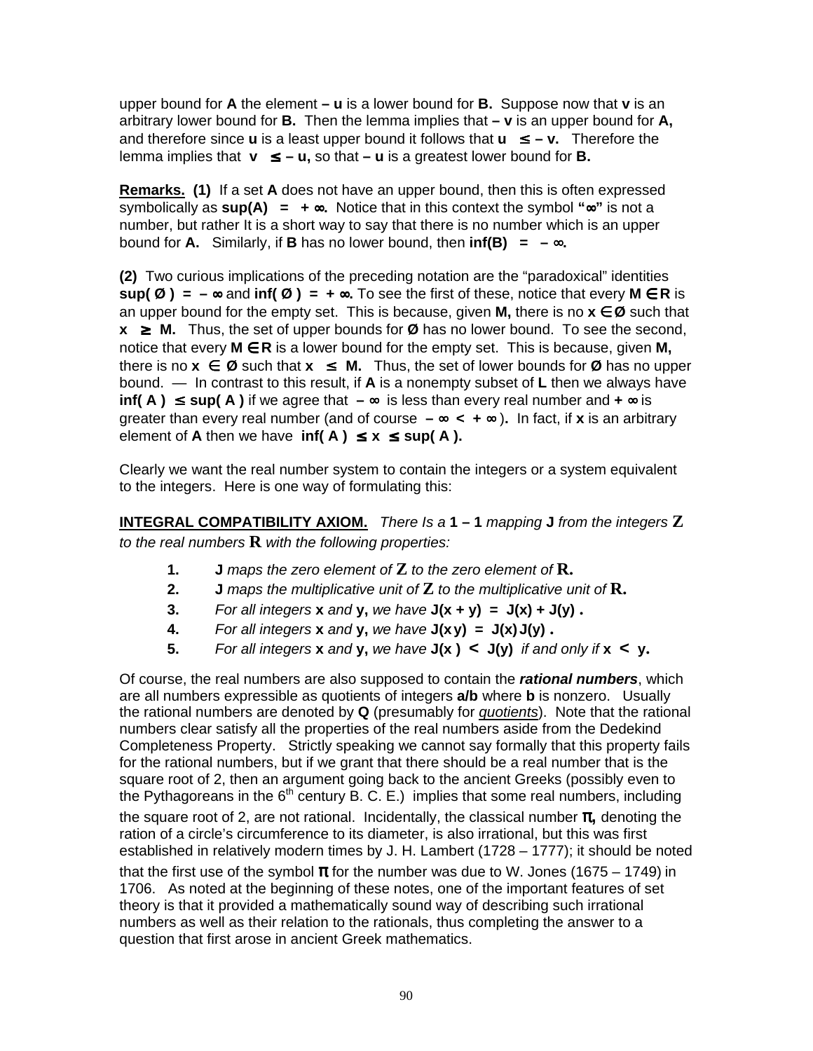upper bound for **A** the element **– u** is a lower bound for **B.** Suppose now that **v** is an arbitrary lower bound for **B.** Then the lemma implies that **– v** is an upper bound for **A,** and therefore since **u** is a least upper bound it follows that $\mathbf{u} \leq -\mathbf{v}$. Therefore the lemma implies that $\mathbf{v} \leq -\mathbf{u}$, so that **– u** is a greatest lower bound for **B.**

**Remarks.** **(1)** If a set **A** does not have an upper bound, then this is often expressed symbolically as $\mathbf{sup(A)} = +\infty$. Notice that in this context the symbol **"∞"** is not a number, but rather It is a short way to say that there is no number which is an upper bound for **A.** Similarly, if **B** has no lower bound, then $\mathbf{inf(B)} = -\infty$.

**(2)** Two curious implications of the preceding notation are the "paradoxical" identities $\mathbf{sup}(\emptyset) = -\infty$ and $\mathbf{inf}(\emptyset) = +\infty$. To see the first of these, notice that every $\mathbf{M} \in \mathbf{R}$ is an upper bound for the empty set. This is because, given **M,** there is no $\mathbf{x} \in \emptyset$ such that $\mathbf{x} \geq \mathbf{M}$. Thus, the set of upper bounds for **Ø** has no lower bound. To see the second, notice that every $\mathbf{M} \in \mathbf{R}$ is a lower bound for the empty set. This is because, given **M,** there is no $\mathbf{x} \in \emptyset$ such that $\mathbf{x} \leq \mathbf{M}$. Thus, the set of lower bounds for **Ø** has no upper bound. — In contrast to this result, if **A** is a nonempty subset of **L** then we always have $\mathbf{inf(A)} \leq \mathbf{sup(A)}$ if we agree that $-\infty$ is less than every real number and $+\infty$ is greater than every real number (and of course $-\infty < +\infty$). In fact, if **x** is an arbitrary element of **A** then we have $\mathbf{inf(A)} \leq \mathbf{x} \leq \mathbf{sup(A)}$.

Clearly we want the real number system to contain the integers or a system equivalent to the integers. Here is one way of formulating this:

**INTEGRAL COMPATIBILITY AXIOM.** *There Is a* **1 – 1** *mapping* **J** *from the integers* **Z** *to the real numbers* **R** *with the following properties:*

1. **J** *maps the zero element of* **Z** *to the zero element of* **R.**
2. **J** *maps the multiplicative unit of* **Z** *to the multiplicative unit of* **R.**
3. *For all integers* **x** *and* **y,** *we have* $\mathbf{J(x + y) = J(x) + J(y)}$ **.**
4. *For all integers* **x** *and* **y,** *we have* $\mathbf{J(xy) = J(x)J(y)}$ **.**
5. *For all integers* **x** *and* **y,** *we have* $\mathbf{J(x) < J(y)}$ *if and only if* $\mathbf{x < y}$.

Of course, the real numbers are also supposed to contain the ***rational numbers***, which are all numbers expressible as quotients of integers **a/b** where **b** is nonzero. Usually the rational numbers are denoted by **Q** (presumably for *quotients*). Note that the rational numbers clear satisfy all the properties of the real numbers aside from the Dedekind Completeness Property. Strictly speaking we cannot say formally that this property fails for the rational numbers, but if we grant that there should be a real number that is the square root of 2, then an argument going back to the ancient Greeks (possibly even to the Pythagoreans in the 6th century B. C. E.) implies that some real numbers, including the square root of 2, are not rational. Incidentally, the classical number **π,** denoting the ration of a circle's circumference to its diameter, is also irrational, but this was first established in relatively modern times by J. H. Lambert (1728 – 1777); it should be noted that the first use of the symbol **π** for the number was due to W. Jones (1675 – 1749) in 1706. As noted at the beginning of these notes, one of the important features of set theory is that it provided a mathematically sound way of describing such irrational numbers as well as their relation to the rationals, thus completing the answer to a question that first arose in ancient Greek mathematics.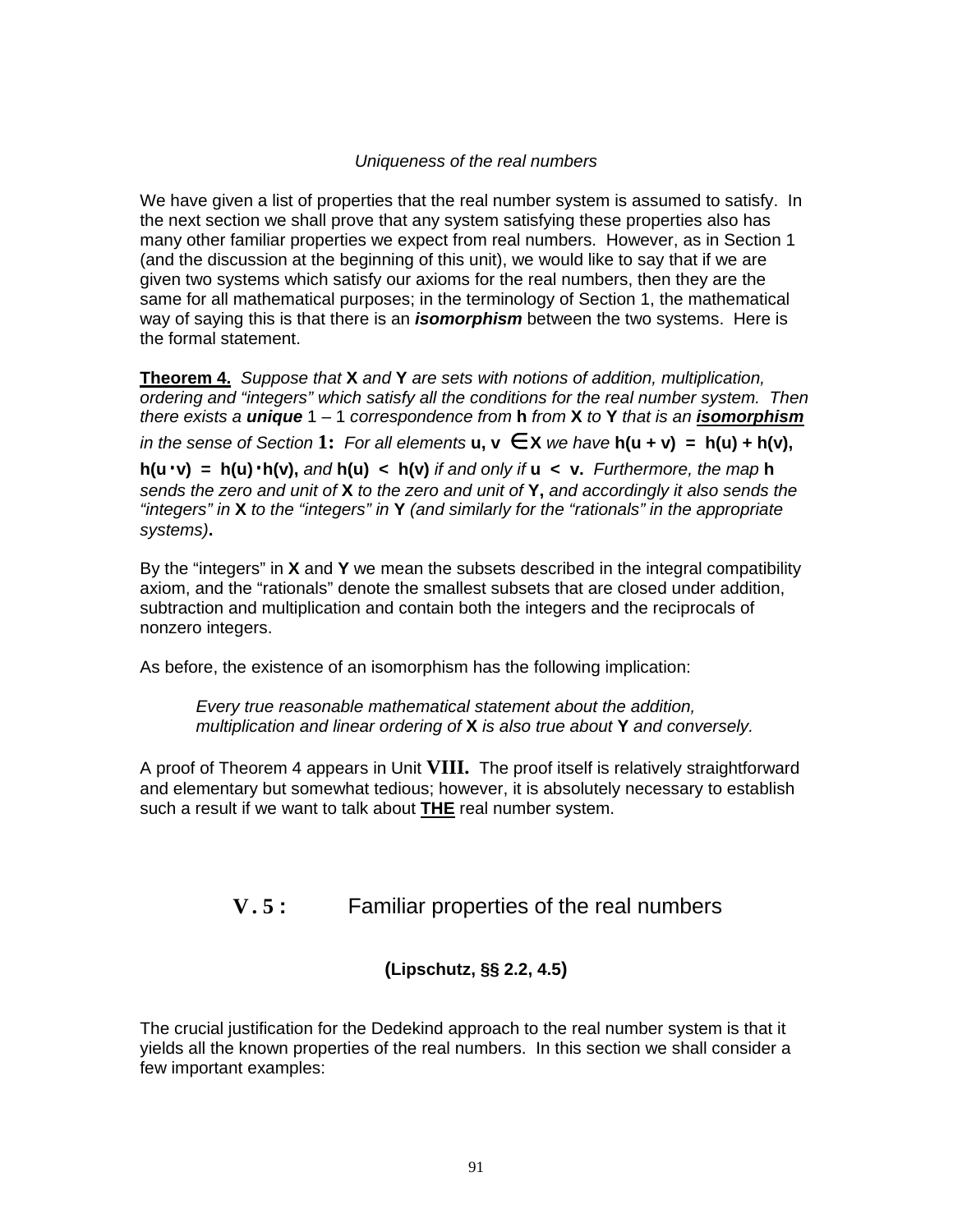*Uniqueness of the real numbers*

We have given a list of properties that the real number system is assumed to satisfy. In the next section we shall prove that any system satisfying these properties also has many other familiar properties we expect from real numbers. However, as in Section 1 (and the discussion at the beginning of this unit), we would like to say that if we are given two systems which satisfy our axioms for the real numbers, then they are the same for all mathematical purposes; in the terminology of Section 1, the mathematical way of saying this is that there is an ***isomorphism*** between the two systems. Here is the formal statement.

**Theorem 4.** *Suppose that* **X** *and* **Y** *are sets with notions of addition, multiplication, ordering and "integers" which satisfy all the conditions for the real number system. Then there exists a* ***unique*** 1 – 1 *correspondence from* **h** *from* **X** *to* **Y** *that is an* ***isomorphism*** *in the sense of Section* **1:** *For all elements* $\mathbf{u}, \mathbf{v} \in \mathbf{X}$ *we have* $\mathbf{h(u + v) = h(u) + h(v)}$, $\mathbf{h(u \cdot v) = h(u) \cdot h(v)}$, *and* $\mathbf{h(u) < h(v)}$ *if and only if* $\mathbf{u < v}$. *Furthermore, the map* **h** *sends the zero and unit of* **X** *to the zero and unit of* **Y,** *and accordingly it also sends the "integers" in* **X** *to the "integers" in* **Y** *(and similarly for the "rationals" in the appropriate systems)***.**

By the "integers" in **X** and **Y** we mean the subsets described in the integral compatibility axiom, and the "rationals" denote the smallest subsets that are closed under addition, subtraction and multiplication and contain both the integers and the reciprocals of nonzero integers.

As before, the existence of an isomorphism has the following implication:

> *Every true reasonable mathematical statement about the addition, multiplication and linear ordering of* **X** *is also true about* **Y** *and conversely.*

A proof of Theorem 4 appears in Unit **VIII.** The proof itself is relatively straightforward and elementary but somewhat tedious; however, it is absolutely necessary to establish such a result if we want to talk about **THE** real number system.

## V.5 : Familiar properties of the real numbers

**(Lipschutz, §§ 2.2, 4.5)**

The crucial justification for the Dedekind approach to the real number system is that it yields all the known properties of the real numbers. In this section we shall consider a few important examples: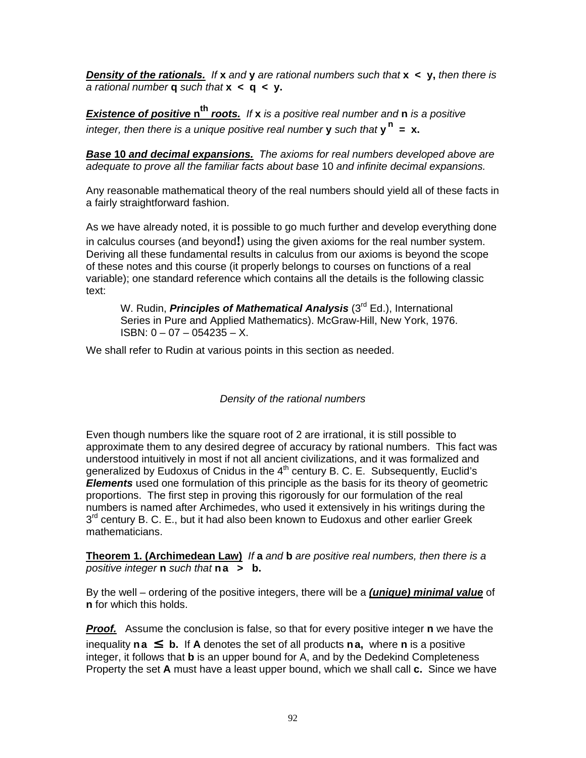***Density of the rationals.*** *If* **x** *and* **y** *are rational numbers such that* $x < y$, *then there is a rational number* **q** *such that* $x < q < y$.

***Existence of positive* $n^{th}$ *roots.*** *If* **x** *is a positive real number and* **n** *is a positive integer, then there is a unique positive real number* **y** *such that* $y^n = x$.

***Base* 10 *and decimal expansions.*** *The axioms for real numbers developed above are adequate to prove all the familiar facts about base* 10 *and infinite decimal expansions.*

Any reasonable mathematical theory of the real numbers should yield all of these facts in a fairly straightforward fashion.

As we have already noted, it is possible to go much further and develop everything done in calculus courses (and beyond**!**) using the given axioms for the real number system. Deriving all these fundamental results in calculus from our axioms is beyond the scope of these notes and this course (it properly belongs to courses on functions of a real variable); one standard reference which contains all the details is the following classic text:

> W. Rudin, ***Principles of Mathematical Analysis*** (3rd Ed.), International Series in Pure and Applied Mathematics). McGraw-Hill, New York, 1976. ISBN: 0 – 07 – 054235 – X.

We shall refer to Rudin at various points in this section as needed.

## *Density of the rational numbers*

Even though numbers like the square root of 2 are irrational, it is still possible to approximate them to any desired degree of accuracy by rational numbers. This fact was understood intuitively in most if not all ancient civilizations, and it was formalized and generalized by Eudoxus of Cnidus in the 4th century B. C. E. Subsequently, Euclid's ***Elements*** used one formulation of this principle as the basis for its theory of geometric proportions. The first step in proving this rigorously for our formulation of the real numbers is named after Archimedes, who used it extensively in his writings during the 3rd century B. C. E., but it had also been known to Eudoxus and other earlier Greek mathematicians.

**Theorem 1. (Archimedean Law)** *If* **a** *and* **b** *are positive real numbers, then there is a positive integer* **n** *such that* $na > b$.

By the well – ordering of the positive integers, there will be a ***(unique) minimal value*** of **n** for which this holds.

***Proof.*** Assume the conclusion is false, so that for every positive integer **n** we have the inequality $na \leq b$. If **A** denotes the set of all products $na$, where **n** is a positive integer, it follows that **b** is an upper bound for A, and by the Dedekind Completeness Property the set **A** must have a least upper bound, which we shall call **c.** Since we have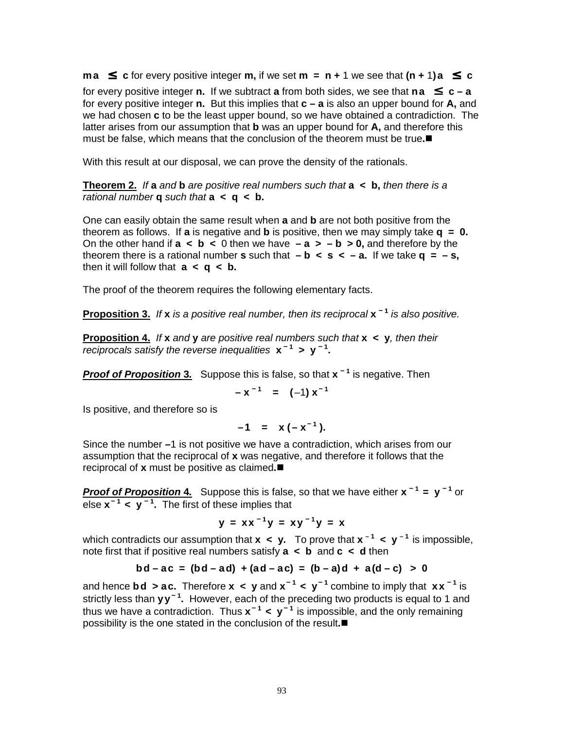$ma \leq c$ for every positive integer **m,** if we set $m = n + 1$ we see that $(n + 1)a \leq c$ for every positive integer **n.** If we subtract **a** from both sides, we see that $na \leq c - a$ for every positive integer **n.** But this implies that $c - a$ is also an upper bound for **A,** and we had chosen **c** to be the least upper bound, so we have obtained a contradiction. The latter arises from our assumption that **b** was an upper bound for **A,** and therefore this must be false, which means that the conclusion of the theorem must be true.■

With this result at our disposal, we can prove the density of the rationals.

**Theorem 2.** *If* **a** *and* **b** *are positive real numbers such that* $a < b$, *then there is a rational number* **q** *such that* $a < q < b$.

One can easily obtain the same result when **a** and **b** are not both positive from the theorem as follows. If **a** is negative and **b** is positive, then we may simply take $q = 0$. On the other hand if $a < b < 0$ then we have $-a > -b > 0$, and therefore by the theorem there is a rational number **s** such that $-b < s < -a$. If we take $q = -s$, then it will follow that $a < q < b$.

The proof of the theorem requires the following elementary facts.

**Proposition 3.** *If* **x** *is a positive real number, then its reciprocal* $x^{-1}$ *is also positive.*

**Proposition 4.** *If* **x** *and* **y** *are positive real numbers such that* $x < y$, *then their reciprocals satisfy the reverse inequalities* $x^{-1} > y^{-1}$.

***Proof of Proposition 3.*** Suppose this is false, so that $x^{-1}$ is negative. Then

$$-x^{-1} = (-1)\,x^{-1}$$

Is positive, and therefore so is

$$-1 = x\,(-x^{-1}).$$

Since the number $-1$ is not positive we have a contradiction, which arises from our assumption that the reciprocal of **x** was negative, and therefore it follows that the reciprocal of **x** must be positive as claimed.■

***Proof of Proposition 4.*** Suppose this is false, so that we have either $x^{-1} = y^{-1}$ or else $x^{-1} < y^{-1}$. The first of these implies that

$$y = xx^{-1}y = xy^{-1}y = x$$

which contradicts our assumption that $x < y$. To prove that $x^{-1} < y^{-1}$ is impossible, note first that if positive real numbers satisfy $a < b$ and $c < d$ then

$$bd - ac = (bd - ad) + (ad - ac) = (b - a)d + a(d - c) > 0$$

and hence $bd > ac$. Therefore $x < y$ and $x^{-1} < y^{-1}$ combine to imply that $xx^{-1}$ is strictly less than $yy^{-1}$. However, each of the preceding two products is equal to 1 and thus we have a contradiction. Thus $x^{-1} < y^{-1}$ is impossible, and the only remaining possibility is the one stated in the conclusion of the result.■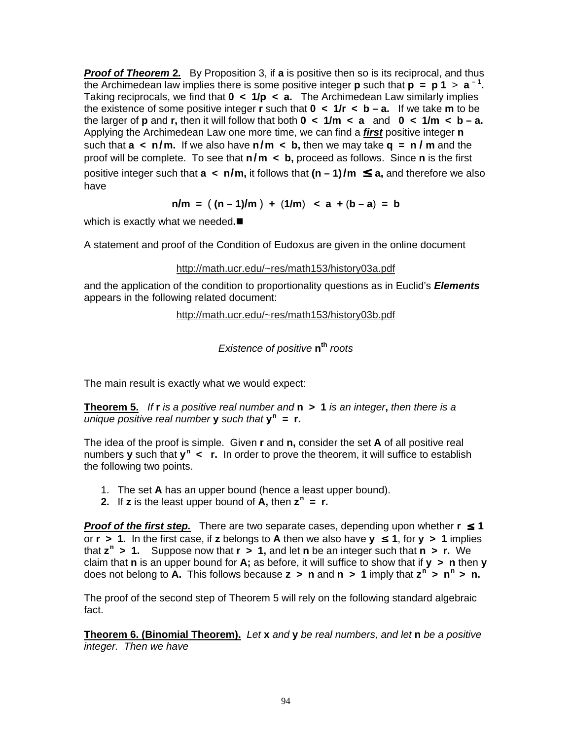***Proof of Theorem 2.*** By Proposition 3, if **a** is positive then so is its reciprocal, and thus the Archimedean law implies there is some positive integer **p** such that $\mathbf{p = p\,1 > a^{-1}}$. Taking reciprocals, we find that $\mathbf{0 < 1/p < a}$. The Archimedean Law similarly implies the existence of some positive integer **r** such that $\mathbf{0 < 1/r < b - a}$. If we take **m** to be the larger of **p** and **r,** then it will follow that both $\mathbf{0 < 1/m < a}$ and $\mathbf{0 < 1/m < b - a}$. Applying the Archimedean Law one more time, we can find a ***first*** positive integer **n** such that $\mathbf{a < n/m}$. If we also have $\mathbf{n/m < b}$, then we may take $\mathbf{q = n/m}$ and the proof will be complete. To see that $\mathbf{n/m < b}$, proceed as follows. Since **n** is the first positive integer such that $\mathbf{a < n/m}$, it follows that $\mathbf{(n-1)/m \leq a}$, and therefore we also have

$$\mathbf{n/m = \left( (n-1)/m \right) + (1/m) < a + (b - a) = b}$$

which is exactly what we needed.■

A statement and proof of the Condition of Eudoxus are given in the online document

http://math.ucr.edu/~res/math153/history03a.pdf

and the application of the condition to proportionality questions as in Euclid's ***Elements*** appears in the following related document:

http://math.ucr.edu/~res/math153/history03b.pdf

## *Existence of positive* $\mathbf{n^{th}}$ *roots*

The main result is exactly what we would expect:

**Theorem 5.** *If* **r** *is a positive real number and* $\mathbf{n > 1}$ *is an integer, then there is a unique positive real number* **y** *such that* $\mathbf{y^n = r}$.

The idea of the proof is simple. Given **r** and **n,** consider the set **A** of all positive real numbers **y** such that $\mathbf{y^n < r}$. In order to prove the theorem, it will suffice to establish the following two points.

1. The set **A** has an upper bound (hence a least upper bound).
2. If **z** is the least upper bound of **A,** then $\mathbf{z^n = r}$.

***Proof of the first step.*** There are two separate cases, depending upon whether $\mathbf{r \leq 1}$ or $\mathbf{r > 1}$. In the first case, if **z** belongs to **A** then we also have $\mathbf{y \leq 1}$, for $\mathbf{y > 1}$ implies that $\mathbf{z^n > 1}$. Suppose now that $\mathbf{r > 1}$, and let **n** be an integer such that $\mathbf{n > r}$. We claim that **n** is an upper bound for **A;** as before, it will suffice to show that if $\mathbf{y > n}$ then **y** does not belong to **A.** This follows because $\mathbf{z > n}$ and $\mathbf{n > 1}$ imply that $\mathbf{z^n > n^n > n}$.

The proof of the second step of Theorem 5 will rely on the following standard algebraic fact.

**Theorem 6. (Binomial Theorem).** *Let* **x** *and* **y** *be real numbers, and let* **n** *be a positive integer. Then we have*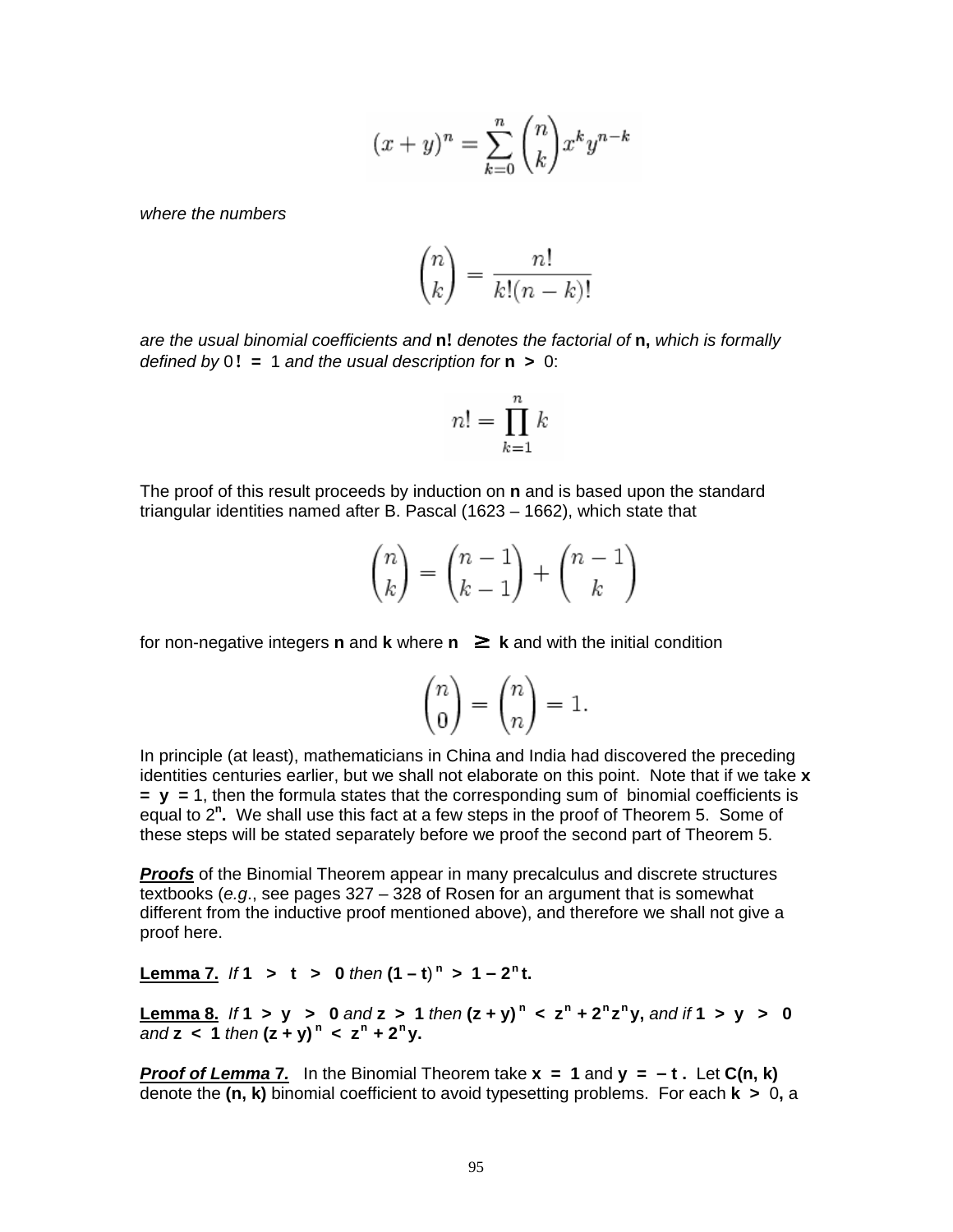$$(x+y)^n = \sum_{k=0}^{n} \binom{n}{k} x^k y^{n-k}$$

*where the numbers*

$$\binom{n}{k} = \frac{n!}{k!(n-k)!}$$

*are the usual binomial coefficients and* **n!** *denotes the factorial of* **n,** *which is formally defined by* $0! = 1$ *and the usual description for* $n > 0$:

$$n! = \prod_{k=1}^{n} k$$

The proof of this result proceeds by induction on **n** and is based upon the standard triangular identities named after B. Pascal (1623 – 1662), which state that

$$\binom{n}{k} = \binom{n-1}{k-1} + \binom{n-1}{k}$$

for non-negative integers **n** and **k** where $n \geq k$ and with the initial condition

$$\binom{n}{0} = \binom{n}{n} = 1.$$

In principle (at least), mathematicians in China and India had discovered the preceding identities centuries earlier, but we shall not elaborate on this point. Note that if we take $x = y = 1$, then the formula states that the corresponding sum of binomial coefficients is equal to $2^n$**.** We shall use this fact at a few steps in the proof of Theorem 5. Some of these steps will be stated separately before we proof the second part of Theorem 5.

***Proofs*** of the Binomial Theorem appear in many precalculus and discrete structures textbooks (*e.g*., see pages 327 – 328 of Rosen for an argument that is somewhat different from the inductive proof mentioned above), and therefore we shall not give a proof here.

**Lemma 7.** *If* $1 > t > 0$ *then* $(1 - t)^n > 1 - 2^n t$.

**Lemma 8.** *If* $1 > y > 0$ *and* $z > 1$ *then* $(z + y)^n < z^n + 2^n z^n y$, *and if* $1 > y > 0$ *and* $z < 1$ *then* $(z + y)^n < z^n + 2^n y$.

***Proof of Lemma 7.*** In the Binomial Theorem take $x = 1$ and $y = -t$. Let **C(n, k)** denote the **(n, k)** binomial coefficient to avoid typesetting problems. For each $k > 0$**,** a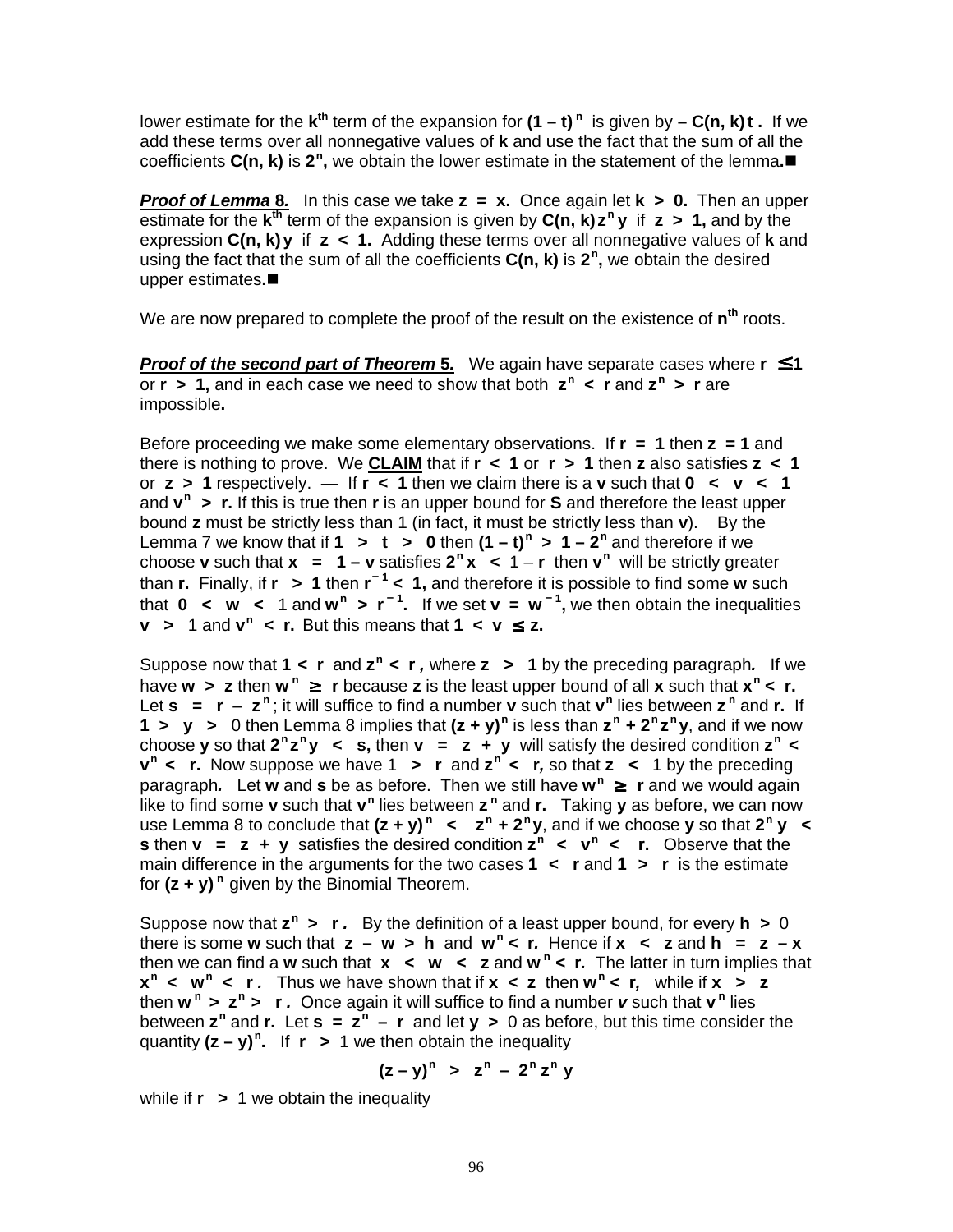lower estimate for the $k^{th}$ term of the expansion for $(1 - t)^n$ is given by $- C(n, k)\,t$. If we add these terms over all nonnegative values of $k$ and use the fact that the sum of all the coefficients $C(n, k)$ is $2^n$, we obtain the lower estimate in the statement of the lemma.■

***Proof of Lemma 8.*** In this case we take $z = x$. Once again let $k > 0$. Then an upper estimate for the $k^{th}$ term of the expansion is given by $C(n, k)\,z^n\,y$ if $z > 1$, and by the expression $C(n, k)\,y$ if $z < 1$. Adding these terms over all nonnegative values of $k$ and using the fact that the sum of all the coefficients $C(n, k)$ is $2^n$, we obtain the desired upper estimates.■

We are now prepared to complete the proof of the result on the existence of $n^{th}$ roots.

***Proof of the second part of Theorem 5.*** We again have separate cases where $r \leq 1$ or $r > 1$, and in each case we need to show that both $z^n < r$ and $z^n > r$ are impossible.

Before proceeding we make some elementary observations. If $r = 1$ then $z = 1$ and there is nothing to prove. We **CLAIM** that if $r < 1$ or $r > 1$ then $z$ also satisfies $z < 1$ or $z > 1$ respectively. — If $r < 1$ then we claim there is a $v$ such that $0 < v < 1$ and $v^n > r$. If this is true then $r$ is an upper bound for $S$ and therefore the least upper bound $z$ must be strictly less than 1 (in fact, it must be strictly less than $v$). By the Lemma 7 we know that if $1 > t > 0$ then $(1 - t)^n > 1 - 2^n$ and therefore if we choose $v$ such that $x = 1 - v$ satisfies $2^n x < 1 - r$ then $v^n$ will be strictly greater than $r$. Finally, if $r > 1$ then $r^{-1} < 1$, and therefore it is possible to find some $w$ such that $0 < w < 1$ and $w^n > r^{-1}$. If we set $v = w^{-1}$, we then obtain the inequalities $v > 1$ and $v^n < r$. But this means that $1 < v \leq z$.

Suppose now that $1 < r$ and $z^n < r$, where $z > 1$ by the preceding paragraph. If we have $w > z$ then $w^n \geq r$ because $z$ is the least upper bound of all $x$ such that $x^n < r$. Let $s = r - z^n$; it will suffice to find a number $v$ such that $v^n$ lies between $z^n$ and $r$. If $1 > y > 0$ then Lemma 8 implies that $(z + y)^n$ is less than $z^n + 2^n z^n y$, and if we now choose $y$ so that $2^n z^n y < s$, then $v = z + y$ will satisfy the desired condition $z^n < v^n < r$. Now suppose we have $1 > r$ and $z^n < r$, so that $z < 1$ by the preceding paragraph. Let $w$ and $s$ be as before. Then we still have $w^n \geq r$ and we would again like to find some $v$ such that $v^n$ lies between $z^n$ and $r$. Taking $y$ as before, we can now use Lemma 8 to conclude that $(z + y)^n < z^n + 2^n y$, and if we choose $y$ so that $2^n y < s$ then $v = z + y$ satisfies the desired condition $z^n < v^n < r$. Observe that the main difference in the arguments for the two cases $1 < r$ and $1 > r$ is the estimate for $(z + y)^n$ given by the Binomial Theorem.

Suppose now that $z^n > r$. By the definition of a least upper bound, for every $h > 0$ there is some $w$ such that $z - w > h$ and $w^n < r$. Hence if $x < z$ and $h = z - x$ then we can find a $w$ such that $x < w < z$ and $w^n < r$. The latter in turn implies that $x^n < w^n < r$. Thus we have shown that if $x < z$ then $w^n < r$, while if $x > z$ then $w^n > z^n > r$. Once again it will suffice to find a number $v$ such that $v^n$ lies between $z^n$ and $r$. Let $s = z^n - r$ and let $y > 0$ as before, but this time consider the quantity $(z - y)^n$. If $r > 1$ we then obtain the inequality

$$(z - y)^n > z^n - 2^n z^n y$$

while if $r > 1$ we obtain the inequality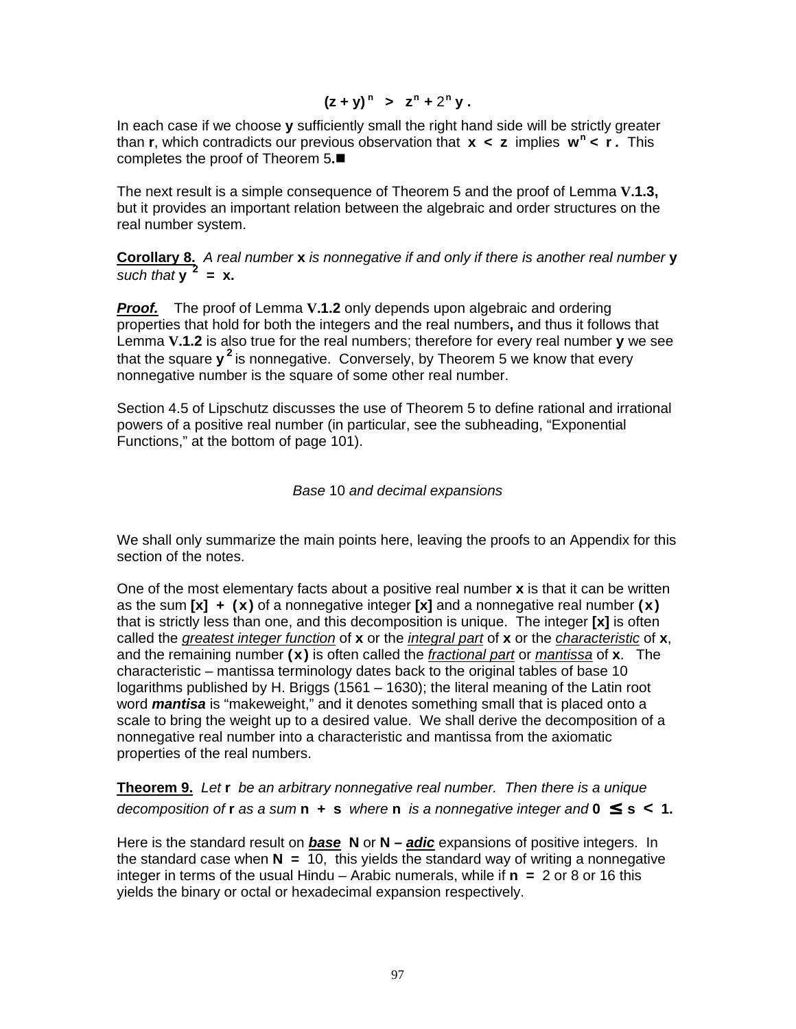$$(z + y)^n \;>\; z^n + 2^n y\,.$$

In each case if we choose **y** sufficiently small the right hand side will be strictly greater than **r**, which contradicts our previous observation that $x < z$ implies $w^n < r$. This completes the proof of Theorem 5.■

The next result is a simple consequence of Theorem 5 and the proof of Lemma **V.1.3,** but it provides an important relation between the algebraic and order structures on the real number system.

**Corollary 8.** *A real number* **x** *is nonnegative if and only if there is another real number* **y** *such that* $y^2 = x$.

***Proof.*** The proof of Lemma **V.1.2** only depends upon algebraic and ordering properties that hold for both the integers and the real numbers**,** and thus it follows that Lemma **V.1.2** is also true for the real numbers; therefore for every real number **y** we see that the square $y^2$ is nonnegative. Conversely, by Theorem 5 we know that every nonnegative number is the square of some other real number.

Section 4.5 of Lipschutz discusses the use of Theorem 5 to define rational and irrational powers of a positive real number (in particular, see the subheading, "Exponential Functions," at the bottom of page 101).

## *Base* 10 *and decimal expansions*

We shall only summarize the main points here, leaving the proofs to an Appendix for this section of the notes.

One of the most elementary facts about a positive real number **x** is that it can be written as the sum $[x] + (x)$ of a nonnegative integer $[x]$ and a nonnegative real number $(x)$ that is strictly less than one, and this decomposition is unique. The integer $[x]$ is often called the <u>*greatest integer function*</u> of **x** or the <u>*integral part*</u> of **x** or the <u>*characteristic*</u> of **x**, and the remaining number $(x)$ is often called the <u>*fractional part*</u> or <u>*mantissa*</u> of **x**. The characteristic – mantissa terminology dates back to the original tables of base 10 logarithms published by H. Briggs (1561 – 1630); the literal meaning of the Latin root word ***mantisa*** is "makeweight," and it denotes something small that is placed onto a scale to bring the weight up to a desired value. We shall derive the decomposition of a nonnegative real number into a characteristic and mantissa from the axiomatic properties of the real numbers.

**Theorem 9.** *Let* **r** *be an arbitrary nonnegative real number. Then there is a unique decomposition of* **r** *as a sum* $n + s$ *where* **n** *is a nonnegative integer and* $0 \leq s < 1$.

Here is the standard result on <u>***base***</u> **N** or **N –** <u>***adic***</u> expansions of positive integers. In the standard case when $N = 10$, this yields the standard way of writing a nonnegative integer in terms of the usual Hindu – Arabic numerals, while if $n = 2$ or 8 or 16 this yields the binary or octal or hexadecimal expansion respectively.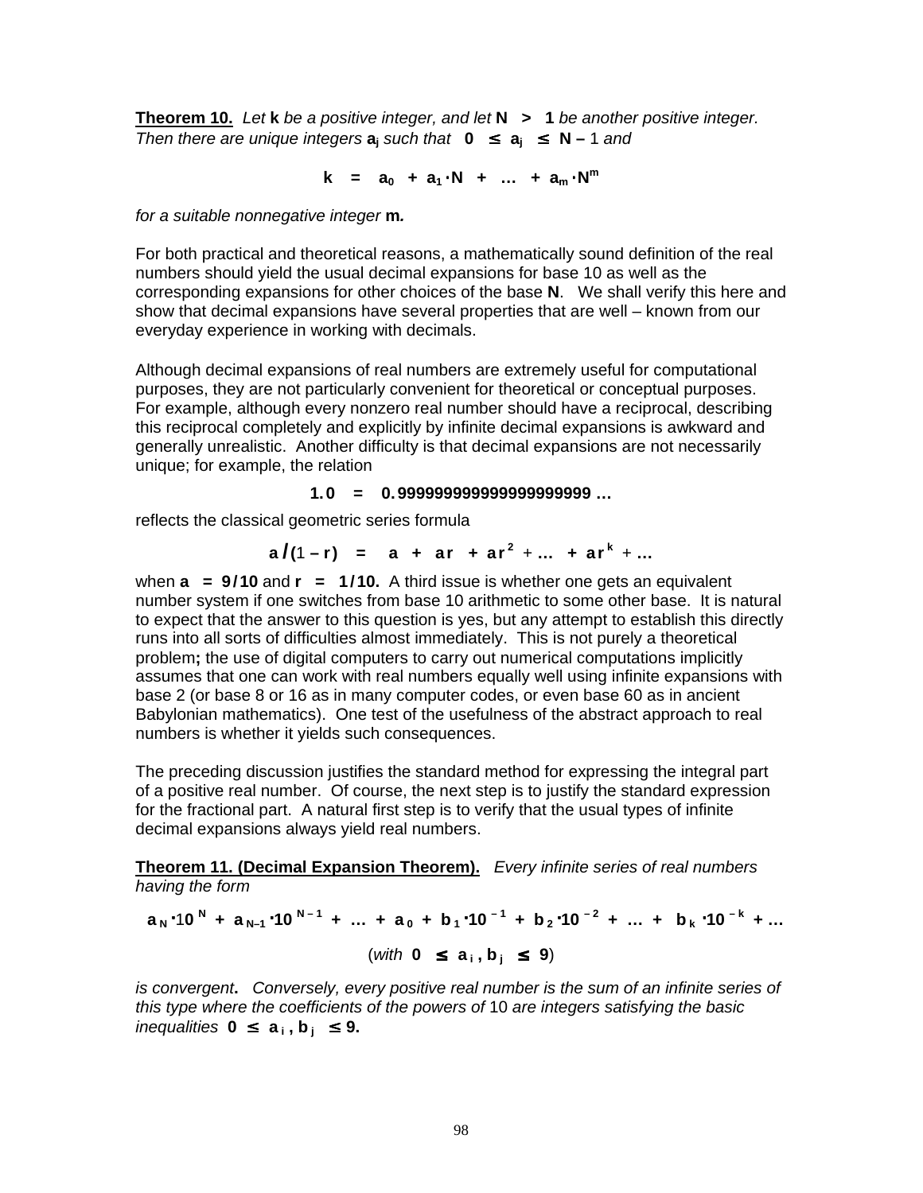**Theorem 10.** *Let* **k** *be a positive integer, and let* $N > 1$ *be another positive integer. Then there are unique integers* $a_j$ *such that* $0 \leq a_j \leq N - 1$ *and*

$$k = a_0 + a_1 \cdot N + \ldots + a_m \cdot N^m$$

*for a suitable nonnegative integer* **m.**

For both practical and theoretical reasons, a mathematically sound definition of the real numbers should yield the usual decimal expansions for base 10 as well as the corresponding expansions for other choices of the base **N**. We shall verify this here and show that decimal expansions have several properties that are well – known from our everyday experience in working with decimals.

Although decimal expansions of real numbers are extremely useful for computational purposes, they are not particularly convenient for theoretical or conceptual purposes. For example, although every nonzero real number should have a reciprocal, describing this reciprocal completely and explicitly by infinite decimal expansions is awkward and generally unrealistic. Another difficulty is that decimal expansions are not necessarily unique; for example, the relation

$$1.0 = 0.99999999999999999999\ldots$$

reflects the classical geometric series formula

$$a/(1-r) = a + ar + ar^2 + \ldots + ar^k + \ldots$$

when $a = 9/10$ and $r = 1/10$. A third issue is whether one gets an equivalent number system if one switches from base 10 arithmetic to some other base. It is natural to expect that the answer to this question is yes, but any attempt to establish this directly runs into all sorts of difficulties almost immediately. This is not purely a theoretical problem**;** the use of digital computers to carry out numerical computations implicitly assumes that one can work with real numbers equally well using infinite expansions with base 2 (or base 8 or 16 as in many computer codes, or even base 60 as in ancient Babylonian mathematics). One test of the usefulness of the abstract approach to real numbers is whether it yields such consequences.

The preceding discussion justifies the standard method for expressing the integral part of a positive real number. Of course, the next step is to justify the standard expression for the fractional part. A natural first step is to verify that the usual types of infinite decimal expansions always yield real numbers.

**Theorem 11. (Decimal Expansion Theorem).** *Every infinite series of real numbers having the form*

$$a_N \cdot 10^N + a_{N-1} \cdot 10^{N-1} + \ldots + a_0 + b_1 \cdot 10^{-1} + b_2 \cdot 10^{-2} + \ldots + b_k \cdot 10^{-k} + \ldots$$

$$(\textit{with } 0 \leq a_i, b_j \leq 9)$$

*is convergent***.** *Conversely, every positive real number is the sum of an infinite series of this type where the coefficients of the powers of* 10 *are integers satisfying the basic inequalities* $0 \leq a_i, b_j \leq 9$.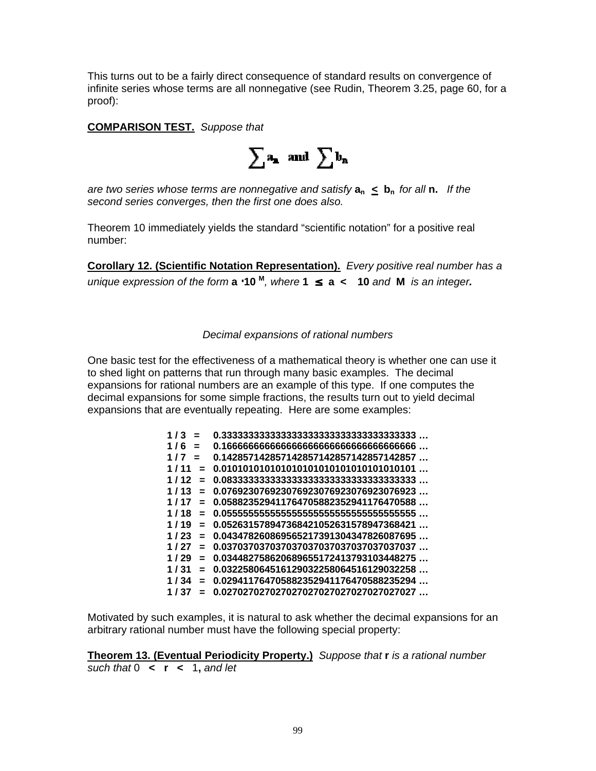This turns out to be a fairly direct consequence of standard results on convergence of infinite series whose terms are all nonnegative (see Rudin, Theorem 3.25, page 60, for a proof):

**COMPARISON TEST.** *Suppose that*

$$\sum a_n \text{ and } \sum b_n$$

*are two series whose terms are nonnegative and satisfy* $a_n \leq b_n$ *for all* $n$. *If the second series converges, then the first one does also.*

Theorem 10 immediately yields the standard "scientific notation" for a positive real number:

**Corollary 12. (Scientific Notation Representation).** *Every positive real number has a unique expression of the form* $a \cdot 10^M$, *where* $1 \leq a < 10$ *and* $M$ *is an integer.*

*Decimal expansions of rational numbers*

One basic test for the effectiveness of a mathematical theory is whether one can use it to shed light on patterns that run through many basic examples. The decimal expansions for rational numbers are an example of this type. If one computes the decimal expansions for some simple fractions, the results turn out to yield decimal expansions that are eventually repeating. Here are some examples:

**1 / 3 = 0.33333333333333333333333333333333333333 …**
**1 / 6 = 0.16666666666666666666666666666666666666 …**
**1 / 7 = 0.14285714285714285714285714285714285714 2857 …**
**1 / 11 = 0.01010101010101010101010101010101 …**
**1 / 12 = 0.08333333333333333333333333333333333333 …**
**1 / 13 = 0.07692307692307692307692307692307692 3 …**
**1 / 17 = 0.05882352941176470588235294117647058 8 …**
**1 / 18 = 0.05555555555555555555555555555555555555 …**
**1 / 19 = 0.05263157894736842105263157894736842 1 …**
**1 / 23 = 0.04347826086956521739130434782608769 5 …**
**1 / 27 = 0.03703703703703703703703703703703703 7 …**
**1 / 29 = 0.03448275862068965517241379310344827 5 …**
**1 / 31 = 0.03225806451612903225806451612903225 8 …**
**1 / 34 = 0.02941176470588235294117647058823529 4 …**
**1 / 37 = 0.02702702702702702702702702702702702 7 …**

Motivated by such examples, it is natural to ask whether the decimal expansions for an arbitrary rational number must have the following special property:

**Theorem 13. (Eventual Periodicity Property.)** *Suppose that* $r$ *is a rational number such that* $0 < r < 1$, *and let*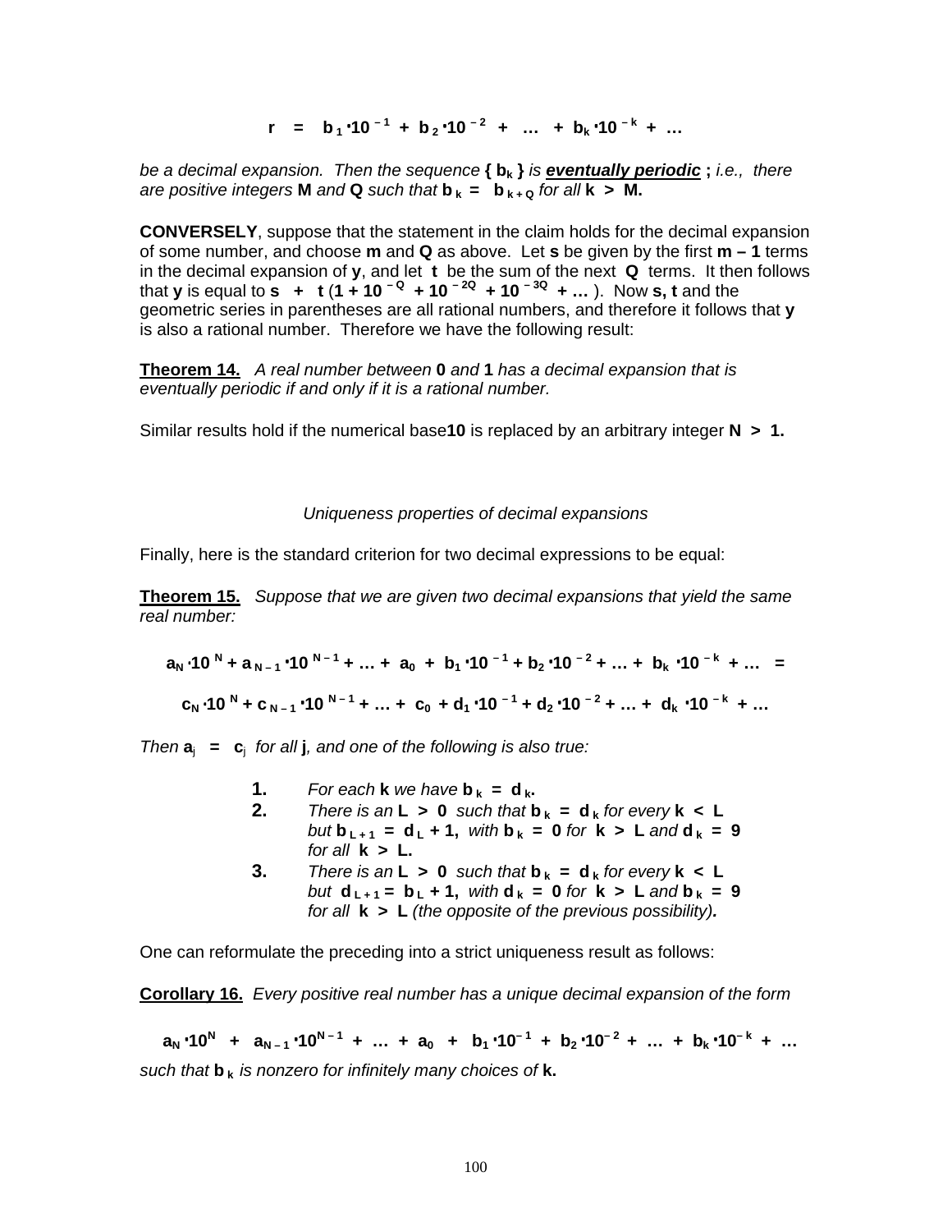$$r \;=\; b_1 \cdot 10^{-1} + b_2 \cdot 10^{-2} + \ldots + b_k \cdot 10^{-k} + \ldots$$

*be a decimal expansion. Then the sequence* $\{ b_k \}$ *is* ***eventually periodic*** **;** *i.e., there are positive integers* **M** *and* **Q** *such that* $b_k = b_{k+Q}$ *for all* $k > M$.

**CONVERSELY**, suppose that the statement in the claim holds for the decimal expansion of some number, and choose **m** and **Q** as above. Let **s** be given by the first **m – 1** terms in the decimal expansion of **y**, and let **t** be the sum of the next **Q** terms. It then follows that **y** is equal to $s + t\,(1 + 10^{-Q} + 10^{-2Q} + 10^{-3Q} + \ldots)$. Now **s, t** and the geometric series in parentheses are all rational numbers, and therefore it follows that **y** is also a rational number. Therefore we have the following result:

**Theorem 14.** *A real number between* **0** *and* **1** *has a decimal expansion that is eventually periodic if and only if it is a rational number.*

Similar results hold if the numerical base **10** is replaced by an arbitrary integer $N > 1$.

*Uniqueness properties of decimal expansions*

Finally, here is the standard criterion for two decimal expressions to be equal:

**Theorem 15.** *Suppose that we are given two decimal expansions that yield the same real number:*

$$a_N \cdot 10^{N} + a_{N-1} \cdot 10^{N-1} + \ldots + a_0 + b_1 \cdot 10^{-1} + b_2 \cdot 10^{-2} + \ldots + b_k \cdot 10^{-k} + \ldots =$$

$$c_N \cdot 10^{N} + c_{N-1} \cdot 10^{N-1} + \ldots + c_0 + d_1 \cdot 10^{-1} + d_2 \cdot 10^{-2} + \ldots + d_k \cdot 10^{-k} + \ldots$$

*Then* $a_j = c_j$ *for all* **j***, and one of the following is also true:*

1. *For each* **k** *we have* $b_k = d_k$.
2. *There is an* $L > 0$ *such that* $b_k = d_k$ *for every* $k < L$ *but* $b_{L+1} = d_L + 1$, *with* $b_k = 0$ *for* $k > L$ *and* $d_k = 9$ *for all* $k > L$.
3. *There is an* $L > 0$ *such that* $b_k = d_k$ *for every* $k < L$ *but* $d_{L+1} = b_L + 1$, *with* $d_k = 0$ *for* $k > L$ *and* $b_k = 9$ *for all* $k > L$ *(the opposite of the previous possibility)*.

One can reformulate the preceding into a strict uniqueness result as follows:

**Corollary 16.** *Every positive real number has a unique decimal expansion of the form*

$$a_N \cdot 10^{N} + a_{N-1} \cdot 10^{N-1} + \ldots + a_0 + b_1 \cdot 10^{-1} + b_2 \cdot 10^{-2} + \ldots + b_k \cdot 10^{-k} + \ldots$$

*such that* $b_k$ *is nonzero for infinitely many choices of* **k.**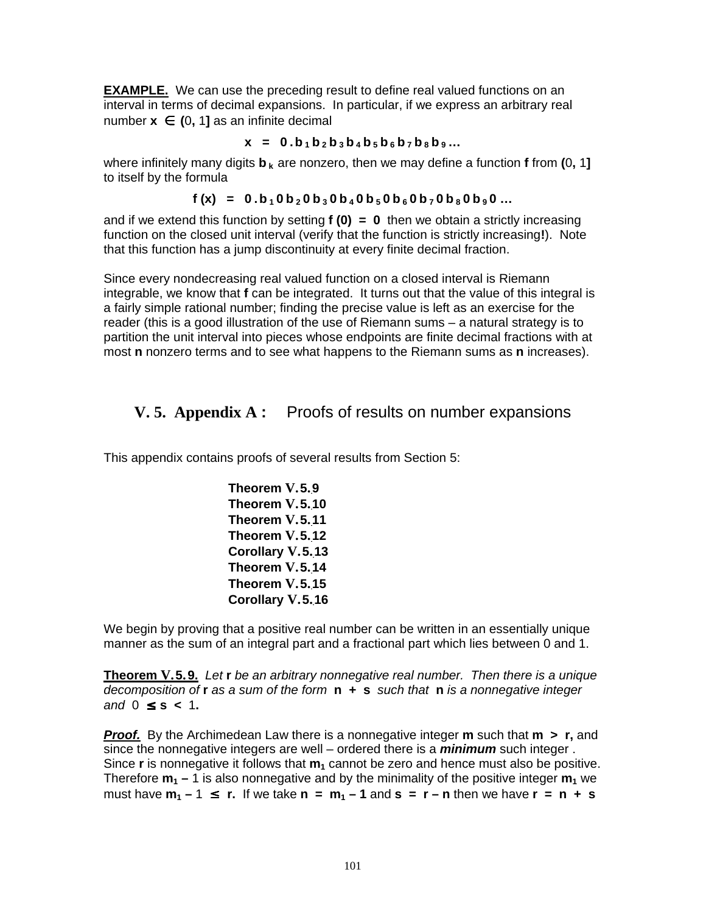**EXAMPLE.** We can use the preceding result to define real valued functions on an interval in terms of decimal expansions. In particular, if we express an arbitrary real number $x \in (0, 1]$ as an infinite decimal

$$x = 0\,.\,b_1\,b_2\,b_3\,b_4\,b_5\,b_6\,b_7\,b_8\,b_9\,\dots$$

where infinitely many digits $b_k$ are nonzero, then we may define a function **f** from $(0, 1]$ to itself by the formula

$$f(x) = 0\,.\,b_1\,0\,b_2\,0\,b_3\,0\,b_4\,0\,b_5\,0\,b_6\,0\,b_7\,0\,b_8\,0\,b_9\,0\,\dots$$

and if we extend this function by setting $f(0) = 0$ then we obtain a strictly increasing function on the closed unit interval (verify that the function is strictly increasing**!**). Note that this function has a jump discontinuity at every finite decimal fraction.

Since every nondecreasing real valued function on a closed interval is Riemann integrable, we know that **f** can be integrated. It turns out that the value of this integral is a fairly simple rational number; finding the precise value is left as an exercise for the reader (this is a good illustration of the use of Riemann sums – a natural strategy is to partition the unit interval into pieces whose endpoints are finite decimal fractions with at most **n** nonzero terms and to see what happens to the Riemann sums as **n** increases).

## V. 5. Appendix A : Proofs of results on number expansions

This appendix contains proofs of several results from Section 5:

**Theorem V.5.9**
**Theorem V.5.10**
**Theorem V.5.11**
**Theorem V.5.12**
**Corollary V.5.13**
**Theorem V.5.14**
**Theorem V.5.15**
**Corollary V.5.16**

We begin by proving that a positive real number can be written in an essentially unique manner as the sum of an integral part and a fractional part which lies between 0 and 1.

**Theorem V.5.9.** *Let* **r** *be an arbitrary nonnegative real number. Then there is a unique decomposition of* **r** *as a sum of the form* $n + s$ *such that* **n** *is a nonnegative integer and* $0 \leq s < 1$.

***Proof.*** By the Archimedean Law there is a nonnegative integer **m** such that $m > r$, and since the nonnegative integers are well – ordered there is a ***minimum*** such integer . Since **r** is nonnegative it follows that $m_1$ cannot be zero and hence must also be positive. Therefore $m_1 - 1$ is also nonnegative and by the minimality of the positive integer $m_1$ we must have $m_1 - 1 \leq r$. If we take $n = m_1 - 1$ and $s = r - n$ then we have $r = n + s$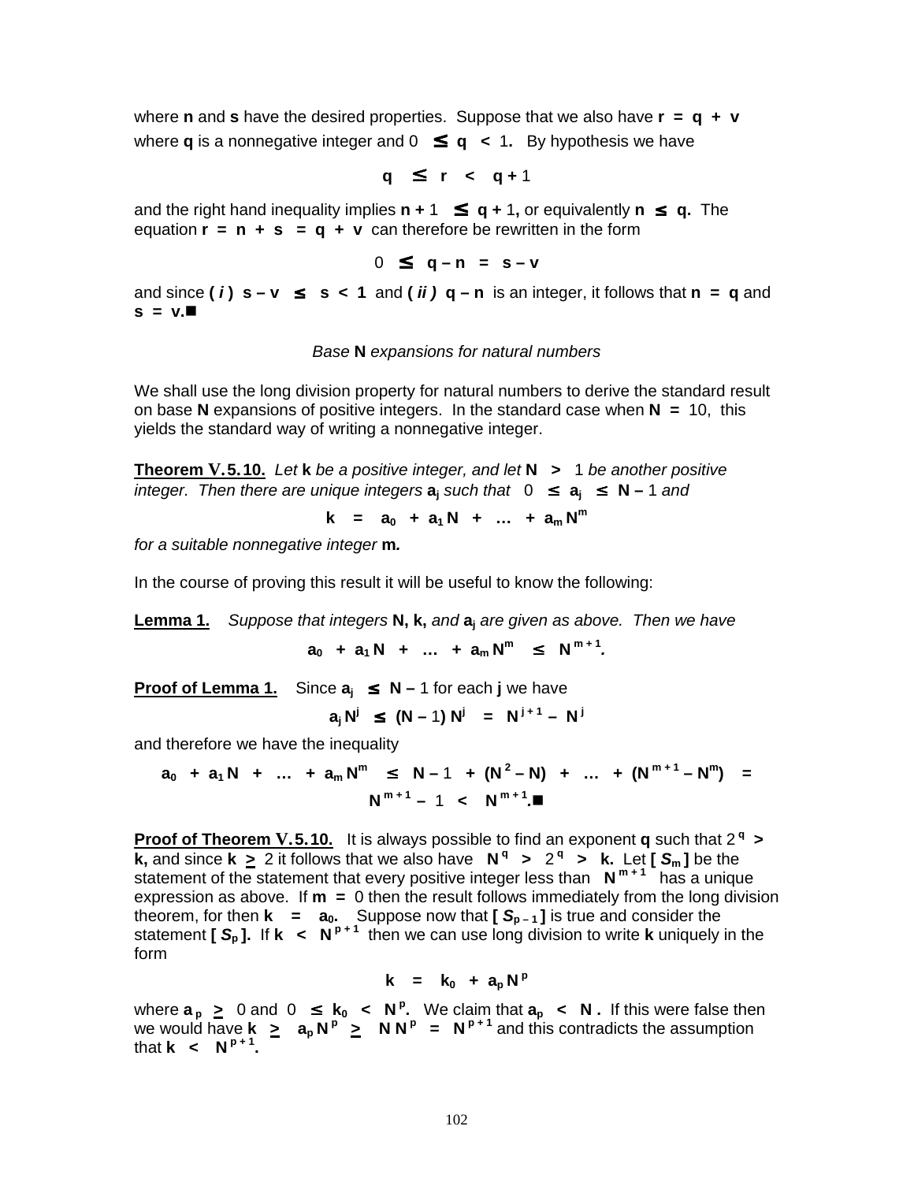where $\mathbf{n}$ and $\mathbf{s}$ have the desired properties. Suppose that we also have $\mathbf{r} = \mathbf{q} + \mathbf{v}$ where $\mathbf{q}$ is a nonnegative integer and $0 \leq \mathbf{q} < 1$. By hypothesis we have

$$\mathbf{q} \leq \mathbf{r} < \mathbf{q} + 1$$

and the right hand inequality implies $\mathbf{n} + 1 \leq \mathbf{q} + 1$, or equivalently $\mathbf{n} \leq \mathbf{q}$. The equation $\mathbf{r} = \mathbf{n} + \mathbf{s} = \mathbf{q} + \mathbf{v}$ can therefore be rewritten in the form

$$0 \leq \mathbf{q} - \mathbf{n} = \mathbf{s} - \mathbf{v}$$

and since ***( i )*** $\mathbf{s} - \mathbf{v} \leq \mathbf{s} < 1$ and ***( ii )*** $\mathbf{q} - \mathbf{n}$ is an integer, it follows that $\mathbf{n} = \mathbf{q}$ and $\mathbf{s} = \mathbf{v}$.■

*Base* **N** *expansions for natural numbers*

We shall use the long division property for natural numbers to derive the standard result on base **N** expansions of positive integers. In the standard case when $\mathbf{N} = 10$, this yields the standard way of writing a nonnegative integer.

**Theorem V.5.10.** *Let* **k** *be a positive integer, and let* $\mathbf{N} > 1$ *be another positive integer. Then there are unique integers* $\mathbf{a_j}$ *such that* $0 \leq \mathbf{a_j} \leq \mathbf{N} - 1$ *and*

$$\mathbf{k} = \mathbf{a_0} + \mathbf{a_1 N} + \ldots + \mathbf{a_m N^m}$$

*for a suitable nonnegative integer* **m.**

In the course of proving this result it will be useful to know the following:

**Lemma 1.** *Suppose that integers* **N, k,** *and* $\mathbf{a_j}$ *are given as above. Then we have*

$$\mathbf{a_0} + \mathbf{a_1 N} + \ldots + \mathbf{a_m N^m} \leq \mathbf{N^{m+1}}.$$

**Proof of Lemma 1.** Since $\mathbf{a_j} \leq \mathbf{N} - 1$ for each **j** we have

$$\mathbf{a_j N^j} \leq (\mathbf{N} - 1)\,\mathbf{N^j} = \mathbf{N^{j+1}} - \mathbf{N^j}$$

and therefore we have the inequality

$$\mathbf{a_0} + \mathbf{a_1 N} + \ldots + \mathbf{a_m N^m} \leq \mathbf{N} - 1 + (\mathbf{N^2} - \mathbf{N}) + \ldots + (\mathbf{N^{m+1}} - \mathbf{N^m}) = \mathbf{N^{m+1}} - 1 < \mathbf{N^{m+1}}.■$$

**Proof of Theorem V.5.10.** It is always possible to find an exponent **q** such that $2^{\mathbf{q}} > \mathbf{k}$, and since $\mathbf{k} \geq 2$ it follows that we also have $\mathbf{N^q} > 2^{\mathbf{q}} > \mathbf{k}$. Let $[\,\boldsymbol{S}_{\mathbf{m}}\,]$ be the statement of the statement that every positive integer less than $\mathbf{N^{m+1}}$ has a unique expression as above. If $\mathbf{m} = 0$ then the result follows immediately from the long division theorem, for then $\mathbf{k} = \mathbf{a_0}$. Suppose now that $[\,\boldsymbol{S}_{\mathbf{p}-1}\,]$ is true and consider the statement $[\,\boldsymbol{S}_{\mathbf{p}}\,]$. If $\mathbf{k} < \mathbf{N^{p+1}}$ then we can use long division to write **k** uniquely in the form

$$\mathbf{k} = \mathbf{k_0} + \mathbf{a_p N^p}$$

where $\mathbf{a_p} \geq 0$ and $0 \leq \mathbf{k_0} < \mathbf{N^p}$. We claim that $\mathbf{a_p} < \mathbf{N}$. If this were false then we would have $\mathbf{k} \geq \mathbf{a_p N^p} \geq \mathbf{N\,N^p} = \mathbf{N^{p+1}}$ and this contradicts the assumption that $\mathbf{k} < \mathbf{N^{p+1}}$.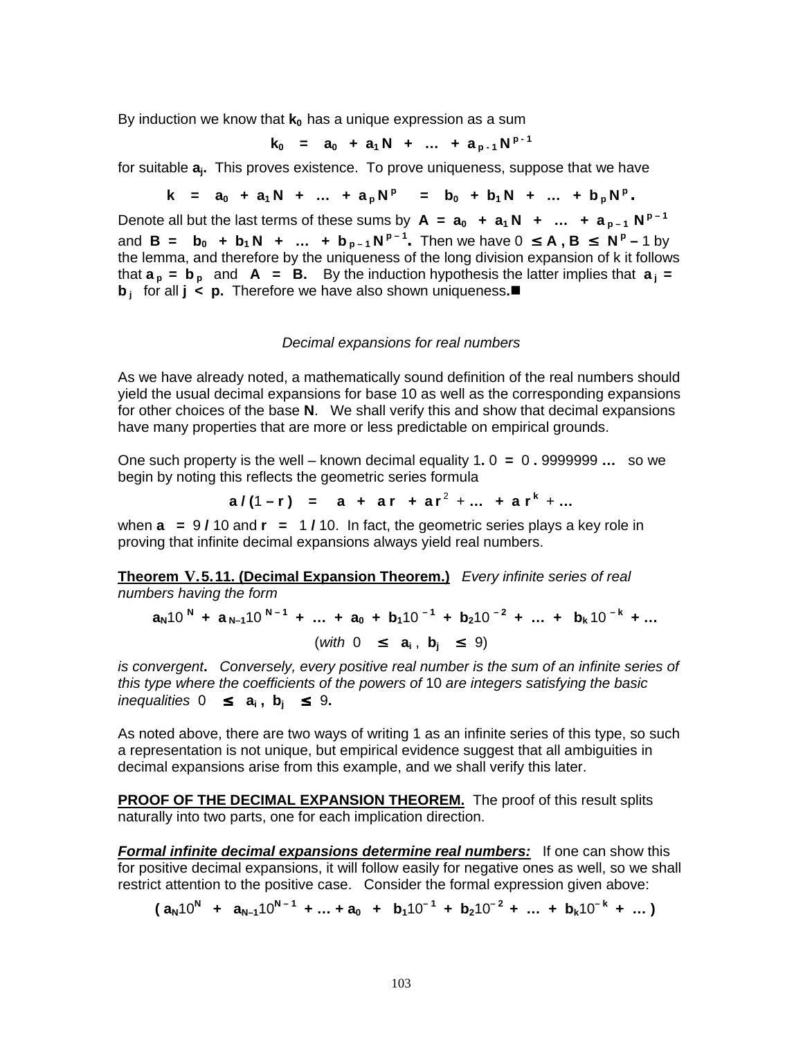By induction we know that $k_0$ has a unique expression as a sum

$$k_0 \;=\; a_0 + a_1 N + \ldots + a_{p-1} N^{p-1}$$

for suitable $a_j$. This proves existence. To prove uniqueness, suppose that we have

$$k \;=\; a_0 + a_1 N + \ldots + a_p N^p \;=\; b_0 + b_1 N + \ldots + b_p N^p .$$

Denote all but the last terms of these sums by $A = a_0 + a_1 N + \ldots + a_{p-1} N^{p-1}$ and $B = b_0 + b_1 N + \ldots + b_{p-1} N^{p-1}$. Then we have $0 \leq A, B \leq N^p - 1$ by the lemma, and therefore by the uniqueness of the long division expansion of k it follows that $a_p = b_p$ and $A = B$. By the induction hypothesis the latter implies that $a_j = b_j$ for all $j < p$. Therefore we have also shown uniqueness.■

*Decimal expansions for real numbers*

As we have already noted, a mathematically sound definition of the real numbers should yield the usual decimal expansions for base 10 as well as the corresponding expansions for other choices of the base **N**. We shall verify this and show that decimal expansions have many properties that are more or less predictable on empirical grounds.

One such property is the well – known decimal equality $1.0 = 0.9999999\ldots$ so we begin by noting this reflects the geometric series formula

$$a/(1-r) \;=\; a + ar + ar^2 + \ldots + ar^k + \ldots$$

when $a = 9/10$ and $r = 1/10$. In fact, the geometric series plays a key role in proving that infinite decimal expansions always yield real numbers.

**Theorem V.5.11. (Decimal Expansion Theorem.)** *Every infinite series of real numbers having the form*

$$a_N 10^N + a_{N-1} 10^{N-1} + \ldots + a_0 + b_1 10^{-1} + b_2 10^{-2} + \ldots + b_k 10^{-k} + \ldots$$

$$(\textit{with } 0 \leq a_i, b_j \leq 9)$$

*is convergent*. *Conversely, every positive real number is the sum of an infinite series of this type where the coefficients of the powers of* 10 *are integers satisfying the basic inequalities* $0 \leq a_i, b_j \leq 9$.

As noted above, there are two ways of writing 1 as an infinite series of this type, so such a representation is not unique, but empirical evidence suggest that all ambiguities in decimal expansions arise from this example, and we shall verify this later.

**PROOF OF THE DECIMAL EXPANSION THEOREM.** The proof of this result splits naturally into two parts, one for each implication direction.

***Formal infinite decimal expansions determine real numbers:*** If one can show this for positive decimal expansions, it will follow easily for negative ones as well, so we shall restrict attention to the positive case. Consider the formal expression given above:

$$(\, a_N 10^N + a_{N-1} 10^{N-1} + \ldots + a_0 + b_1 10^{-1} + b_2 10^{-2} + \ldots + b_k 10^{-k} + \ldots\,)$$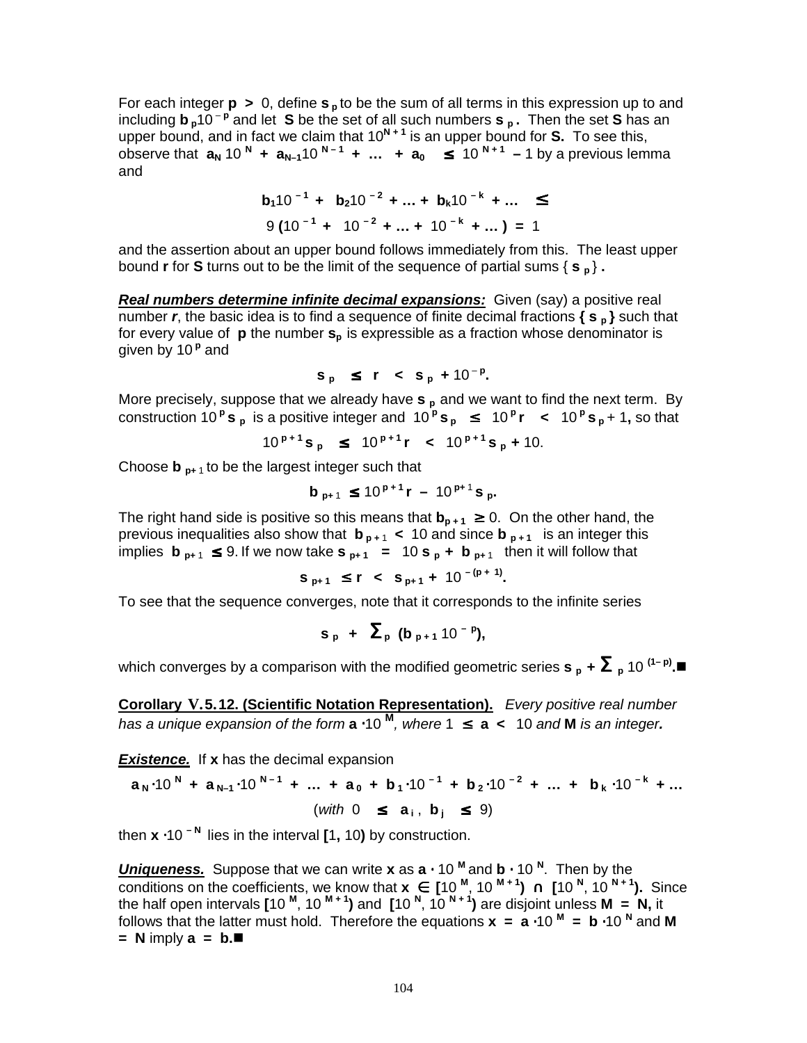For each integer $\mathbf{p} > 0$, define $\mathbf{s}_{\mathbf{p}}$ to be the sum of all terms in this expression up to and including $\mathbf{b}_{\mathbf{p}}10^{-\mathbf{p}}$ and let **S** be the set of all such numbers $\mathbf{s}_{\mathbf{p}}$. Then the set **S** has an upper bound, and in fact we claim that $10^{\mathbf{N}+1}$ is an upper bound for **S.** To see this, observe that $\mathbf{a_N}\, 10^{\mathbf{N}} + \mathbf{a_{N-1}} 10^{\mathbf{N}-1} + \ldots + \mathbf{a_0} \leq 10^{\mathbf{N}+1} - 1$ by a previous lemma and

$$\mathbf{b_1}10^{-1} + \mathbf{b_2}10^{-2} + \ldots + \mathbf{b_k}10^{-\mathbf{k}} + \ldots \leq$$

$$9\,(10^{-1} + 10^{-2} + \ldots + 10^{-\mathbf{k}} + \ldots) = 1$$

and the assertion about an upper bound follows immediately from this. The least upper bound **r** for **S** turns out to be the limit of the sequence of partial sums $\{\,\mathbf{s}_{\mathbf{p}}\,\}$.

***Real numbers determine infinite decimal expansions:*** Given (say) a positive real number ***r***, the basic idea is to find a sequence of finite decimal fractions $\{\,\mathbf{s}_{\mathbf{p}}\,\}$ such that for every value of **p** the number $\mathbf{s_p}$ is expressible as a fraction whose denominator is given by $10^{\mathbf{p}}$ and

$$\mathbf{s}_{\mathbf{p}} \leq \mathbf{r} < \mathbf{s}_{\mathbf{p}} + 10^{-\mathbf{p}}.$$

More precisely, suppose that we already have $\mathbf{s}_{\mathbf{p}}$ and we want to find the next term. By construction $10^{\mathbf{p}}\mathbf{s}_{\mathbf{p}}$ is a positive integer and $10^{\mathbf{p}}\mathbf{s}_{\mathbf{p}} \leq 10^{\mathbf{p}}\mathbf{r} < 10^{\mathbf{p}}\mathbf{s}_{\mathbf{p}} + 1$, so that

$$10^{\mathbf{p}+1}\mathbf{s}_{\mathbf{p}} \leq 10^{\mathbf{p}+1}\mathbf{r} < 10^{\mathbf{p}+1}\mathbf{s}_{\mathbf{p}} + 10.$$

Choose $\mathbf{b}_{\mathbf{p}+1}$ to be the largest integer such that

$$\mathbf{b}_{\mathbf{p}+1} \leq 10^{\mathbf{p}+1}\mathbf{r} - 10^{\mathbf{p}+1}\mathbf{s}_{\mathbf{p}}.$$

The right hand side is positive so this means that $\mathbf{b}_{\mathbf{p}+1} \geq 0$. On the other hand, the previous inequalities also show that $\mathbf{b}_{\mathbf{p}+1} < 10$ and since $\mathbf{b}_{\mathbf{p}+1}$ is an integer this implies $\mathbf{b}_{\mathbf{p}+1} \leq 9$. If we now take $\mathbf{s}_{\mathbf{p}+1} = 10\,\mathbf{s}_{\mathbf{p}} + \mathbf{b}_{\mathbf{p}+1}$ then it will follow that

$$\mathbf{s}_{\mathbf{p}+1} \leq \mathbf{r} < \mathbf{s}_{\mathbf{p}+1} + 10^{-(\mathbf{p}+1)}.$$

To see that the sequence converges, note that it corresponds to the infinite series

$$\mathbf{s}_{\mathbf{p}} + \sum_{\mathbf{p}} (\mathbf{b}_{\mathbf{p}+1}\,10^{-\mathbf{p}}),$$

which converges by a comparison with the modified geometric series $\mathbf{s}_{\mathbf{p}} + \sum_{\mathbf{p}} 10^{(1-\mathbf{p})}$.■

**Corollary V.5.12. (Scientific Notation Representation).** *Every positive real number has a unique expansion of the form* $\mathbf{a}\cdot 10^{\mathbf{M}}$*, where* $1 \leq \mathbf{a} < 10$ *and* **M** *is an integer.*

***Existence.*** If **x** has the decimal expansion

$$\mathbf{a_N}\cdot 10^{\mathbf{N}} + \mathbf{a_{N-1}}\cdot 10^{\mathbf{N}-1} + \ldots + \mathbf{a_0} + \mathbf{b_1}\cdot 10^{-1} + \mathbf{b_2}\cdot 10^{-2} + \ldots + \mathbf{b_k}\cdot 10^{-\mathbf{k}} + \ldots$$

$$(\textit{with } 0 \leq \mathbf{a_i}, \mathbf{b_j} \leq 9)$$

then $\mathbf{x}\cdot 10^{-\mathbf{N}}$ lies in the interval $[1, 10)$ by construction.

***Uniqueness.*** Suppose that we can write **x** as $\mathbf{a}\cdot 10^{\mathbf{M}}$ and $\mathbf{b}\cdot 10^{\mathbf{N}}$. Then by the conditions on the coefficients, we know that $\mathbf{x} \in [10^{\mathbf{M}}, 10^{\mathbf{M}+1}) \cap [10^{\mathbf{N}}, 10^{\mathbf{N}+1})$. Since the half open intervals $[10^{\mathbf{M}}, 10^{\mathbf{M}+1})$ and $[10^{\mathbf{N}}, 10^{\mathbf{N}+1})$ are disjoint unless $\mathbf{M} = \mathbf{N}$, it follows that the latter must hold. Therefore the equations $\mathbf{x} = \mathbf{a}\cdot 10^{\mathbf{M}} = \mathbf{b}\cdot 10^{\mathbf{N}}$ and $\mathbf{M} = \mathbf{N}$ imply $\mathbf{a} = \mathbf{b}$.■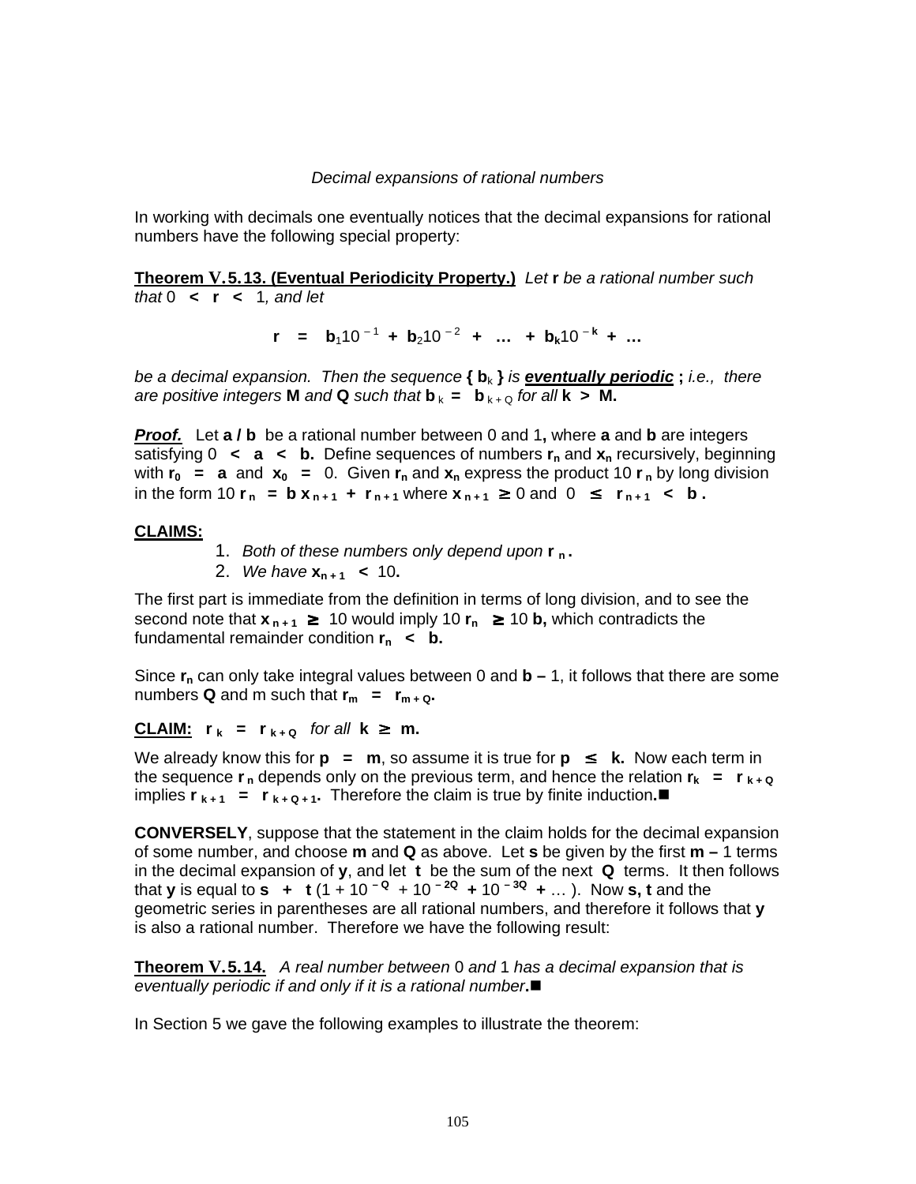*Decimal expansions of rational numbers*

In working with decimals one eventually notices that the decimal expansions for rational numbers have the following special property:

**Theorem V.5.13. (Eventual Periodicity Property.)** *Let* **r** *be a rational number such that* $0 < \mathbf{r} < 1$*, and let*

$$\mathbf{r} = \mathbf{b}_1 10^{-1} + \mathbf{b}_2 10^{-2} + \ldots + \mathbf{b}_k 10^{-k} + \ldots$$

*be a decimal expansion. Then the sequence* $\{\mathbf{b}_k\}$ *is* ***eventually periodic*** **;** *i.e., there are positive integers* **M** *and* **Q** *such that* $\mathbf{b}_k = \mathbf{b}_{k+Q}$ *for all* $\mathbf{k} > \mathbf{M}$.

***Proof.*** Let **a / b** be a rational number between 0 and 1**,** where **a** and **b** are integers satisfying $0 < \mathbf{a} < \mathbf{b}$. Define sequences of numbers $\mathbf{r_n}$ and $\mathbf{x_n}$ recursively, beginning with $\mathbf{r_0} = \mathbf{a}$ and $\mathbf{x_0} = 0$. Given $\mathbf{r_n}$ and $\mathbf{x_n}$ express the product $10\,\mathbf{r_n}$ by long division in the form $10\,\mathbf{r_n} = \mathbf{b}\,\mathbf{x_{n+1}} + \mathbf{r_{n+1}}$ where $\mathbf{x_{n+1}} \geq 0$ and $0 \leq \mathbf{r_{n+1}} < \mathbf{b}$ **.**

**CLAIMS:**

1. *Both of these numbers only depend upon* $\mathbf{r_n}$ **.**
2. *We have* $\mathbf{x_{n+1}} < 10$**.**

The first part is immediate from the definition in terms of long division, and to see the second note that $\mathbf{x_{n+1}} \geq 10$ would imply $10\,\mathbf{r_n} \geq 10\,\mathbf{b}$, which contradicts the fundamental remainder condition $\mathbf{r_n} < \mathbf{b}$.

Since $\mathbf{r_n}$ can only take integral values between 0 and $\mathbf{b} - 1$, it follows that there are some numbers **Q** and m such that $\mathbf{r_m} = \mathbf{r_{m+Q}}$.

**CLAIM:** $\mathbf{r_k} = \mathbf{r_{k+Q}}$ *for all* $\mathbf{k} \geq \mathbf{m}$.

We already know this for $\mathbf{p} = \mathbf{m}$, so assume it is true for $\mathbf{p} \leq \mathbf{k}$. Now each term in the sequence $\mathbf{r_n}$ depends only on the previous term, and hence the relation $\mathbf{r_k} = \mathbf{r_{k+Q}}$ implies $\mathbf{r_{k+1}} = \mathbf{r_{k+Q+1}}$. Therefore the claim is true by finite induction.■

**CONVERSELY**, suppose that the statement in the claim holds for the decimal expansion of some number, and choose **m** and **Q** as above. Let **s** be given by the first **m –** 1 terms in the decimal expansion of **y**, and let **t** be the sum of the next **Q** terms. It then follows that **y** is equal to $\mathbf{s} + \mathbf{t}\,(1 + 10^{-Q} + 10^{-2Q} + 10^{-3Q} + \ldots)$. Now **s, t** and the geometric series in parentheses are all rational numbers, and therefore it follows that **y** is also a rational number. Therefore we have the following result:

**Theorem V.5.14.** *A real number between* 0 *and* 1 *has a decimal expansion that is eventually periodic if and only if it is a rational number*.■

In Section 5 we gave the following examples to illustrate the theorem: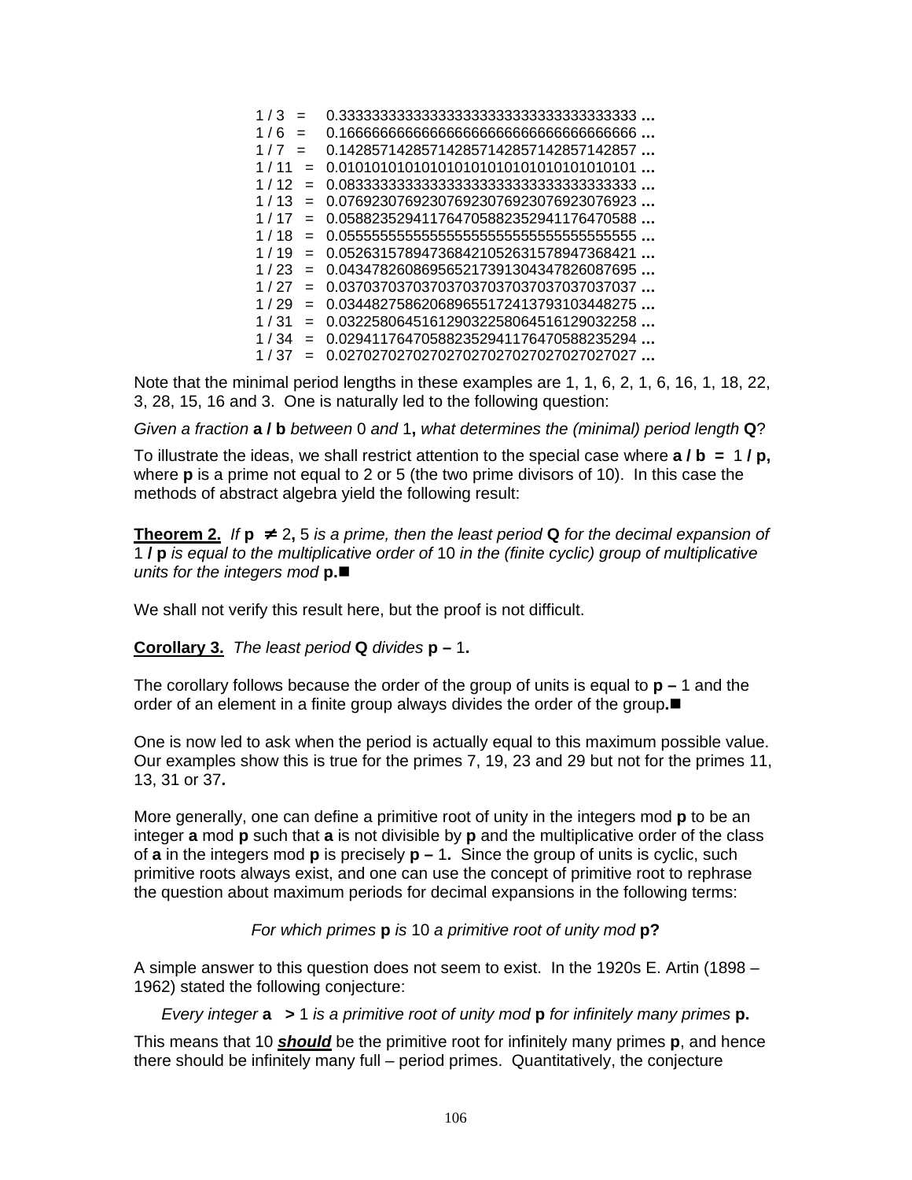$$
\begin{aligned}
1/3 &= 0.333333333333333333333333333333333333 \ldots \\
1/6 &= 0.166666666666666666666666666666666666 \ldots \\
1/7 &= 0.142857142857142857142857142857142857 \ldots \\
1/11 &= 0.010101010101010101010101010101010101 \ldots \\
1/12 &= 0.083333333333333333333333333333333333 \ldots \\
1/13 &= 0.076923076923076923076923076923076923 \ldots \\
1/17 &= 0.058823529411764705882352941176470588 \ldots \\
1/18 &= 0.055555555555555555555555555555555555 \ldots \\
1/19 &= 0.052631578947368421052631578947368421 \ldots \\
1/23 &= 0.043478260869565217391304347826087695 \ldots \\
1/27 &= 0.037037037037037037037037037037037037 \ldots \\
1/29 &= 0.034482758620689655172413793103448275 \ldots \\
1/31 &= 0.032258064516129032258064516129032258 \ldots \\
1/34 &= 0.029411764705882352941176470588235294 \ldots \\
1/37 &= 0.027027027027027027027027027027027027 \ldots
\end{aligned}
$$

Note that the minimal period lengths in these examples are 1, 1, 6, 2, 1, 6, 16, 1, 18, 22, 3, 28, 15, 16 and 3. One is naturally led to the following question:

*Given a fraction* $\mathbf{a} / \mathbf{b}$ *between* 0 *and* 1**,** *what determines the (minimal) period length* **Q**?

To illustrate the ideas, we shall restrict attention to the special case where $\mathbf{a} / \mathbf{b} = 1 / \mathbf{p}$, where **p** is a prime not equal to 2 or 5 (the two prime divisors of 10). In this case the methods of abstract algebra yield the following result:

**Theorem 2.** *If* $\mathbf{p} \neq 2, 5$ *is a prime, then the least period* **Q** *for the decimal expansion of* $1 / \mathbf{p}$ *is equal to the multiplicative order of* 10 *in the (finite cyclic) group of multiplicative units for the integers mod* **p.**■

We shall not verify this result here, but the proof is not difficult.

**Corollary 3.** *The least period* **Q** *divides* $\mathbf{p} - 1$**.**

The corollary follows because the order of the group of units is equal to $\mathbf{p} - 1$ and the order of an element in a finite group always divides the order of the group.■

One is now led to ask when the period is actually equal to this maximum possible value. Our examples show this is true for the primes 7, 19, 23 and 29 but not for the primes 11, 13, 31 or 37**.**

More generally, one can define a primitive root of unity in the integers mod **p** to be an integer **a** mod **p** such that **a** is not divisible by **p** and the multiplicative order of the class of **a** in the integers mod **p** is precisely $\mathbf{p} - 1$**.** Since the group of units is cyclic, such primitive roots always exist, and one can use the concept of primitive root to rephrase the question about maximum periods for decimal expansions in the following terms:

*For which primes* **p** *is* 10 *a primitive root of unity mod* **p?**

A simple answer to this question does not seem to exist. In the 1920s E. Artin (1898 – 1962) stated the following conjecture:

*Every integer* $\mathbf{a} > 1$ *is a primitive root of unity mod* **p** *for infinitely many primes* **p.**

This means that 10 ***should*** be the primitive root for infinitely many primes **p**, and hence there should be infinitely many full – period primes. Quantitatively, the conjecture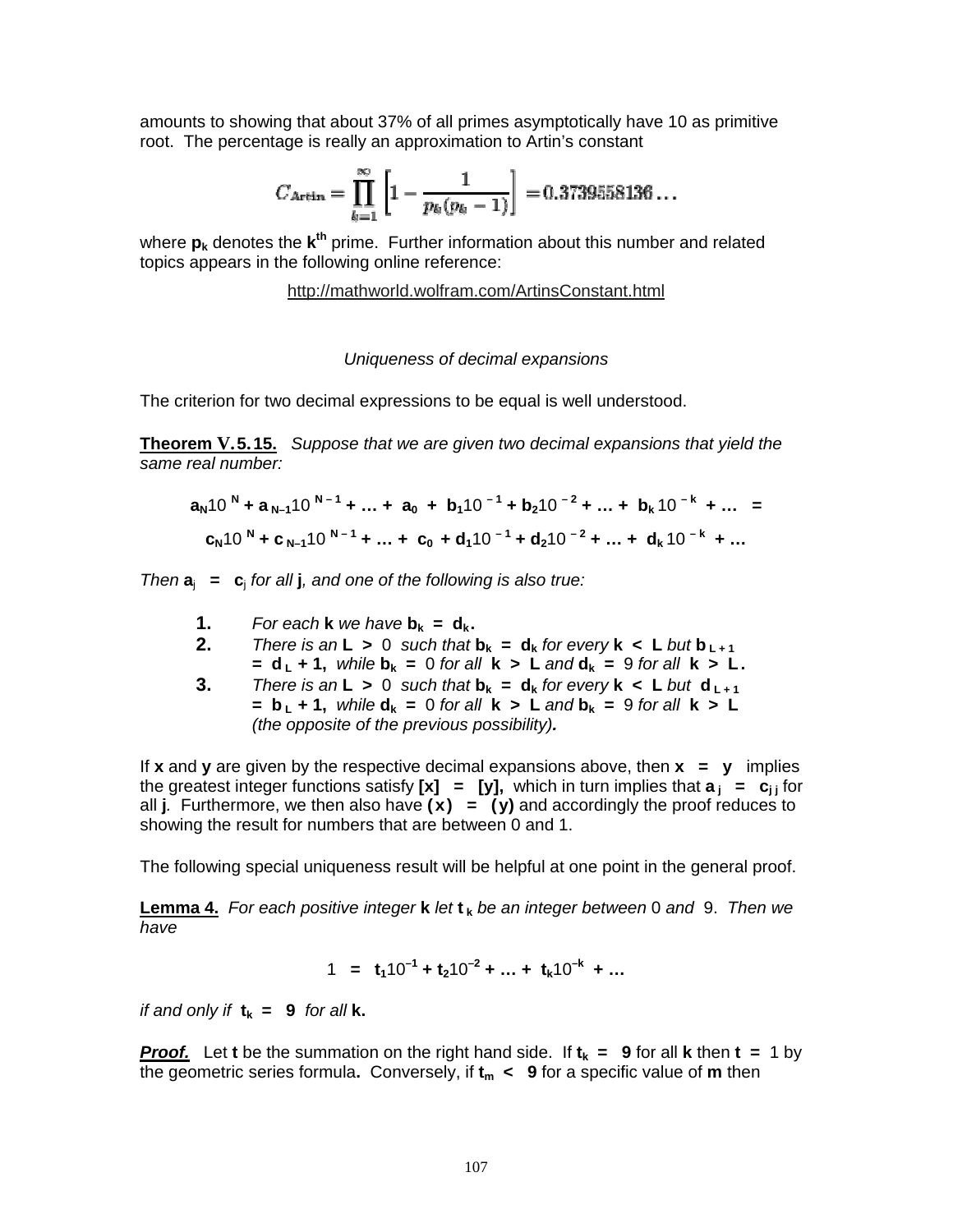amounts to showing that about 37% of all primes asymptotically have 10 as primitive root. The percentage is really an approximation to Artin's constant

$$C_{\text{Artin}} = \prod_{k=1}^{\infty} \left[1 - \frac{1}{p_k(p_k - 1)}\right] = 0.3739558136\ldots$$

where $\mathbf{p_k}$ denotes the $\mathbf{k^{th}}$ prime. Further information about this number and related topics appears in the following online reference:

http://mathworld.wolfram.com/ArtinsConstant.html

*Uniqueness of decimal expansions*

The criterion for two decimal expressions to be equal is well understood.

**Theorem V.5.15.** *Suppose that we are given two decimal expansions that yield the same real number:*

$$\mathbf{a_N}10^{\mathbf{N}} + \mathbf{a_{N-1}}10^{\mathbf{N-1}} + \ldots + \mathbf{a_0} + \mathbf{b_1}10^{-1} + \mathbf{b_2}10^{-2} + \ldots + \mathbf{b_k}10^{-\mathbf{k}} + \ldots =$$

$$\mathbf{c_N}10^{\mathbf{N}} + \mathbf{c_{N-1}}10^{\mathbf{N-1}} + \ldots + \mathbf{c_0} + \mathbf{d_1}10^{-1} + \mathbf{d_2}10^{-2} + \ldots + \mathbf{d_k}10^{-\mathbf{k}} + \ldots$$

*Then* $\mathbf{a_j} = \mathbf{c_j}$ *for all* $\mathbf{j}$*, and one of the following is also true:*

1. *For each* $\mathbf{k}$ *we have* $\mathbf{b_k} = \mathbf{d_k}$.
2. *There is an* $\mathbf{L} > 0$ *such that* $\mathbf{b_k} = \mathbf{d_k}$ *for every* $\mathbf{k} < \mathbf{L}$ *but* $\mathbf{b_{L+1}} = \mathbf{d_L} + 1$, *while* $\mathbf{b_k} = 0$ *for all* $\mathbf{k} > \mathbf{L}$ *and* $\mathbf{d_k} = 9$ *for all* $\mathbf{k} > \mathbf{L}$.
3. *There is an* $\mathbf{L} > 0$ *such that* $\mathbf{b_k} = \mathbf{d_k}$ *for every* $\mathbf{k} < \mathbf{L}$ *but* $\mathbf{d_{L+1}} = \mathbf{b_L} + 1$, *while* $\mathbf{d_k} = 0$ *for all* $\mathbf{k} > \mathbf{L}$ *and* $\mathbf{b_k} = 9$ *for all* $\mathbf{k} > \mathbf{L}$ *(the opposite of the previous possibility)*.

If $\mathbf{x}$ and $\mathbf{y}$ are given by the respective decimal expansions above, then $\mathbf{x} = \mathbf{y}$ implies the greatest integer functions satisfy $[\mathbf{x}] = [\mathbf{y}]$, which in turn implies that $\mathbf{a_j} = \mathbf{c_{j\,j}}$ for all $\mathbf{j}$. Furthermore, we then also have $(\mathbf{x}) = (\mathbf{y})$ and accordingly the proof reduces to showing the result for numbers that are between 0 and 1.

The following special uniqueness result will be helpful at one point in the general proof.

**Lemma 4.** *For each positive integer* $\mathbf{k}$ *let* $\mathbf{t_k}$ *be an integer between* 0 *and* 9. *Then we have*

$$1 = \mathbf{t_1}10^{-1} + \mathbf{t_2}10^{-2} + \ldots + \mathbf{t_k}10^{-\mathbf{k}} + \ldots$$

*if and only if* $\mathbf{t_k} = \mathbf{9}$ *for all* $\mathbf{k}$.

***Proof.*** Let $\mathbf{t}$ be the summation on the right hand side. If $\mathbf{t_k} = \mathbf{9}$ for all $\mathbf{k}$ then $\mathbf{t} = 1$ by the geometric series formula. Conversely, if $\mathbf{t_m} < \mathbf{9}$ for a specific value of $\mathbf{m}$ then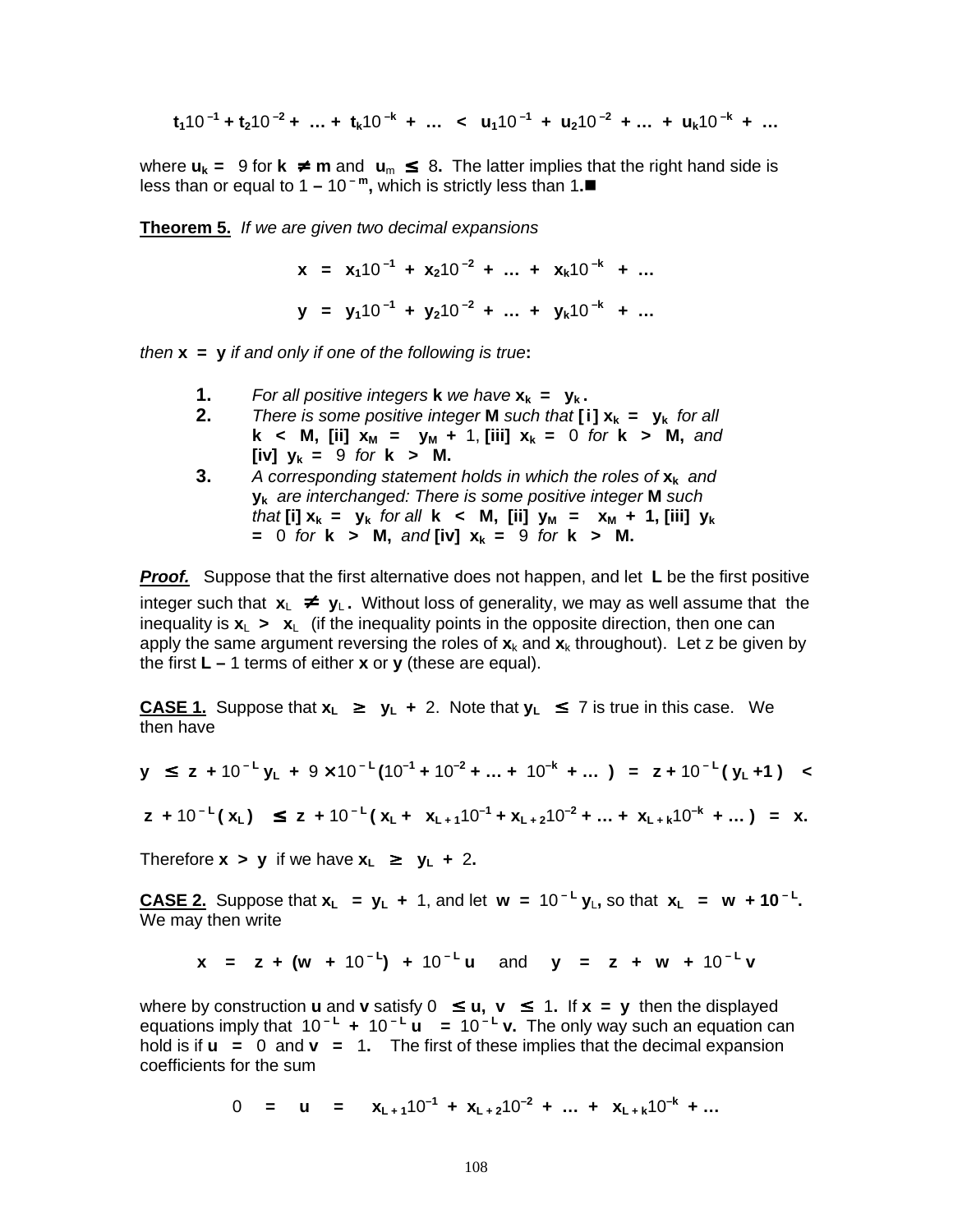$$t_1 10^{-1} + t_2 10^{-2} + \ldots + t_k 10^{-k} + \ldots \;<\; u_1 10^{-1} + u_2 10^{-2} + \ldots + u_k 10^{-k} + \ldots$$

where $u_k = 9$ for $k \neq m$ and $u_m \leq 8$. The latter implies that the right hand side is less than or equal to $1 - 10^{-m}$, which is strictly less than $1$.■

**Theorem 5.** *If we are given two decimal expansions*

$$x = x_1 10^{-1} + x_2 10^{-2} + \ldots + x_k 10^{-k} + \ldots$$

$$y = y_1 10^{-1} + y_2 10^{-2} + \ldots + y_k 10^{-k} + \ldots$$

*then* $x = y$ *if and only if one of the following is true*:

1. *For all positive integers* $k$ *we have* $x_k = y_k$.
2. *There is some positive integer* $M$ *such that* **[i]** $x_k = y_k$ *for all* $k < M$, **[ii]** $x_M = y_M + 1$, **[iii]** $x_k = 0$ *for* $k > M$, *and* **[iv]** $y_k = 9$ *for* $k > M$.
3. *A corresponding statement holds in which the roles of* $x_k$ *and* $y_k$ *are interchanged: There is some positive integer* $M$ *such that* **[i]** $x_k = y_k$ *for all* $k < M$, **[ii]** $y_M = x_M + 1$, **[iii]** $y_k = 0$ *for* $k > M$, *and* **[iv]** $x_k = 9$ *for* $k > M$.

***Proof.*** Suppose that the first alternative does not happen, and let $L$ be the first positive integer such that $x_L \neq y_L$. Without loss of generality, we may as well assume that the inequality is $x_L > x_L$ (if the inequality points in the opposite direction, then one can apply the same argument reversing the roles of $x_k$ and $x_k$ throughout). Let z be given by the first $L - 1$ terms of either $x$ or $y$ (these are equal).

**CASE 1.** Suppose that $x_L \geq y_L + 2$. Note that $y_L \leq 7$ is true in this case. We then have

$$y \;\leq\; z + 10^{-L} y_L + 9 \times 10^{-L} (10^{-1} + 10^{-2} + \ldots + 10^{-k} + \ldots) \;=\; z + 10^{-L} (y_L + 1) \;<$$

$$z + 10^{-L} (x_L) \;\leq\; z + 10^{-L} (x_L + x_{L+1} 10^{-1} + x_{L+2} 10^{-2} + \ldots + x_{L+k} 10^{-k} + \ldots) \;=\; x.$$

Therefore $x > y$ if we have $x_L \geq y_L + 2$.

**CASE 2.** Suppose that $x_L = y_L + 1$, and let $w = 10^{-L} y_L$, so that $x_L = w + 10^{-L}$. We may then write

$$x = z + (w + 10^{-L}) + 10^{-L} u \quad \text{and} \quad y = z + w + 10^{-L} v$$

where by construction $u$ and $v$ satisfy $0 \leq u,\; v \leq 1$. If $x = y$ then the displayed equations imply that $10^{-L} + 10^{-L} u = 10^{-L} v$. The only way such an equation can hold is if $u = 0$ and $v = 1$. The first of these implies that the decimal expansion coefficients for the sum

$$0 = u = x_{L+1} 10^{-1} + x_{L+2} 10^{-2} + \ldots + x_{L+k} 10^{-k} + \ldots$$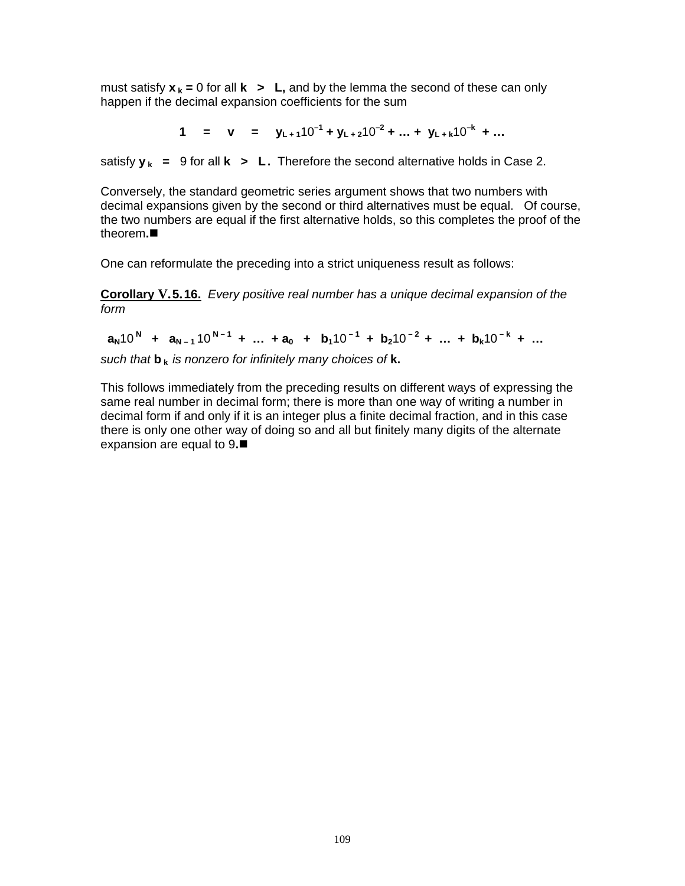must satisfy $x_k = 0$ for all $k > L$, and by the lemma the second of these can only happen if the decimal expansion coefficients for the sum

$$1 = v = y_{L+1}10^{-1} + y_{L+2}10^{-2} + \ldots + y_{L+k}10^{-k} + \ldots$$

satisfy $y_k = 9$ for all $k > L$. Therefore the second alternative holds in Case 2.

Conversely, the standard geometric series argument shows that two numbers with decimal expansions given by the second or third alternatives must be equal. Of course, the two numbers are equal if the first alternative holds, so this completes the proof of the theorem.■

One can reformulate the preceding into a strict uniqueness result as follows:

**Corollary V.5.16.** *Every positive real number has a unique decimal expansion of the form*

$$a_N 10^N + a_{N-1} 10^{N-1} + \ldots + a_0 + b_1 10^{-1} + b_2 10^{-2} + \ldots + b_k 10^{-k} + \ldots$$

*such that* $b_k$ *is nonzero for infinitely many choices of* $k$.

This follows immediately from the preceding results on different ways of expressing the same real number in decimal form; there is more than one way of writing a number in decimal form if and only if it is an integer plus a finite decimal fraction, and in this case there is only one other way of doing so and all but finitely many digits of the alternate expansion are equal to 9.■